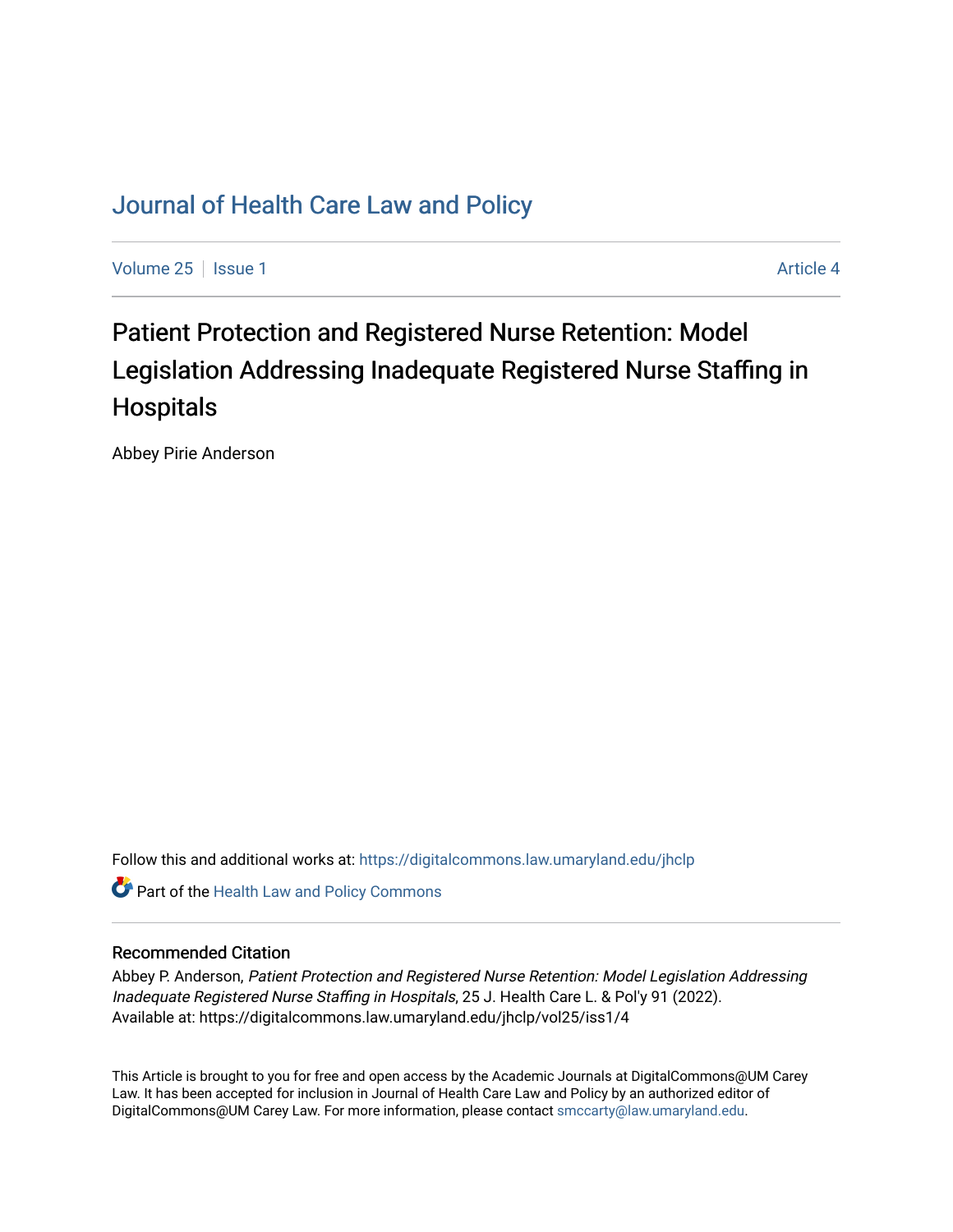# Journal of Health Care Law and Policy

Volume 25 | Issue 1 | Article 4

## Patient Protection and Registered Nurse Retention: Model Legislation Addressing Inadequate Registered Nurse Staffing in Hospitals

Abbey Pirie Anderson

Follow this and additional works at: https://digitalcommons.law.umaryland.edu/jhclp

Part of the Health Law and Policy Commons

### Recommended Citation

Abbey P. Anderson, *Patient Protection and Registered Nurse Retention: Model Legislation Addressing Inadequate Registered Nurse Staffing in Hospitals*, 25 J. Health Care L. & Pol'y 91 (2022).
Available at: https://digitalcommons.law.umaryland.edu/jhclp/vol25/iss1/4

This Article is brought to you for free and open access by the Academic Journals at DigitalCommons@UM Carey Law. It has been accepted for inclusion in Journal of Health Care Law and Policy by an authorized editor of DigitalCommons@UM Carey Law. For more information, please contact smccarty@law.umaryland.edu.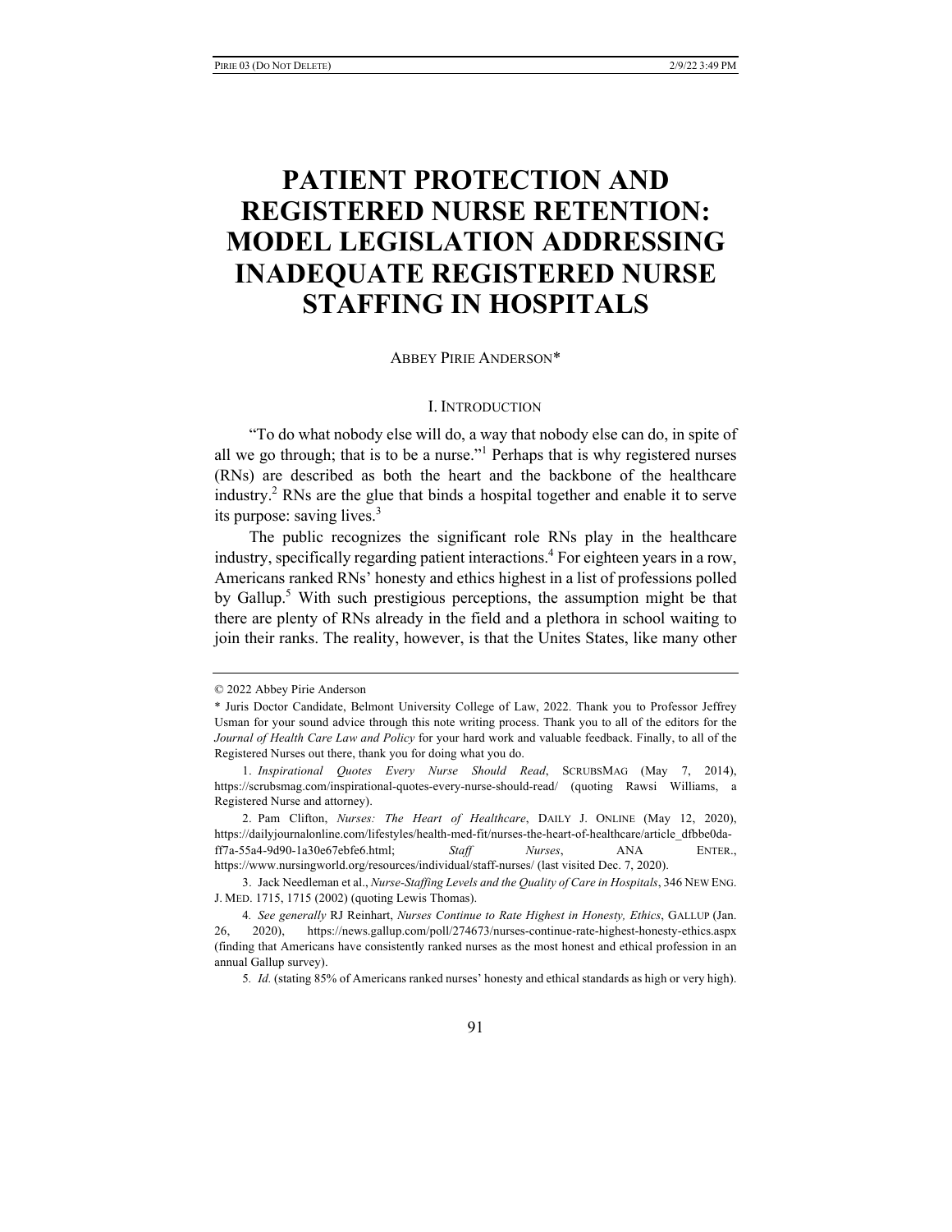# PATIENT PROTECTION AND REGISTERED NURSE RETENTION: MODEL LEGISLATION ADDRESSING INADEQUATE REGISTERED NURSE STAFFING IN HOSPITALS

ABBEY PIRIE ANDERSON*

## I. INTRODUCTION

"To do what nobody else will do, a way that nobody else can do, in spite of all we go through; that is to be a nurse."[1] Perhaps that is why registered nurses (RNs) are described as both the heart and the backbone of the healthcare industry.[2] RNs are the glue that binds a hospital together and enable it to serve its purpose: saving lives.[3]

The public recognizes the significant role RNs play in the healthcare industry, specifically regarding patient interactions.[4] For eighteen years in a row, Americans ranked RNs' honesty and ethics highest in a list of professions polled by Gallup.[5] With such prestigious perceptions, the assumption might be that there are plenty of RNs already in the field and a plethora in school waiting to join their ranks. The reality, however, is that the Unites States, like many other

---

© 2022 Abbey Pirie Anderson

\* Juris Doctor Candidate, Belmont University College of Law, 2022. Thank you to Professor Jeffrey Usman for your sound advice through this note writing process. Thank you to all of the editors for the *Journal of Health Care Law and Policy* for your hard work and valuable feedback. Finally, to all of the Registered Nurses out there, thank you for doing what you do.

1. *Inspirational Quotes Every Nurse Should Read*, SCRUBSMAG (May 7, 2014), https://scrubsmag.com/inspirational-quotes-every-nurse-should-read/ (quoting Rawsi Williams, a Registered Nurse and attorney).

2. Pam Clifton, *Nurses: The Heart of Healthcare*, DAILY J. ONLINE (May 12, 2020), https://dailyjournalonline.com/lifestyles/health-med-fit/nurses-the-heart-of-healthcare/article_dfbbe0da-ff7a-55a4-9d90-1a30e67ebfe6.html; *Staff Nurses*, ANA ENTER., https://www.nursingworld.org/resources/individual/staff-nurses/ (last visited Dec. 7, 2020).

3. Jack Needleman et al., *Nurse-Staffing Levels and the Quality of Care in Hospitals*, 346 NEW ENG. J. MED. 1715, 1715 (2002) (quoting Lewis Thomas).

4. *See generally* RJ Reinhart, *Nurses Continue to Rate Highest in Honesty, Ethics*, GALLUP (Jan. 26, 2020), https://news.gallup.com/poll/274673/nurses-continue-rate-highest-honesty-ethics.aspx (finding that Americans have consistently ranked nurses as the most honest and ethical profession in an annual Gallup survey).

5. *Id.* (stating 85% of Americans ranked nurses' honesty and ethical standards as high or very high).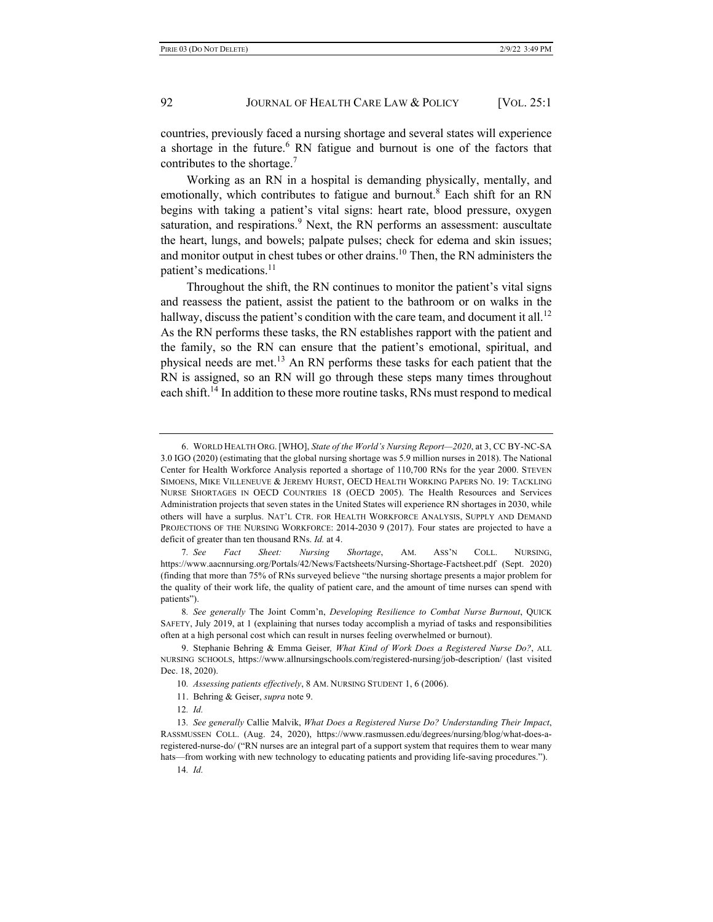countries, previously faced a nursing shortage and several states will experience a shortage in the future.[6] RN fatigue and burnout is one of the factors that contributes to the shortage.[7]

Working as an RN in a hospital is demanding physically, mentally, and emotionally, which contributes to fatigue and burnout.[8] Each shift for an RN begins with taking a patient's vital signs: heart rate, blood pressure, oxygen saturation, and respirations.[9] Next, the RN performs an assessment: auscultate the heart, lungs, and bowels; palpate pulses; check for edema and skin issues; and monitor output in chest tubes or other drains.[10] Then, the RN administers the patient's medications.[11]

Throughout the shift, the RN continues to monitor the patient's vital signs and reassess the patient, assist the patient to the bathroom or on walks in the hallway, discuss the patient's condition with the care team, and document it all.[12] As the RN performs these tasks, the RN establishes rapport with the patient and the family, so the RN can ensure that the patient's emotional, spiritual, and physical needs are met.[13] An RN performs these tasks for each patient that the RN is assigned, so an RN will go through these steps many times throughout each shift.[14] In addition to these more routine tasks, RNs must respond to medical

---

6. WORLD HEALTH ORG. [WHO], *State of the World's Nursing Report—2020*, at 3, CC BY-NC-SA 3.0 IGO (2020) (estimating that the global nursing shortage was 5.9 million nurses in 2018). The National Center for Health Workforce Analysis reported a shortage of 110,700 RNs for the year 2000. STEVEN SIMOENS, MIKE VILLENEUVE & JEREMY HURST, OECD HEALTH WORKING PAPERS NO. 19: TACKLING NURSE SHORTAGES IN OECD COUNTRIES 18 (OECD 2005). The Health Resources and Services Administration projects that seven states in the United States will experience RN shortages in 2030, while others will have a surplus. NAT'L CTR. FOR HEALTH WORKFORCE ANALYSIS, SUPPLY AND DEMAND PROJECTIONS OF THE NURSING WORKFORCE: 2014-2030 9 (2017). Four states are projected to have a deficit of greater than ten thousand RNs. *Id.* at 4.

7. *See Fact Sheet: Nursing Shortage*, AM. ASS'N COLL. NURSING, https://www.aacnnursing.org/Portals/42/News/Factsheets/Nursing-Shortage-Factsheet.pdf (Sept. 2020) (finding that more than 75% of RNs surveyed believe "the nursing shortage presents a major problem for the quality of their work life, the quality of patient care, and the amount of time nurses can spend with patients").

8. *See generally* The Joint Comm'n, *Developing Resilience to Combat Nurse Burnout*, QUICK SAFETY, July 2019, at 1 (explaining that nurses today accomplish a myriad of tasks and responsibilities often at a high personal cost which can result in nurses feeling overwhelmed or burnout).

9. Stephanie Behring & Emma Geiser, *What Kind of Work Does a Registered Nurse Do?*, ALL NURSING SCHOOLS, https://www.allnursingschools.com/registered-nursing/job-description/ (last visited Dec. 18, 2020).

10. *Assessing patients effectively*, 8 AM. NURSING STUDENT 1, 6 (2006).

11. Behring & Geiser, *supra* note 9.

12. *Id.*

13. *See generally* Callie Malvik, *What Does a Registered Nurse Do? Understanding Their Impact*, RASSMUSSEN COLL. (Aug. 24, 2020), https://www.rasmussen.edu/degrees/nursing/blog/what-does-a-registered-nurse-do/ ("RN nurses are an integral part of a support system that requires them to wear many hats—from working with new technology to educating patients and providing life-saving procedures.").

14. *Id.*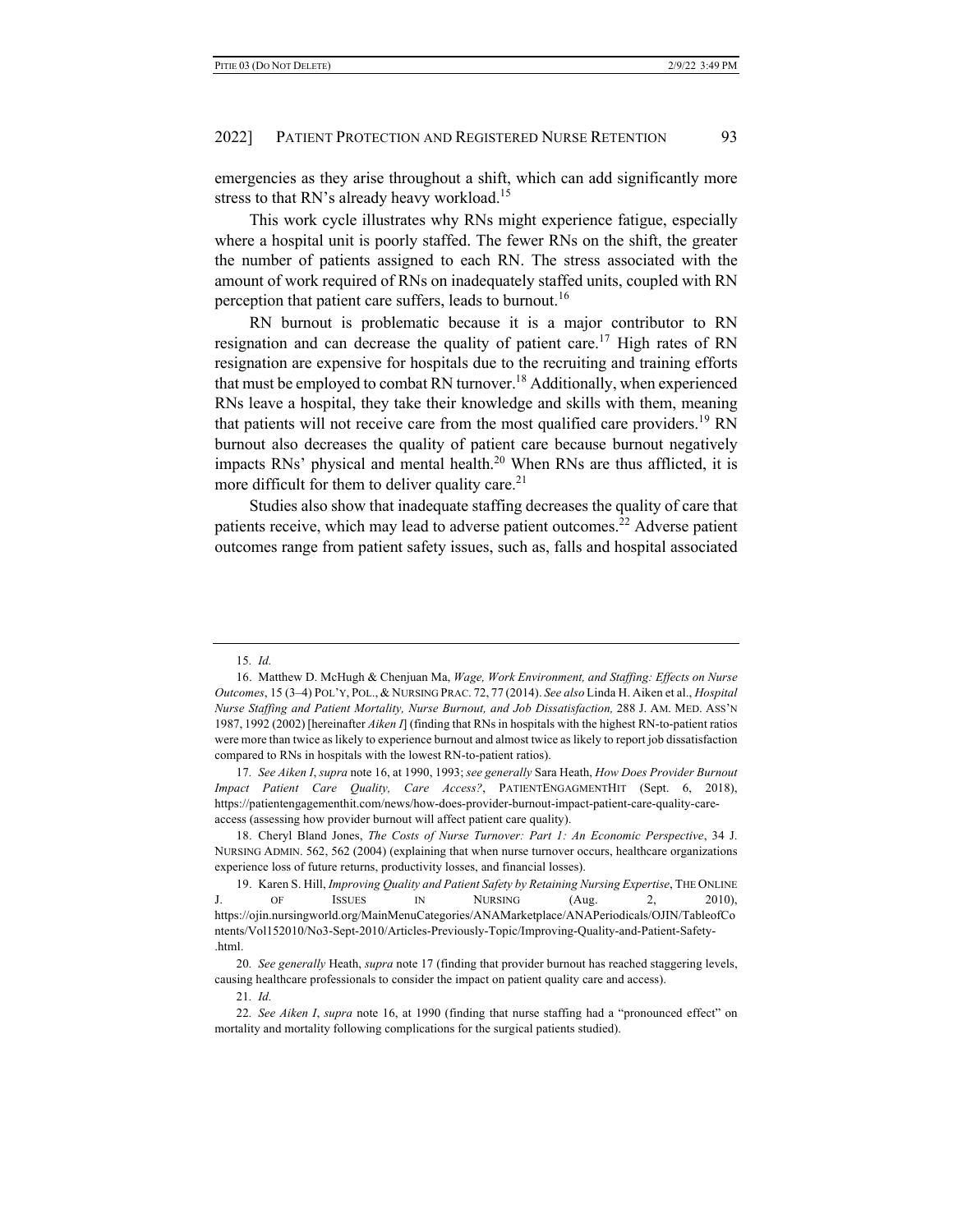emergencies as they arise throughout a shift, which can add significantly more stress to that RN's already heavy workload.[15]

This work cycle illustrates why RNs might experience fatigue, especially where a hospital unit is poorly staffed. The fewer RNs on the shift, the greater the number of patients assigned to each RN. The stress associated with the amount of work required of RNs on inadequately staffed units, coupled with RN perception that patient care suffers, leads to burnout.[16]

RN burnout is problematic because it is a major contributor to RN resignation and can decrease the quality of patient care.[17] High rates of RN resignation are expensive for hospitals due to the recruiting and training efforts that must be employed to combat RN turnover.[18] Additionally, when experienced RNs leave a hospital, they take their knowledge and skills with them, meaning that patients will not receive care from the most qualified care providers.[19] RN burnout also decreases the quality of patient care because burnout negatively impacts RNs' physical and mental health.[20] When RNs are thus afflicted, it is more difficult for them to deliver quality care.[21]

Studies also show that inadequate staffing decreases the quality of care that patients receive, which may lead to adverse patient outcomes.[22] Adverse patient outcomes range from patient safety issues, such as, falls and hospital associated

---

15. *Id.*

16. Matthew D. McHugh & Chenjuan Ma, *Wage, Work Environment, and Staffing: Effects on Nurse Outcomes*, 15 (3–4) POL'Y, POL., & NURSING PRAC. 72, 77 (2014). *See also* Linda H. Aiken et al., *Hospital Nurse Staffing and Patient Mortality, Nurse Burnout, and Job Dissatisfaction,* 288 J. AM. MED. ASS'N 1987, 1992 (2002) [hereinafter *Aiken I*] (finding that RNs in hospitals with the highest RN-to-patient ratios were more than twice as likely to experience burnout and almost twice as likely to report job dissatisfaction compared to RNs in hospitals with the lowest RN-to-patient ratios).

17. *See Aiken I*, *supra* note 16, at 1990, 1993; *see generally* Sara Heath, *How Does Provider Burnout Impact Patient Care Quality, Care Access?*, PATIENTENGAGMENTHIT (Sept. 6, 2018), https://patientengagementhit.com/news/how-does-provider-burnout-impact-patient-care-quality-care-access (assessing how provider burnout will affect patient care quality).

18. Cheryl Bland Jones, *The Costs of Nurse Turnover: Part 1: An Economic Perspective*, 34 J. NURSING ADMIN. 562, 562 (2004) (explaining that when nurse turnover occurs, healthcare organizations experience loss of future returns, productivity losses, and financial losses).

19. Karen S. Hill, *Improving Quality and Patient Safety by Retaining Nursing Expertise*, THE ONLINE J. OF ISSUES IN NURSING (Aug. 2, 2010), https://ojin.nursingworld.org/MainMenuCategories/ANAMarketplace/ANAPeriodicals/OJIN/TableofContents/Vol152010/No3-Sept-2010/Articles-Previously-Topic/Improving-Quality-and-Patient-Safety-.html.

20. *See generally* Heath, *supra* note 17 (finding that provider burnout has reached staggering levels, causing healthcare professionals to consider the impact on patient quality care and access).

21. *Id.*

22. *See Aiken I*, *supra* note 16, at 1990 (finding that nurse staffing had a "pronounced effect" on mortality and mortality following complications for the surgical patients studied).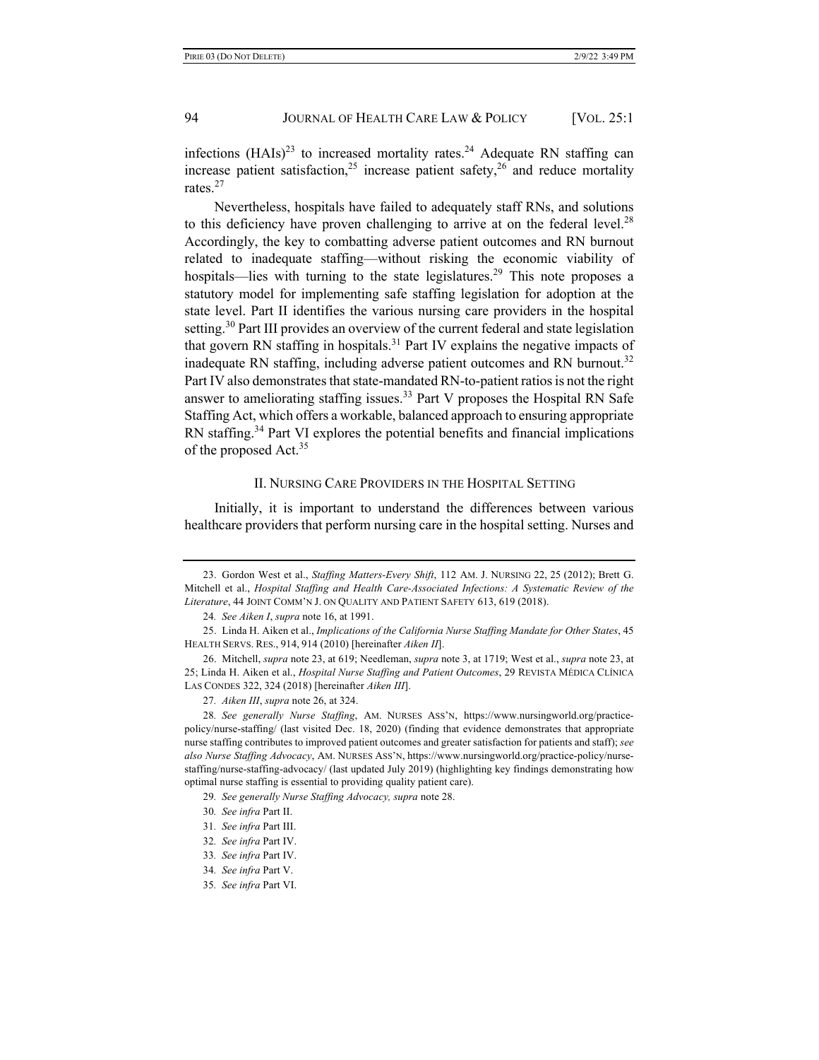infections (HAIs)[23] to increased mortality rates.[24] Adequate RN staffing can increase patient satisfaction,[25] increase patient safety,[26] and reduce mortality rates.[27]

Nevertheless, hospitals have failed to adequately staff RNs, and solutions to this deficiency have proven challenging to arrive at on the federal level.[28] Accordingly, the key to combatting adverse patient outcomes and RN burnout related to inadequate staffing—without risking the economic viability of hospitals—lies with turning to the state legislatures.[29] This note proposes a statutory model for implementing safe staffing legislation for adoption at the state level. Part II identifies the various nursing care providers in the hospital setting.[30] Part III provides an overview of the current federal and state legislation that govern RN staffing in hospitals.[31] Part IV explains the negative impacts of inadequate RN staffing, including adverse patient outcomes and RN burnout.[32] Part IV also demonstrates that state-mandated RN-to-patient ratios is not the right answer to ameliorating staffing issues.[33] Part V proposes the Hospital RN Safe Staffing Act, which offers a workable, balanced approach to ensuring appropriate RN staffing.[34] Part VI explores the potential benefits and financial implications of the proposed Act.[35]

## II. NURSING CARE PROVIDERS IN THE HOSPITAL SETTING

Initially, it is important to understand the differences between various healthcare providers that perform nursing care in the hospital setting. Nurses and

---

23. Gordon West et al., *Staffing Matters-Every Shift*, 112 AM. J. NURSING 22, 25 (2012); Brett G. Mitchell et al., *Hospital Staffing and Health Care-Associated Infections: A Systematic Review of the Literature*, 44 JOINT COMM'N J. ON QUALITY AND PATIENT SAFETY 613, 619 (2018).

24. *See Aiken I*, *supra* note 16, at 1991.

25. Linda H. Aiken et al., *Implications of the California Nurse Staffing Mandate for Other States*, 45 HEALTH SERVS. RES., 914, 914 (2010) [hereinafter *Aiken II*].

26. Mitchell, *supra* note 23, at 619; Needleman, *supra* note 3, at 1719; West et al., *supra* note 23, at 25; Linda H. Aiken et al., *Hospital Nurse Staffing and Patient Outcomes*, 29 REVISTA MÉDICA CLÍNICA LAS CONDES 322, 324 (2018) [hereinafter *Aiken III*].

27. *Aiken III*, *supra* note 26, at 324.

28. *See generally Nurse Staffing*, AM. NURSES ASS'N, https://www.nursingworld.org/practice-policy/nurse-staffing/ (last visited Dec. 18, 2020) (finding that evidence demonstrates that appropriate nurse staffing contributes to improved patient outcomes and greater satisfaction for patients and staff); *see also Nurse Staffing Advocacy*, AM. NURSES ASS'N, https://www.nursingworld.org/practice-policy/nurse-staffing/nurse-staffing-advocacy/ (last updated July 2019) (highlighting key findings demonstrating how optimal nurse staffing is essential to providing quality patient care).

29. *See generally Nurse Staffing Advocacy, supra* note 28.

30. *See infra* Part II.

31. *See infra* Part III.

32. *See infra* Part IV.

33. *See infra* Part IV.

34. *See infra* Part V.

35. *See infra* Part VI.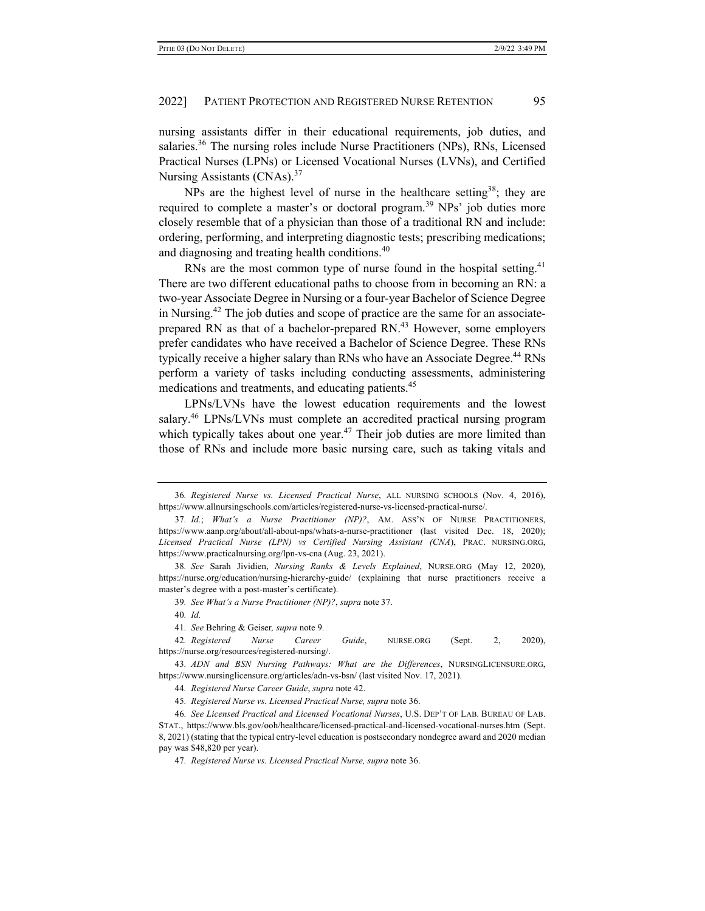nursing assistants differ in their educational requirements, job duties, and salaries.[36] The nursing roles include Nurse Practitioners (NPs), RNs, Licensed Practical Nurses (LPNs) or Licensed Vocational Nurses (LVNs), and Certified Nursing Assistants (CNAs).[37]

NPs are the highest level of nurse in the healthcare setting[38]; they are required to complete a master's or doctoral program.[39] NPs' job duties more closely resemble that of a physician than those of a traditional RN and include: ordering, performing, and interpreting diagnostic tests; prescribing medications; and diagnosing and treating health conditions.[40]

RNs are the most common type of nurse found in the hospital setting.[41] There are two different educational paths to choose from in becoming an RN: a two-year Associate Degree in Nursing or a four-year Bachelor of Science Degree in Nursing.[42] The job duties and scope of practice are the same for an associate-prepared RN as that of a bachelor-prepared RN.[43] However, some employers prefer candidates who have received a Bachelor of Science Degree. These RNs typically receive a higher salary than RNs who have an Associate Degree.[44] RNs perform a variety of tasks including conducting assessments, administering medications and treatments, and educating patients.[45]

LPNs/LVNs have the lowest education requirements and the lowest salary.[46] LPNs/LVNs must complete an accredited practical nursing program which typically takes about one year.[47] Their job duties are more limited than those of RNs and include more basic nursing care, such as taking vitals and

---

36. *Registered Nurse vs. Licensed Practical Nurse*, ALL NURSING SCHOOLS (Nov. 4, 2016), https://www.allnursingschools.com/articles/registered-nurse-vs-licensed-practical-nurse/.

37. *Id.*; *What's a Nurse Practitioner (NP)?*, AM. ASS'N OF NURSE PRACTITIONERS, https://www.aanp.org/about/all-about-nps/whats-a-nurse-practitioner (last visited Dec. 18, 2020); *Licensed Practical Nurse (LPN) vs Certified Nursing Assistant (CNA)*, PRAC. NURSING.ORG, https://www.practicalnursing.org/lpn-vs-cna (Aug. 23, 2021).

38. *See* Sarah Jividien, *Nursing Ranks & Levels Explained*, NURSE.ORG (May 12, 2020), https://nurse.org/education/nursing-hierarchy-guide/ (explaining that nurse practitioners receive a master's degree with a post-master's certificate).

39. *See What's a Nurse Practitioner (NP)?*, *supra* note 37.

40. *Id.*

41. *See* Behring & Geiser*, supra* note 9*.*

42. *Registered Nurse Career Guide*, NURSE.ORG (Sept. 2, 2020), https://nurse.org/resources/registered-nursing/.

43. *ADN and BSN Nursing Pathways: What are the Differences*, NURSINGLICENSURE.ORG, https://www.nursinglicensure.org/articles/adn-vs-bsn/ (last visited Nov. 17, 2021).

44. *Registered Nurse Career Guide*, *supra* note 42.

45. *Registered Nurse vs. Licensed Practical Nurse, supra* note 36.

46. *See Licensed Practical and Licensed Vocational Nurses*, U.S. DEP'T OF LAB. BUREAU OF LAB. STAT., https://www.bls.gov/ooh/healthcare/licensed-practical-and-licensed-vocational-nurses.htm (Sept. 8, 2021) (stating that the typical entry-level education is postsecondary nondegree award and 2020 median pay was $48,820 per year).

47. *Registered Nurse vs. Licensed Practical Nurse, supra* note 36.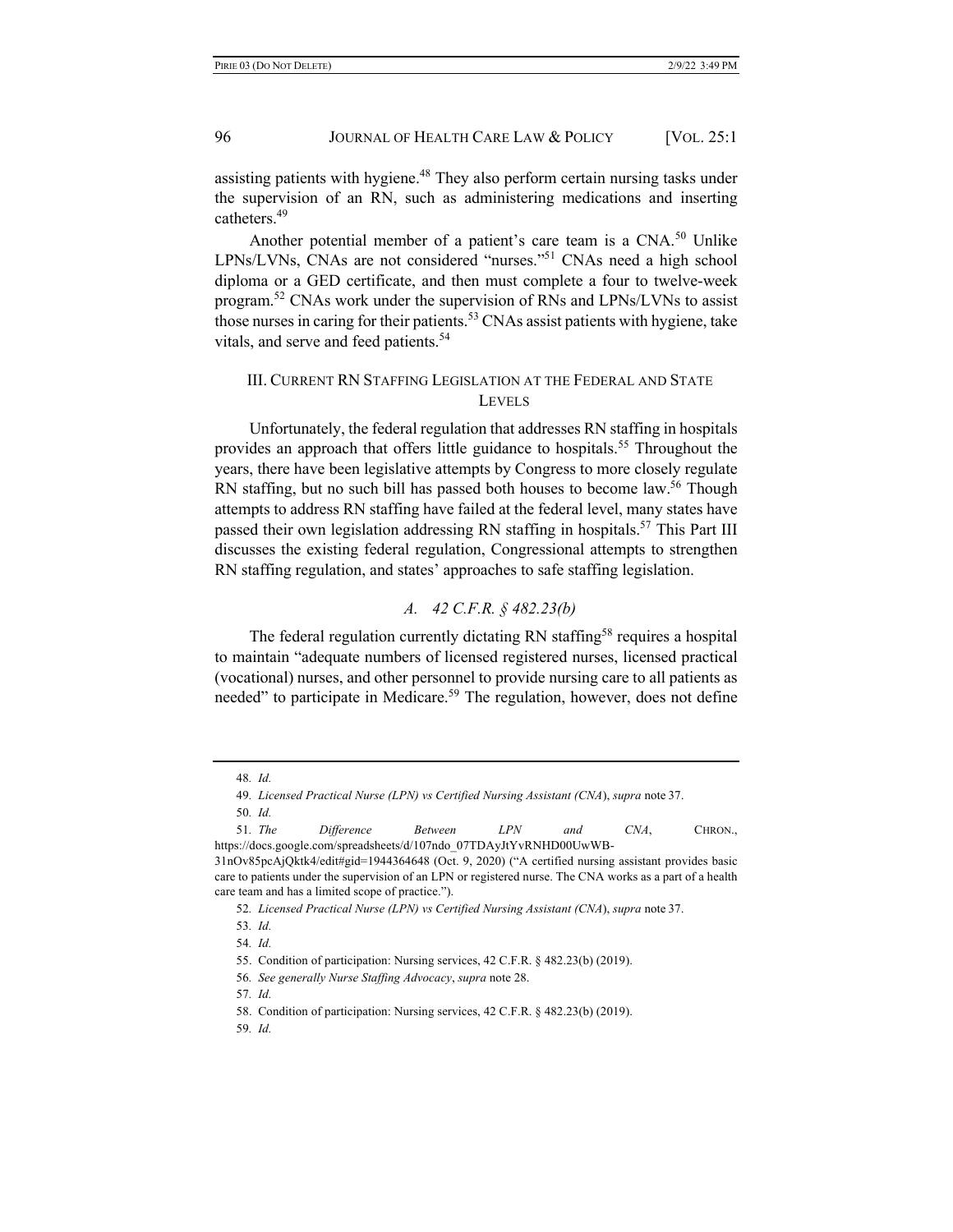assisting patients with hygiene.[48] They also perform certain nursing tasks under the supervision of an RN, such as administering medications and inserting catheters.[49]

Another potential member of a patient's care team is a CNA.[50] Unlike LPNs/LVNs, CNAs are not considered "nurses."[51] CNAs need a high school diploma or a GED certificate, and then must complete a four to twelve-week program.[52] CNAs work under the supervision of RNs and LPNs/LVNs to assist those nurses in caring for their patients.[53] CNAs assist patients with hygiene, take vitals, and serve and feed patients.[54]

## III. CURRENT RN STAFFING LEGISLATION AT THE FEDERAL AND STATE LEVELS

Unfortunately, the federal regulation that addresses RN staffing in hospitals provides an approach that offers little guidance to hospitals.[55] Throughout the years, there have been legislative attempts by Congress to more closely regulate RN staffing, but no such bill has passed both houses to become law.[56] Though attempts to address RN staffing have failed at the federal level, many states have passed their own legislation addressing RN staffing in hospitals.[57] This Part III discusses the existing federal regulation, Congressional attempts to strengthen RN staffing regulation, and states' approaches to safe staffing legislation.

### *A. 42 C.F.R. § 482.23(b)*

The federal regulation currently dictating RN staffing[58] requires a hospital to maintain "adequate numbers of licensed registered nurses, licensed practical (vocational) nurses, and other personnel to provide nursing care to all patients as needed" to participate in Medicare.[59] The regulation, however, does not define

---

48. *Id.*

49. *Licensed Practical Nurse (LPN) vs Certified Nursing Assistant (CNA)*, *supra* note 37.

50. *Id.*

51. *The Difference Between LPN and CNA*, CHRON., https://docs.google.com/spreadsheets/d/107ndo_07TDAyJtYvRNHD00UwWB-31nOv85pcAjQktk4/edit#gid=1944364648 (Oct. 9, 2020) ("A certified nursing assistant provides basic care to patients under the supervision of an LPN or registered nurse. The CNA works as a part of a health care team and has a limited scope of practice.").

52. *Licensed Practical Nurse (LPN) vs Certified Nursing Assistant (CNA)*, *supra* note 37.

53. *Id.*

54. *Id.*

55. Condition of participation: Nursing services, 42 C.F.R. § 482.23(b) (2019).

56. *See generally Nurse Staffing Advocacy*, *supra* note 28.

57. *Id.*

58. Condition of participation: Nursing services, 42 C.F.R. § 482.23(b) (2019).

59. *Id.*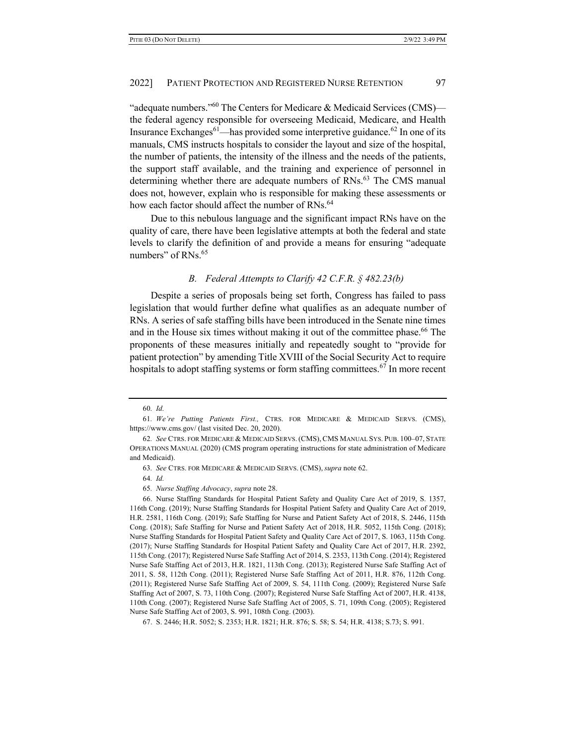"adequate numbers."[60] The Centers for Medicare & Medicaid Services (CMS)—the federal agency responsible for overseeing Medicaid, Medicare, and Health Insurance Exchanges[61]—has provided some interpretive guidance.[62] In one of its manuals, CMS instructs hospitals to consider the layout and size of the hospital, the number of patients, the intensity of the illness and the needs of the patients, the support staff available, and the training and experience of personnel in determining whether there are adequate numbers of RNs.[63] The CMS manual does not, however, explain who is responsible for making these assessments or how each factor should affect the number of RNs.[64]

Due to this nebulous language and the significant impact RNs have on the quality of care, there have been legislative attempts at both the federal and state levels to clarify the definition of and provide a means for ensuring "adequate numbers" of RNs.[65]

### *B. Federal Attempts to Clarify 42 C.F.R. § 482.23(b)*

Despite a series of proposals being set forth, Congress has failed to pass legislation that would further define what qualifies as an adequate number of RNs. A series of safe staffing bills have been introduced in the Senate nine times and in the House six times without making it out of the committee phase.[66] The proponents of these measures initially and repeatedly sought to "provide for patient protection" by amending Title XVIII of the Social Security Act to require hospitals to adopt staffing systems or form staffing committees.[67] In more recent

---

60. *Id.*

61. *We're Putting Patients First.,* CTRS. FOR MEDICARE & MEDICAID SERVS. (CMS), https://www.cms.gov/ (last visited Dec. 20, 2020).

62. *See* CTRS. FOR MEDICARE & MEDICAID SERVS. (CMS), CMS MANUAL SYS. PUB. 100–07, STATE OPERATIONS MANUAL (2020) (CMS program operating instructions for state administration of Medicare and Medicaid).

63. *See* CTRS. FOR MEDICARE & MEDICAID SERVS. (CMS), *supra* note 62.

64. *Id.*

65. *Nurse Staffing Advocacy*, *supra* note 28.

66. Nurse Staffing Standards for Hospital Patient Safety and Quality Care Act of 2019, S. 1357, 116th Cong. (2019); Nurse Staffing Standards for Hospital Patient Safety and Quality Care Act of 2019, H.R. 2581, 116th Cong. (2019); Safe Staffing for Nurse and Patient Safety Act of 2018, S. 2446, 115th Cong. (2018); Safe Staffing for Nurse and Patient Safety Act of 2018, H.R. 5052, 115th Cong. (2018); Nurse Staffing Standards for Hospital Patient Safety and Quality Care Act of 2017, S. 1063, 115th Cong. (2017); Nurse Staffing Standards for Hospital Patient Safety and Quality Care Act of 2017, H.R. 2392, 115th Cong. (2017); Registered Nurse Safe Staffing Act of 2014, S. 2353, 113th Cong. (2014); Registered Nurse Safe Staffing Act of 2013, H.R. 1821, 113th Cong. (2013); Registered Nurse Safe Staffing Act of 2011, S. 58, 112th Cong. (2011); Registered Nurse Safe Staffing Act of 2011, H.R. 876, 112th Cong. (2011); Registered Nurse Safe Staffing Act of 2009, S. 54, 111th Cong. (2009); Registered Nurse Safe Staffing Act of 2007, S. 73, 110th Cong. (2007); Registered Nurse Safe Staffing Act of 2007, H.R. 4138, 110th Cong. (2007); Registered Nurse Safe Staffing Act of 2005, S. 71, 109th Cong. (2005); Registered Nurse Safe Staffing Act of 2003, S. 991, 108th Cong. (2003).

67. S. 2446; H.R. 5052; S. 2353; H.R. 1821; H.R. 876; S. 58; S. 54; H.R. 4138; S.73; S. 991.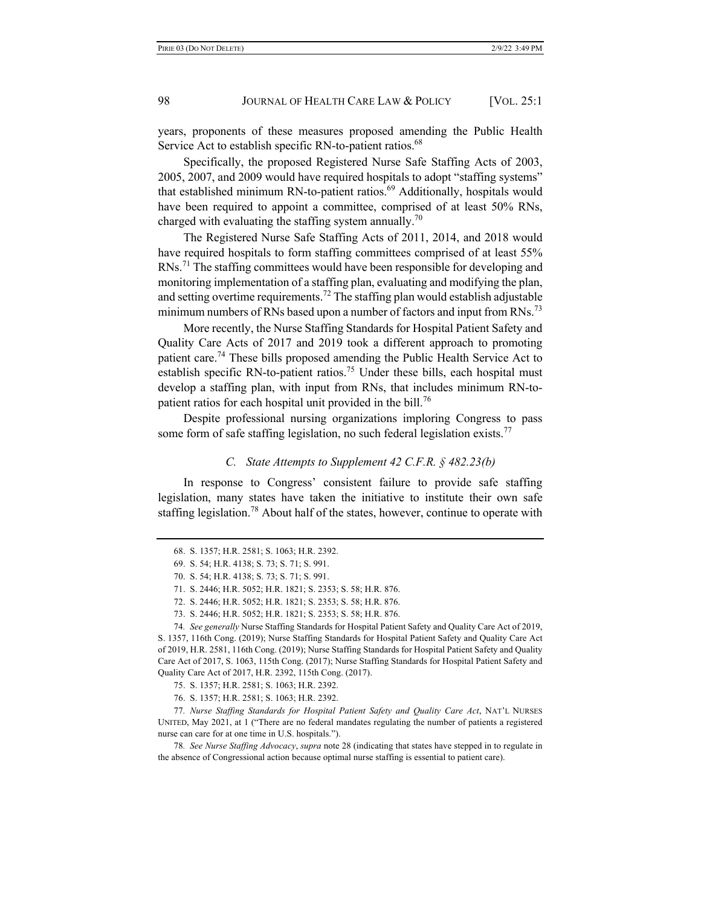years, proponents of these measures proposed amending the Public Health Service Act to establish specific RN-to-patient ratios.[68]

Specifically, the proposed Registered Nurse Safe Staffing Acts of 2003, 2005, 2007, and 2009 would have required hospitals to adopt "staffing systems" that established minimum RN-to-patient ratios.[69] Additionally, hospitals would have been required to appoint a committee, comprised of at least 50% RNs, charged with evaluating the staffing system annually.[70]

The Registered Nurse Safe Staffing Acts of 2011, 2014, and 2018 would have required hospitals to form staffing committees comprised of at least 55% RNs.[71] The staffing committees would have been responsible for developing and monitoring implementation of a staffing plan, evaluating and modifying the plan, and setting overtime requirements.[72] The staffing plan would establish adjustable minimum numbers of RNs based upon a number of factors and input from RNs.[73]

More recently, the Nurse Staffing Standards for Hospital Patient Safety and Quality Care Acts of 2017 and 2019 took a different approach to promoting patient care.[74] These bills proposed amending the Public Health Service Act to establish specific RN-to-patient ratios.[75] Under these bills, each hospital must develop a staffing plan, with input from RNs, that includes minimum RN-to-patient ratios for each hospital unit provided in the bill.[76]

Despite professional nursing organizations imploring Congress to pass some form of safe staffing legislation, no such federal legislation exists.[77]

### *C. State Attempts to Supplement 42 C.F.R. § 482.23(b)*

In response to Congress' consistent failure to provide safe staffing legislation, many states have taken the initiative to institute their own safe staffing legislation.[78] About half of the states, however, continue to operate with

---

68. S. 1357; H.R. 2581; S. 1063; H.R. 2392.

69. S. 54; H.R. 4138; S. 73; S. 71; S. 991.

70. S. 54; H.R. 4138; S. 73; S. 71; S. 991.

71. S. 2446; H.R. 5052; H.R. 1821; S. 2353; S. 58; H.R. 876.

72. S. 2446; H.R. 5052; H.R. 1821; S. 2353; S. 58; H.R. 876.

73. S. 2446; H.R. 5052; H.R. 1821; S. 2353; S. 58; H.R. 876.

74. *See generally* Nurse Staffing Standards for Hospital Patient Safety and Quality Care Act of 2019, S. 1357, 116th Cong. (2019); Nurse Staffing Standards for Hospital Patient Safety and Quality Care Act of 2019, H.R. 2581, 116th Cong. (2019); Nurse Staffing Standards for Hospital Patient Safety and Quality Care Act of 2017, S. 1063, 115th Cong. (2017); Nurse Staffing Standards for Hospital Patient Safety and Quality Care Act of 2017, H.R. 2392, 115th Cong. (2017).

75. S. 1357; H.R. 2581; S. 1063; H.R. 2392.

76. S. 1357; H.R. 2581; S. 1063; H.R. 2392.

77. *Nurse Staffing Standards for Hospital Patient Safety and Quality Care Act*, NAT'L NURSES UNITED, May 2021, at 1 ("There are no federal mandates regulating the number of patients a registered nurse can care for at one time in U.S. hospitals.").

78. *See Nurse Staffing Advocacy*, *supra* note 28 (indicating that states have stepped in to regulate in the absence of Congressional action because optimal nurse staffing is essential to patient care).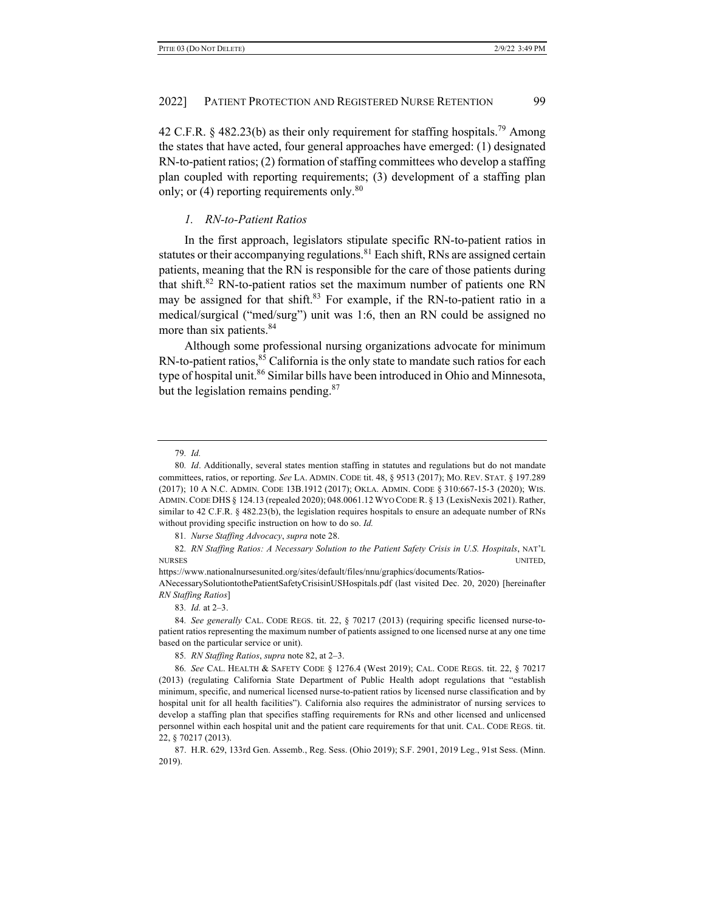42 C.F.R. § 482.23(b) as their only requirement for staffing hospitals.[79] Among the states that have acted, four general approaches have emerged: (1) designated RN-to-patient ratios; (2) formation of staffing committees who develop a staffing plan coupled with reporting requirements; (3) development of a staffing plan only; or (4) reporting requirements only.[80]

### *1. RN-to-Patient Ratios*

In the first approach, legislators stipulate specific RN-to-patient ratios in statutes or their accompanying regulations.[81] Each shift, RNs are assigned certain patients, meaning that the RN is responsible for the care of those patients during that shift.[82] RN-to-patient ratios set the maximum number of patients one RN may be assigned for that shift.[83] For example, if the RN-to-patient ratio in a medical/surgical ("med/surg") unit was 1:6, then an RN could be assigned no more than six patients.[84]

Although some professional nursing organizations advocate for minimum RN-to-patient ratios,[85] California is the only state to mandate such ratios for each type of hospital unit.[86] Similar bills have been introduced in Ohio and Minnesota, but the legislation remains pending.[87]

---

79. *Id.*

80. *Id*. Additionally, several states mention staffing in statutes and regulations but do not mandate committees, ratios, or reporting. *See* LA. ADMIN. CODE tit. 48, § 9513 (2017); MO. REV. STAT. § 197.289 (2017); 10 A N.C. ADMIN. CODE 13B.1912 (2017); OKLA. ADMIN. CODE § 310:667-15-3 (2020); WIS. ADMIN. CODE DHS § 124.13 (repealed 2020); 048.0061.12 WYO CODE R. § 13 (LexisNexis 2021). Rather, similar to 42 C.F.R. § 482.23(b), the legislation requires hospitals to ensure an adequate number of RNs without providing specific instruction on how to do so. *Id.*

81. *Nurse Staffing Advocacy*, *supra* note 28.

82. *RN Staffing Ratios: A Necessary Solution to the Patient Safety Crisis in U.S. Hospitals*, NAT'L NURSES UNITED, https://www.nationalnursesunited.org/sites/default/files/nnu/graphics/documents/Ratios-ANecessarySolutiontothePatientSafetyCrisisinUSHospitals.pdf (last visited Dec. 20, 2020) [hereinafter *RN Staffing Ratios*]

83. *Id.* at 2–3.

84. *See generally* CAL. CODE REGS. tit. 22, § 70217 (2013) (requiring specific licensed nurse-to-patient ratios representing the maximum number of patients assigned to one licensed nurse at any one time based on the particular service or unit).

85. *RN Staffing Ratios*, *supra* note 82, at 2–3.

86. *See* CAL. HEALTH & SAFETY CODE § 1276.4 (West 2019); CAL. CODE REGS. tit. 22, § 70217 (2013) (regulating California State Department of Public Health adopt regulations that "establish minimum, specific, and numerical licensed nurse-to-patient ratios by licensed nurse classification and by hospital unit for all health facilities"). California also requires the administrator of nursing services to develop a staffing plan that specifies staffing requirements for RNs and other licensed and unlicensed personnel within each hospital unit and the patient care requirements for that unit. CAL. CODE REGS. tit. 22, § 70217 (2013).

87. H.R. 629, 133rd Gen. Assemb., Reg. Sess. (Ohio 2019); S.F. 2901, 2019 Leg., 91st Sess. (Minn. 2019).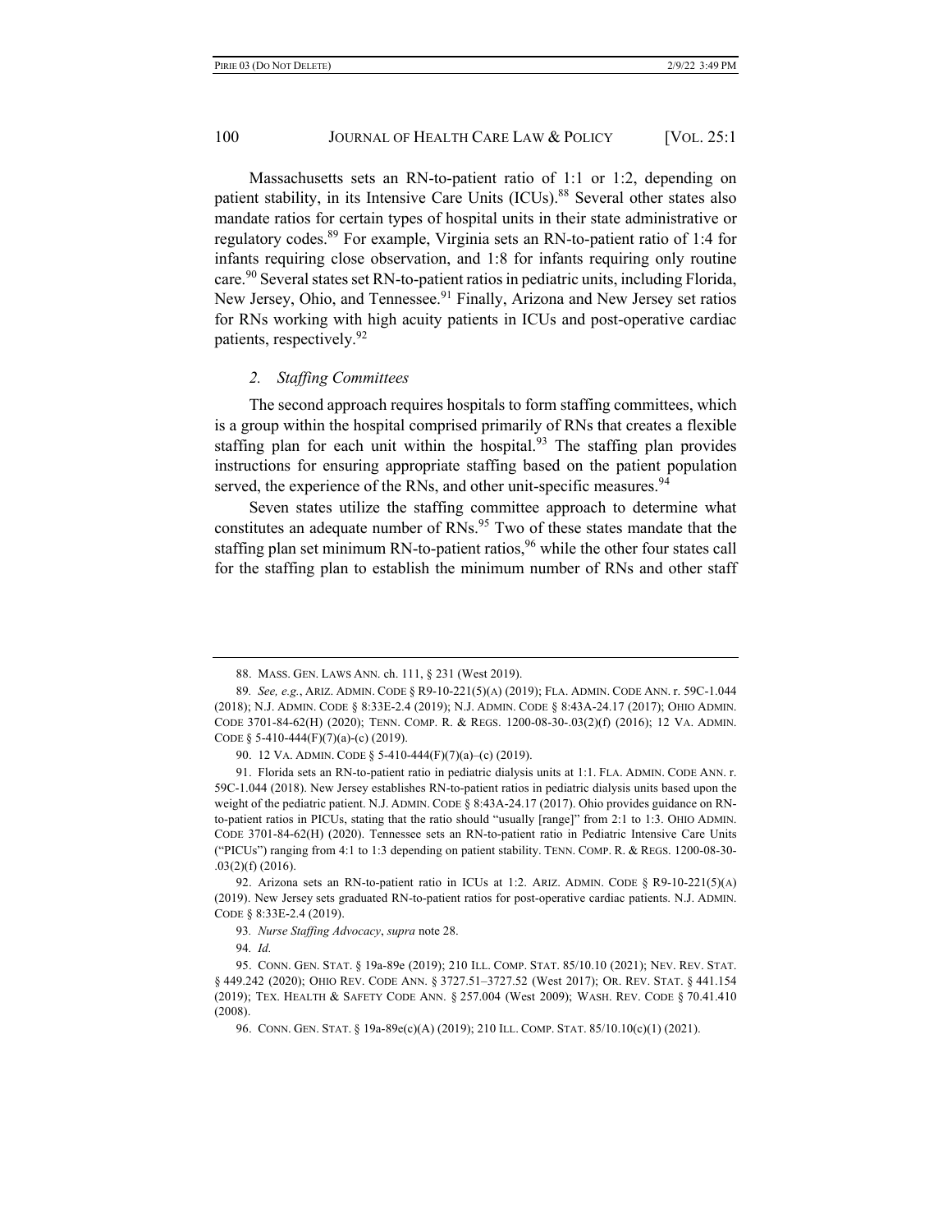Massachusetts sets an RN-to-patient ratio of 1:1 or 1:2, depending on patient stability, in its Intensive Care Units (ICUs).[88] Several other states also mandate ratios for certain types of hospital units in their state administrative or regulatory codes.[89] For example, Virginia sets an RN-to-patient ratio of 1:4 for infants requiring close observation, and 1:8 for infants requiring only routine care.[90] Several states set RN-to-patient ratios in pediatric units, including Florida, New Jersey, Ohio, and Tennessee.[91] Finally, Arizona and New Jersey set ratios for RNs working with high acuity patients in ICUs and post-operative cardiac patients, respectively.[92]

### *2. Staffing Committees*

The second approach requires hospitals to form staffing committees, which is a group within the hospital comprised primarily of RNs that creates a flexible staffing plan for each unit within the hospital.[93] The staffing plan provides instructions for ensuring appropriate staffing based on the patient population served, the experience of the RNs, and other unit-specific measures.[94]

Seven states utilize the staffing committee approach to determine what constitutes an adequate number of RNs.[95] Two of these states mandate that the staffing plan set minimum RN-to-patient ratios,[96] while the other four states call for the staffing plan to establish the minimum number of RNs and other staff

---

88. MASS. GEN. LAWS ANN. ch. 111, § 231 (West 2019).

89. *See, e.g.*, ARIZ. ADMIN. CODE § R9-10-221(5)(A) (2019); FLA. ADMIN. CODE ANN. r. 59C-1.044 (2018); N.J. ADMIN. CODE § 8:33E-2.4 (2019); N.J. ADMIN. CODE § 8:43A-24.17 (2017); OHIO ADMIN. CODE 3701-84-62(H) (2020); TENN. COMP. R. & REGS. 1200-08-30-.03(2)(f) (2016); 12 VA. ADMIN. CODE § 5-410-444(F)(7)(a)-(c) (2019).

90. 12 VA. ADMIN. CODE § 5-410-444(F)(7)(a)–(c) (2019).

91. Florida sets an RN-to-patient ratio in pediatric dialysis units at 1:1. FLA. ADMIN. CODE ANN. r. 59C-1.044 (2018). New Jersey establishes RN-to-patient ratios in pediatric dialysis units based upon the weight of the pediatric patient. N.J. ADMIN. CODE § 8:43A-24.17 (2017). Ohio provides guidance on RN-to-patient ratios in PICUs, stating that the ratio should "usually [range]" from 2:1 to 1:3. OHIO ADMIN. CODE 3701-84-62(H) (2020). Tennessee sets an RN-to-patient ratio in Pediatric Intensive Care Units ("PICUs") ranging from 4:1 to 1:3 depending on patient stability. TENN. COMP. R. & REGS. 1200-08-30-.03(2)(f) (2016).

92. Arizona sets an RN-to-patient ratio in ICUs at 1:2. ARIZ. ADMIN. CODE § R9-10-221(5)(A) (2019). New Jersey sets graduated RN-to-patient ratios for post-operative cardiac patients. N.J. ADMIN. CODE § 8:33E-2.4 (2019).

93. *Nurse Staffing Advocacy*, *supra* note 28.

94. *Id.*

95. CONN. GEN. STAT. § 19a-89e (2019); 210 ILL. COMP. STAT. 85/10.10 (2021); NEV. REV. STAT. § 449.242 (2020); OHIO REV. CODE ANN. § 3727.51–3727.52 (West 2017); OR. REV. STAT. § 441.154 (2019); TEX. HEALTH & SAFETY CODE ANN. § 257.004 (West 2009); WASH. REV. CODE § 70.41.410 (2008).

96. CONN. GEN. STAT. § 19a-89e(c)(A) (2019); 210 ILL. COMP. STAT. 85/10.10(c)(1) (2021).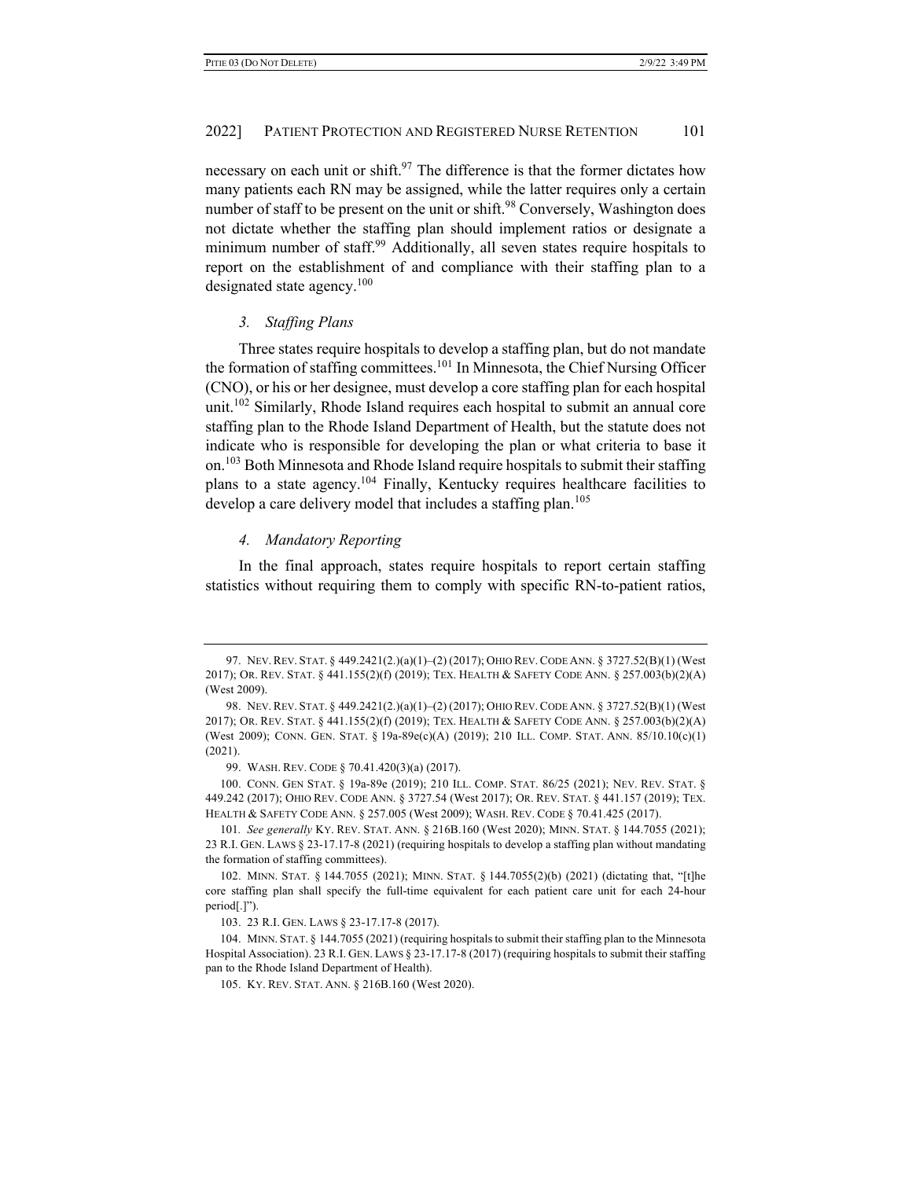necessary on each unit or shift.[97] The difference is that the former dictates how many patients each RN may be assigned, while the latter requires only a certain number of staff to be present on the unit or shift.[98] Conversely, Washington does not dictate whether the staffing plan should implement ratios or designate a minimum number of staff.[99] Additionally, all seven states require hospitals to report on the establishment of and compliance with their staffing plan to a designated state agency.[100]

### *3. Staffing Plans*

Three states require hospitals to develop a staffing plan, but do not mandate the formation of staffing committees.[101] In Minnesota, the Chief Nursing Officer (CNO), or his or her designee, must develop a core staffing plan for each hospital unit.[102] Similarly, Rhode Island requires each hospital to submit an annual core staffing plan to the Rhode Island Department of Health, but the statute does not indicate who is responsible for developing the plan or what criteria to base it on.[103] Both Minnesota and Rhode Island require hospitals to submit their staffing plans to a state agency.[104] Finally, Kentucky requires healthcare facilities to develop a care delivery model that includes a staffing plan.[105]

### *4. Mandatory Reporting*

In the final approach, states require hospitals to report certain staffing statistics without requiring them to comply with specific RN-to-patient ratios,

---

97. NEV. REV. STAT. § 449.2421(2.)(a)(1)–(2) (2017); OHIO REV. CODE ANN. § 3727.52(B)(1) (West 2017); OR. REV. STAT. § 441.155(2)(f) (2019); TEX. HEALTH & SAFETY CODE ANN. § 257.003(b)(2)(A) (West 2009).

98. NEV. REV. STAT. § 449.2421(2.)(a)(1)–(2) (2017); OHIO REV. CODE ANN. § 3727.52(B)(1) (West 2017); OR. REV. STAT. § 441.155(2)(f) (2019); TEX. HEALTH & SAFETY CODE ANN. § 257.003(b)(2)(A) (West 2009); CONN. GEN. STAT. § 19a-89e(c)(A) (2019); 210 ILL. COMP. STAT. ANN. 85/10.10(c)(1) (2021).

99. WASH. REV. CODE § 70.41.420(3)(a) (2017).

100. CONN. GEN STAT. § 19a-89e (2019); 210 ILL. COMP. STAT. 86/25 (2021); NEV. REV. STAT. § 449.242 (2017); OHIO REV. CODE ANN. § 3727.54 (West 2017); OR. REV. STAT. § 441.157 (2019); TEX. HEALTH & SAFETY CODE ANN. § 257.005 (West 2009); WASH. REV. CODE § 70.41.425 (2017).

101. *See generally* KY. REV. STAT. ANN. § 216B.160 (West 2020); MINN. STAT. § 144.7055 (2021); 23 R.I. GEN. LAWS § 23-17.17-8 (2021) (requiring hospitals to develop a staffing plan without mandating the formation of staffing committees).

102. MINN. STAT. § 144.7055 (2021); MINN. STAT. § 144.7055(2)(b) (2021) (dictating that, "[t]he core staffing plan shall specify the full-time equivalent for each patient care unit for each 24-hour period[.]").

103. 23 R.I. GEN. LAWS § 23-17.17-8 (2017).

104. MINN. STAT. § 144.7055 (2021) (requiring hospitals to submit their staffing plan to the Minnesota Hospital Association). 23 R.I. GEN. LAWS § 23-17.17-8 (2017) (requiring hospitals to submit their staffing pan to the Rhode Island Department of Health).

105. KY. REV. STAT. ANN. § 216B.160 (West 2020).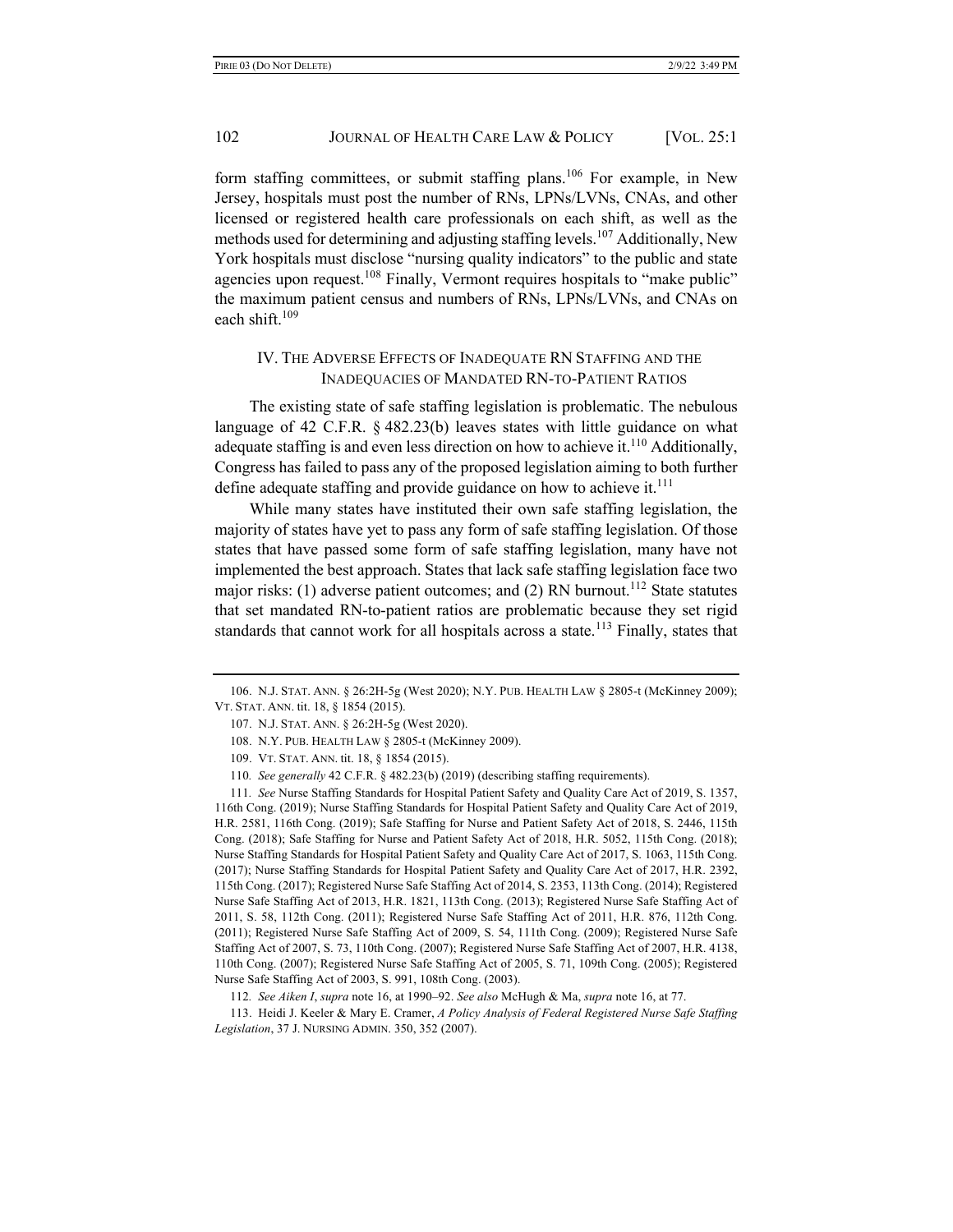form staffing committees, or submit staffing plans.[106] For example, in New Jersey, hospitals must post the number of RNs, LPNs/LVNs, CNAs, and other licensed or registered health care professionals on each shift, as well as the methods used for determining and adjusting staffing levels.[107] Additionally, New York hospitals must disclose "nursing quality indicators" to the public and state agencies upon request.[108] Finally, Vermont requires hospitals to "make public" the maximum patient census and numbers of RNs, LPNs/LVNs, and CNAs on each shift.[109]

## IV. The Adverse Effects of Inadequate RN Staffing and the Inadequacies of Mandated RN-to-Patient Ratios

The existing state of safe staffing legislation is problematic. The nebulous language of 42 C.F.R. § 482.23(b) leaves states with little guidance on what adequate staffing is and even less direction on how to achieve it.[110] Additionally, Congress has failed to pass any of the proposed legislation aiming to both further define adequate staffing and provide guidance on how to achieve it.[111]

While many states have instituted their own safe staffing legislation, the majority of states have yet to pass any form of safe staffing legislation. Of those states that have passed some form of safe staffing legislation, many have not implemented the best approach. States that lack safe staffing legislation face two major risks: (1) adverse patient outcomes; and (2) RN burnout.[112] State statutes that set mandated RN-to-patient ratios are problematic because they set rigid standards that cannot work for all hospitals across a state.[113] Finally, states that

---

106. N.J. Stat. Ann. § 26:2H-5g (West 2020); N.Y. Pub. Health Law § 2805-t (McKinney 2009); Vt. Stat. Ann. tit. 18, § 1854 (2015).

107. N.J. Stat. Ann. § 26:2H-5g (West 2020).

108. N.Y. Pub. Health Law § 2805-t (McKinney 2009).

109. Vt. Stat. Ann. tit. 18, § 1854 (2015).

110. *See generally* 42 C.F.R. § 482.23(b) (2019) (describing staffing requirements).

111. *See* Nurse Staffing Standards for Hospital Patient Safety and Quality Care Act of 2019, S. 1357, 116th Cong. (2019); Nurse Staffing Standards for Hospital Patient Safety and Quality Care Act of 2019, H.R. 2581, 116th Cong. (2019); Safe Staffing for Nurse and Patient Safety Act of 2018, S. 2446, 115th Cong. (2018); Safe Staffing for Nurse and Patient Safety Act of 2018, H.R. 5052, 115th Cong. (2018); Nurse Staffing Standards for Hospital Patient Safety and Quality Care Act of 2017, S. 1063, 115th Cong. (2017); Nurse Staffing Standards for Hospital Patient Safety and Quality Care Act of 2017, H.R. 2392, 115th Cong. (2017); Registered Nurse Safe Staffing Act of 2014, S. 2353, 113th Cong. (2014); Registered Nurse Safe Staffing Act of 2013, H.R. 1821, 113th Cong. (2013); Registered Nurse Safe Staffing Act of 2011, S. 58, 112th Cong. (2011); Registered Nurse Safe Staffing Act of 2011, H.R. 876, 112th Cong. (2011); Registered Nurse Safe Staffing Act of 2009, S. 54, 111th Cong. (2009); Registered Nurse Safe Staffing Act of 2007, S. 73, 110th Cong. (2007); Registered Nurse Safe Staffing Act of 2007, H.R. 4138, 110th Cong. (2007); Registered Nurse Safe Staffing Act of 2005, S. 71, 109th Cong. (2005); Registered Nurse Safe Staffing Act of 2003, S. 991, 108th Cong. (2003).

112. *See Aiken I*, *supra* note 16, at 1990–92. *See also* McHugh & Ma, *supra* note 16, at 77.

113. Heidi J. Keeler & Mary E. Cramer, *A Policy Analysis of Federal Registered Nurse Safe Staffing Legislation*, 37 J. Nursing Admin. 350, 352 (2007).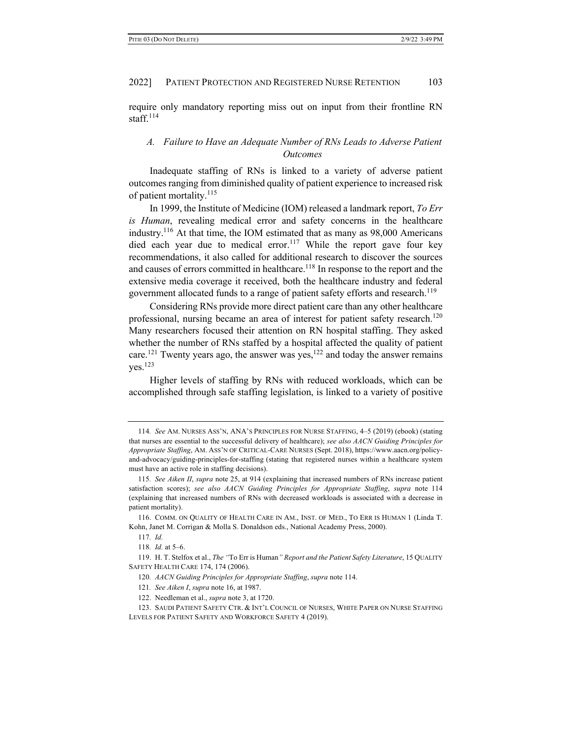require only mandatory reporting miss out on input from their frontline RN staff.[114]

### *A. Failure to Have an Adequate Number of RNs Leads to Adverse Patient Outcomes*

Inadequate staffing of RNs is linked to a variety of adverse patient outcomes ranging from diminished quality of patient experience to increased risk of patient mortality.[115]

In 1999, the Institute of Medicine (IOM) released a landmark report, *To Err is Human*, revealing medical error and safety concerns in the healthcare industry.[116] At that time, the IOM estimated that as many as 98,000 Americans died each year due to medical error.[117] While the report gave four key recommendations, it also called for additional research to discover the sources and causes of errors committed in healthcare.[118] In response to the report and the extensive media coverage it received, both the healthcare industry and federal government allocated funds to a range of patient safety efforts and research.[119]

Considering RNs provide more direct patient care than any other healthcare professional, nursing became an area of interest for patient safety research.[120] Many researchers focused their attention on RN hospital staffing. They asked whether the number of RNs staffed by a hospital affected the quality of patient care.[121] Twenty years ago, the answer was yes,[122] and today the answer remains yes.[123]

Higher levels of staffing by RNs with reduced workloads, which can be accomplished through safe staffing legislation, is linked to a variety of positive

---

114. *See* AM. NURSES ASS'N, ANA'S PRINCIPLES FOR NURSE STAFFING, 4–5 (2019) (ebook) (stating that nurses are essential to the successful delivery of healthcare); *see also AACN Guiding Principles for Appropriate Staffing*, AM. ASS'N OF CRITICAL-CARE NURSES (Sept. 2018), https://www.aacn.org/policy-and-advocacy/guiding-principles-for-staffing (stating that registered nurses within a healthcare system must have an active role in staffing decisions).

115. *See Aiken II*, *supra* note 25, at 914 (explaining that increased numbers of RNs increase patient satisfaction scores); *see also AACN Guiding Principles for Appropriate Staffing*, *supra* note 114 (explaining that increased numbers of RNs with decreased workloads is associated with a decrease in patient mortality).

116. COMM. ON QUALITY OF HEALTH CARE IN AM., INST. OF MED., TO ERR IS HUMAN 1 (Linda T. Kohn, Janet M. Corrigan & Molla S. Donaldson eds., National Academy Press, 2000).

117. *Id.*

118. *Id.* at 5–6.

119. H. T. Stelfox et al., *The "*To Err is Human*" Report and the Patient Safety Literature*, 15 QUALITY SAFETY HEALTH CARE 174, 174 (2006).

120. *AACN Guiding Principles for Appropriate Staffing*, *supra* note 114.

121. *See Aiken I*, *supra* note 16, at 1987.

122. Needleman et al., *supra* note 3, at 1720.

123. SAUDI PATIENT SAFETY CTR. & INT'L COUNCIL OF NURSES, WHITE PAPER ON NURSE STAFFING LEVELS FOR PATIENT SAFETY AND WORKFORCE SAFETY 4 (2019).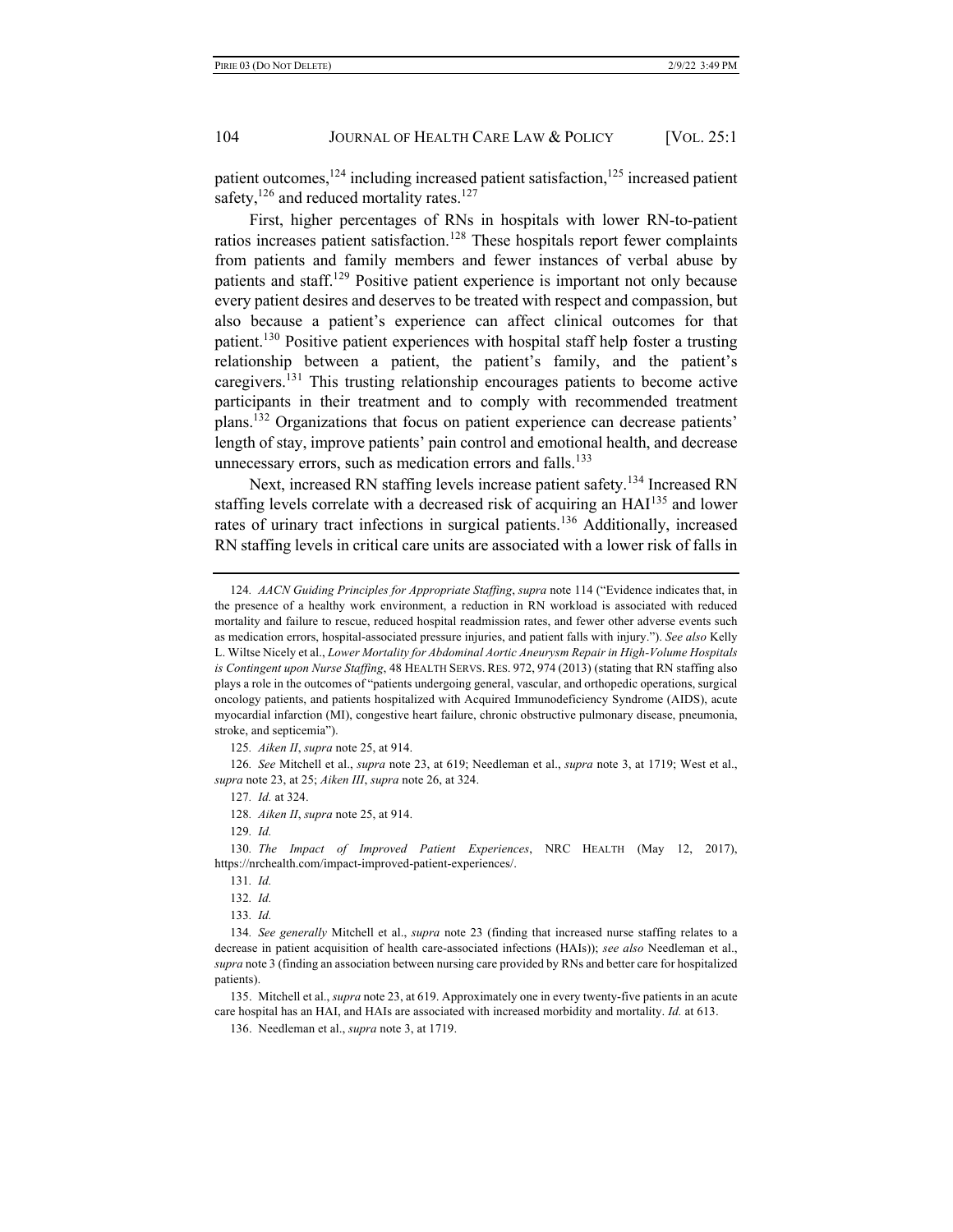patient outcomes,[124] including increased patient satisfaction,[125] increased patient safety,[126] and reduced mortality rates.[127]

First, higher percentages of RNs in hospitals with lower RN-to-patient ratios increases patient satisfaction.[128] These hospitals report fewer complaints from patients and family members and fewer instances of verbal abuse by patients and staff.[129] Positive patient experience is important not only because every patient desires and deserves to be treated with respect and compassion, but also because a patient's experience can affect clinical outcomes for that patient.[130] Positive patient experiences with hospital staff help foster a trusting relationship between a patient, the patient's family, and the patient's caregivers.[131] This trusting relationship encourages patients to become active participants in their treatment and to comply with recommended treatment plans.[132] Organizations that focus on patient experience can decrease patients' length of stay, improve patients' pain control and emotional health, and decrease unnecessary errors, such as medication errors and falls.[133]

Next, increased RN staffing levels increase patient safety.[134] Increased RN staffing levels correlate with a decreased risk of acquiring an HAI[135] and lower rates of urinary tract infections in surgical patients.[136] Additionally, increased RN staffing levels in critical care units are associated with a lower risk of falls in

---

124. *AACN Guiding Principles for Appropriate Staffing*, *supra* note 114 ("Evidence indicates that, in the presence of a healthy work environment, a reduction in RN workload is associated with reduced mortality and failure to rescue, reduced hospital readmission rates, and fewer other adverse events such as medication errors, hospital-associated pressure injuries, and patient falls with injury."). *See also* Kelly L. Wiltse Nicely et al., *Lower Mortality for Abdominal Aortic Aneurysm Repair in High-Volume Hospitals is Contingent upon Nurse Staffing*, 48 HEALTH SERVS. RES. 972, 974 (2013) (stating that RN staffing also plays a role in the outcomes of "patients undergoing general, vascular, and orthopedic operations, surgical oncology patients, and patients hospitalized with Acquired Immunodeficiency Syndrome (AIDS), acute myocardial infarction (MI), congestive heart failure, chronic obstructive pulmonary disease, pneumonia, stroke, and septicemia").

125. *Aiken II*, *supra* note 25, at 914.

126. *See* Mitchell et al., *supra* note 23, at 619; Needleman et al., *supra* note 3, at 1719; West et al., *supra* note 23, at 25; *Aiken III*, *supra* note 26, at 324.

127. *Id.* at 324.

128. *Aiken II*, *supra* note 25, at 914.

129. *Id.*

130. *The Impact of Improved Patient Experiences*, NRC HEALTH (May 12, 2017), https://nrchealth.com/impact-improved-patient-experiences/.

131. *Id.*

132. *Id.*

133. *Id.*

134. *See generally* Mitchell et al., *supra* note 23 (finding that increased nurse staffing relates to a decrease in patient acquisition of health care-associated infections (HAIs)); *see also* Needleman et al., *supra* note 3 (finding an association between nursing care provided by RNs and better care for hospitalized patients).

135. Mitchell et al., *supra* note 23, at 619. Approximately one in every twenty-five patients in an acute care hospital has an HAI, and HAIs are associated with increased morbidity and mortality. *Id.* at 613.

136. Needleman et al., *supra* note 3, at 1719.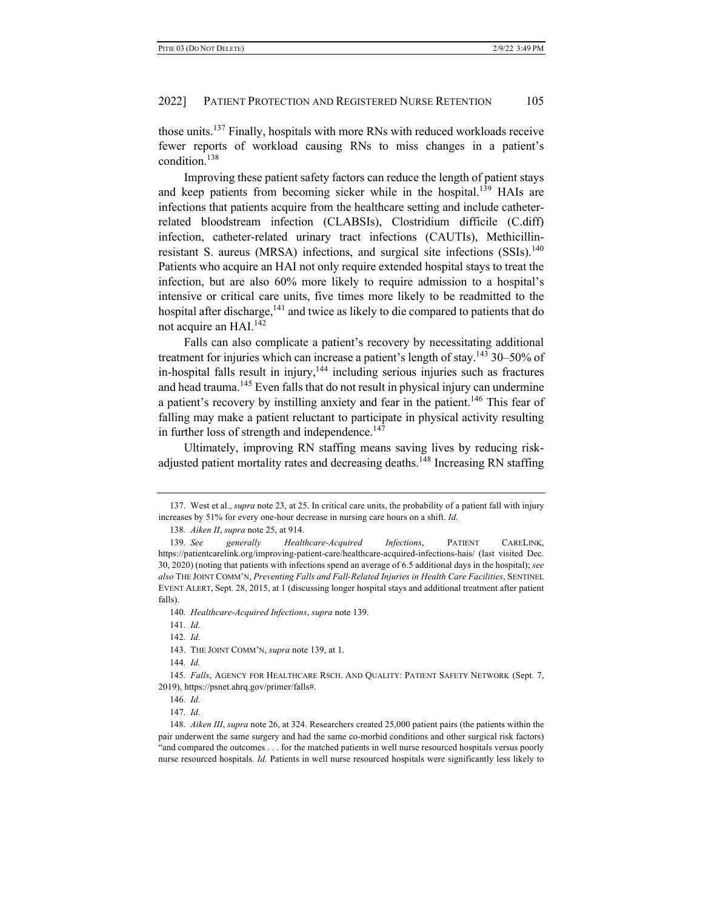those units.[137] Finally, hospitals with more RNs with reduced workloads receive fewer reports of workload causing RNs to miss changes in a patient's condition.[138]

Improving these patient safety factors can reduce the length of patient stays and keep patients from becoming sicker while in the hospital.[139] HAIs are infections that patients acquire from the healthcare setting and include catheter-related bloodstream infection (CLABSIs), Clostridium difficile (C.diff) infection, catheter-related urinary tract infections (CAUTIs), Methicillin-resistant S. aureus (MRSA) infections, and surgical site infections (SSIs).[140] Patients who acquire an HAI not only require extended hospital stays to treat the infection, but are also 60% more likely to require admission to a hospital's intensive or critical care units, five times more likely to be readmitted to the hospital after discharge,[141] and twice as likely to die compared to patients that do not acquire an HAI.[142]

Falls can also complicate a patient's recovery by necessitating additional treatment for injuries which can increase a patient's length of stay.[143] 30–50% of in-hospital falls result in injury,[144] including serious injuries such as fractures and head trauma.[145] Even falls that do not result in physical injury can undermine a patient's recovery by instilling anxiety and fear in the patient.[146] This fear of falling may make a patient reluctant to participate in physical activity resulting in further loss of strength and independence.[147]

Ultimately, improving RN staffing means saving lives by reducing risk-adjusted patient mortality rates and decreasing deaths.[148] Increasing RN staffing

---

137. West et al., *supra* note 23, at 25. In critical care units, the probability of a patient fall with injury increases by 51% for every one-hour decrease in nursing care hours on a shift. *Id.*

138. *Aiken II*, *supra* note 25, at 914.

139. *See generally Healthcare-Acquired Infections*, PATIENT CARELINK, https://patientcarelink.org/improving-patient-care/healthcare-acquired-infections-hais/ (last visited Dec. 30, 2020) (noting that patients with infections spend an average of 6.5 additional days in the hospital); *see also* THE JOINT COMM'N, *Preventing Falls and Fall-Related Injuries in Health Care Facilities*, SENTINEL EVENT ALERT, Sept. 28, 2015, at 1 (discussing longer hospital stays and additional treatment after patient falls).

140. *Healthcare-Acquired Infections*, *supra* note 139.

141. *Id.*

142. *Id.*

143. THE JOINT COMM'N, *supra* note 139, at 1.

144. *Id.*

145. *Falls*, AGENCY FOR HEALTHCARE RSCH. AND QUALITY: PATIENT SAFETY NETWORK (Sept. 7, 2019), https://psnet.ahrq.gov/primer/falls#.

146. *Id.*

147. *Id.*

148. *Aiken III*, *supra* note 26, at 324. Researchers created 25,000 patient pairs (the patients within the pair underwent the same surgery and had the same co-morbid conditions and other surgical risk factors) "and compared the outcomes . . . for the matched patients in well nurse resourced hospitals versus poorly nurse resourced hospitals. *Id.* Patients in well nurse resourced hospitals were significantly less likely to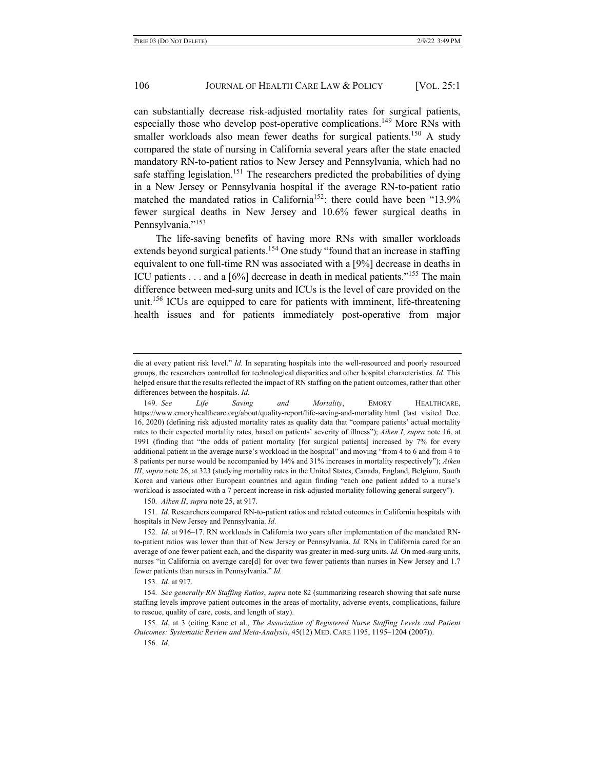can substantially decrease risk-adjusted mortality rates for surgical patients, especially those who develop post-operative complications.[149] More RNs with smaller workloads also mean fewer deaths for surgical patients.[150] A study compared the state of nursing in California several years after the state enacted mandatory RN-to-patient ratios to New Jersey and Pennsylvania, which had no safe staffing legislation.[151] The researchers predicted the probabilities of dying in a New Jersey or Pennsylvania hospital if the average RN-to-patient ratio matched the mandated ratios in California[152]: there could have been "13.9% fewer surgical deaths in New Jersey and 10.6% fewer surgical deaths in Pennsylvania."[153]

The life-saving benefits of having more RNs with smaller workloads extends beyond surgical patients.[154] One study "found that an increase in staffing equivalent to one full-time RN was associated with a [9%] decrease in deaths in ICU patients . . . and a [6%] decrease in death in medical patients."[155] The main difference between med-surg units and ICUs is the level of care provided on the unit.[156] ICUs are equipped to care for patients with imminent, life-threatening health issues and for patients immediately post-operative from major

---

die at every patient risk level." *Id.* In separating hospitals into the well-resourced and poorly resourced groups, the researchers controlled for technological disparities and other hospital characteristics. *Id.* This helped ensure that the results reflected the impact of RN staffing on the patient outcomes, rather than other differences between the hospitals. *Id.*

149. *See Life Saving and Mortality*, EMORY HEALTHCARE, https://www.emoryhealthcare.org/about/quality-report/life-saving-and-mortality.html (last visited Dec. 16, 2020) (defining risk adjusted mortality rates as quality data that "compare patients' actual mortality rates to their expected mortality rates, based on patients' severity of illness"); *Aiken I*, *supra* note 16, at 1991 (finding that "the odds of patient mortality [for surgical patients] increased by 7% for every additional patient in the average nurse's workload in the hospital" and moving "from 4 to 6 and from 4 to 8 patients per nurse would be accompanied by 14% and 31% increases in mortality respectively"); *Aiken III*, *supra* note 26, at 323 (studying mortality rates in the United States, Canada, England, Belgium, South Korea and various other European countries and again finding "each one patient added to a nurse's workload is associated with a 7 percent increase in risk-adjusted mortality following general surgery").

150. *Aiken II*, *supra* note 25, at 917.

151. *Id.* Researchers compared RN-to-patient ratios and related outcomes in California hospitals with hospitals in New Jersey and Pennsylvania. *Id.*

152. *Id.* at 916–17. RN workloads in California two years after implementation of the mandated RN-to-patient ratios was lower than that of New Jersey or Pennsylvania. *Id.* RNs in California cared for an average of one fewer patient each, and the disparity was greater in med-surg units. *Id.* On med-surg units, nurses "in California on average care[d] for over two fewer patients than nurses in New Jersey and 1.7 fewer patients than nurses in Pennsylvania." *Id.*

153. *Id.* at 917.

154. *See generally RN Staffing Ratios*, *supra* note 82 (summarizing research showing that safe nurse staffing levels improve patient outcomes in the areas of mortality, adverse events, complications, failure to rescue, quality of care, costs, and length of stay).

155. *Id.* at 3 (citing Kane et al., *The Association of Registered Nurse Staffing Levels and Patient Outcomes: Systematic Review and Meta-Analysis*, 45(12) MED. CARE 1195, 1195–1204 (2007)).

156. *Id.*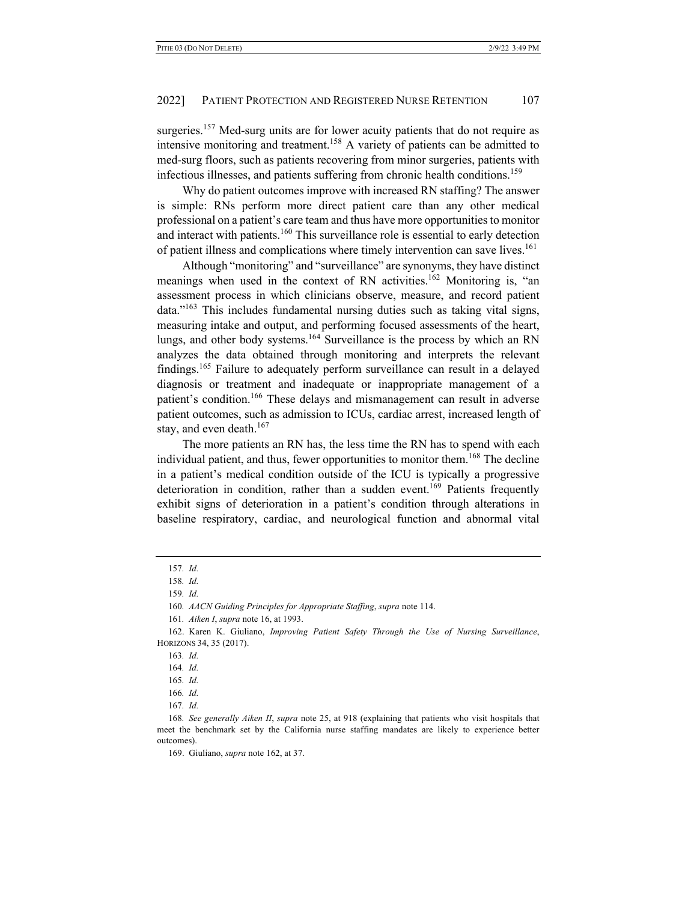surgeries.[157] Med-surg units are for lower acuity patients that do not require as intensive monitoring and treatment.[158] A variety of patients can be admitted to med-surg floors, such as patients recovering from minor surgeries, patients with infectious illnesses, and patients suffering from chronic health conditions.[159]

Why do patient outcomes improve with increased RN staffing? The answer is simple: RNs perform more direct patient care than any other medical professional on a patient's care team and thus have more opportunities to monitor and interact with patients.[160] This surveillance role is essential to early detection of patient illness and complications where timely intervention can save lives.[161]

Although "monitoring" and "surveillance" are synonyms, they have distinct meanings when used in the context of RN activities.[162] Monitoring is, "an assessment process in which clinicians observe, measure, and record patient data."[163] This includes fundamental nursing duties such as taking vital signs, measuring intake and output, and performing focused assessments of the heart, lungs, and other body systems.[164] Surveillance is the process by which an RN analyzes the data obtained through monitoring and interprets the relevant findings.[165] Failure to adequately perform surveillance can result in a delayed diagnosis or treatment and inadequate or inappropriate management of a patient's condition.[166] These delays and mismanagement can result in adverse patient outcomes, such as admission to ICUs, cardiac arrest, increased length of stay, and even death.[167]

The more patients an RN has, the less time the RN has to spend with each individual patient, and thus, fewer opportunities to monitor them.[168] The decline in a patient's medical condition outside of the ICU is typically a progressive deterioration in condition, rather than a sudden event.[169] Patients frequently exhibit signs of deterioration in a patient's condition through alterations in baseline respiratory, cardiac, and neurological function and abnormal vital

---

157. *Id.*

158. *Id.*

159. *Id.*

160. *AACN Guiding Principles for Appropriate Staffing*, *supra* note 114.

161. *Aiken I*, *supra* note 16, at 1993.

162. Karen K. Giuliano, *Improving Patient Safety Through the Use of Nursing Surveillance*, HORIZONS 34, 35 (2017).

163. *Id.*

164. *Id.*

165. *Id.*

166. *Id.*

167. *Id.*

168. *See generally Aiken II*, *supra* note 25, at 918 (explaining that patients who visit hospitals that meet the benchmark set by the California nurse staffing mandates are likely to experience better outcomes).

169. Giuliano, *supra* note 162, at 37.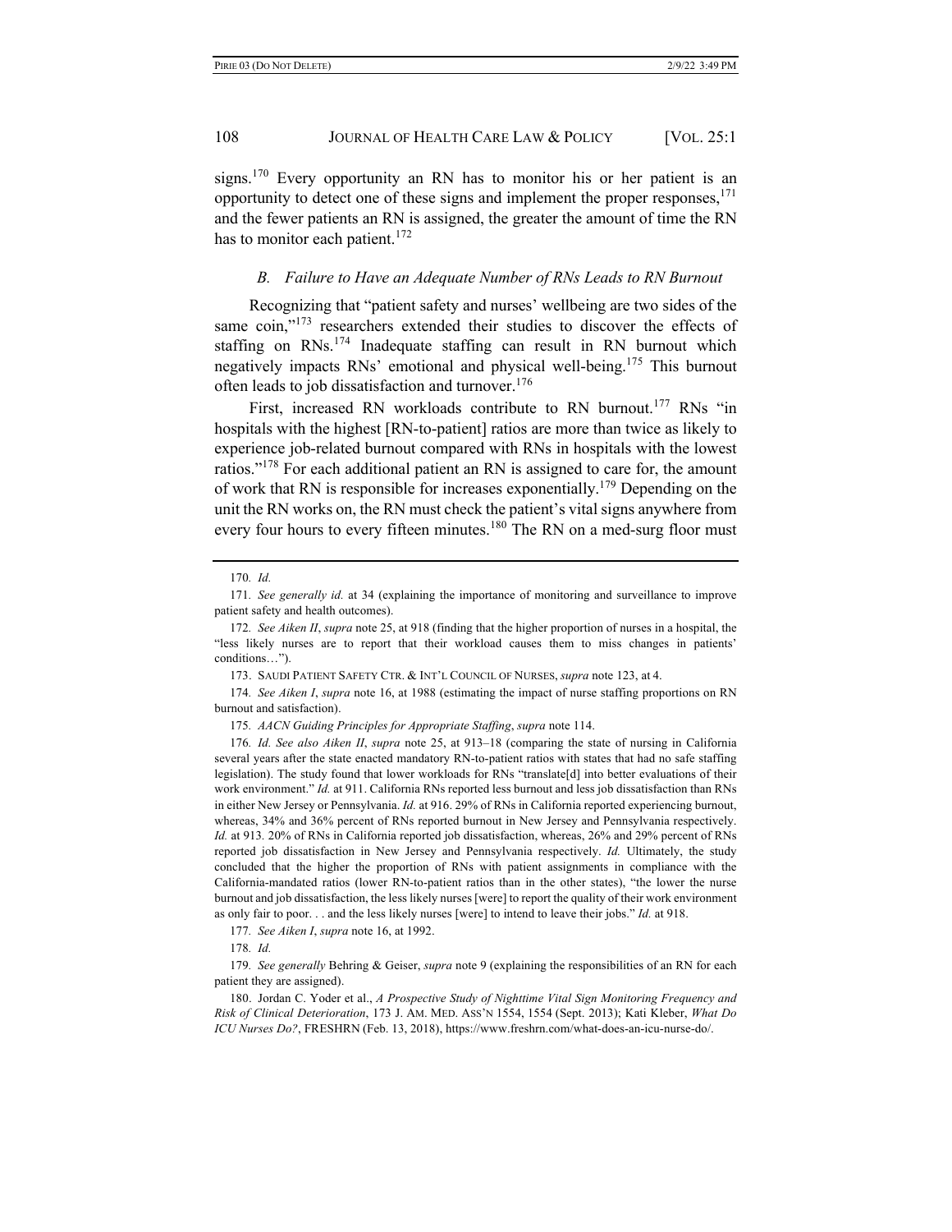signs.[170] Every opportunity an RN has to monitor his or her patient is an opportunity to detect one of these signs and implement the proper responses,[171] and the fewer patients an RN is assigned, the greater the amount of time the RN has to monitor each patient.[172]

### *B. Failure to Have an Adequate Number of RNs Leads to RN Burnout*

Recognizing that "patient safety and nurses' wellbeing are two sides of the same coin,"[173] researchers extended their studies to discover the effects of staffing on RNs.[174] Inadequate staffing can result in RN burnout which negatively impacts RNs' emotional and physical well-being.[175] This burnout often leads to job dissatisfaction and turnover.[176]

First, increased RN workloads contribute to RN burnout.[177] RNs "in hospitals with the highest [RN-to-patient] ratios are more than twice as likely to experience job-related burnout compared with RNs in hospitals with the lowest ratios."[178] For each additional patient an RN is assigned to care for, the amount of work that RN is responsible for increases exponentially.[179] Depending on the unit the RN works on, the RN must check the patient's vital signs anywhere from every four hours to every fifteen minutes.[180] The RN on a med-surg floor must

---

170. *Id.*

171. *See generally id.* at 34 (explaining the importance of monitoring and surveillance to improve patient safety and health outcomes).

172. *See Aiken II*, *supra* note 25, at 918 (finding that the higher proportion of nurses in a hospital, the "less likely nurses are to report that their workload causes them to miss changes in patients' conditions…").

173. SAUDI PATIENT SAFETY CTR. & INT'L COUNCIL OF NURSES, *supra* note 123, at 4.

174. *See Aiken I*, *supra* note 16, at 1988 (estimating the impact of nurse staffing proportions on RN burnout and satisfaction).

175. *AACN Guiding Principles for Appropriate Staffing*, *supra* note 114.

176. *Id. See also Aiken II*, *supra* note 25, at 913–18 (comparing the state of nursing in California several years after the state enacted mandatory RN-to-patient ratios with states that had no safe staffing legislation). The study found that lower workloads for RNs "translate[d] into better evaluations of their work environment." *Id.* at 911. California RNs reported less burnout and less job dissatisfaction than RNs in either New Jersey or Pennsylvania. *Id.* at 916. 29% of RNs in California reported experiencing burnout, whereas, 34% and 36% percent of RNs reported burnout in New Jersey and Pennsylvania respectively. *Id.* at 913. 20% of RNs in California reported job dissatisfaction, whereas, 26% and 29% percent of RNs reported job dissatisfaction in New Jersey and Pennsylvania respectively. *Id.* Ultimately, the study concluded that the higher the proportion of RNs with patient assignments in compliance with the California-mandated ratios (lower RN-to-patient ratios than in the other states), "the lower the nurse burnout and job dissatisfaction, the less likely nurses [were] to report the quality of their work environment as only fair to poor. . . and the less likely nurses [were] to intend to leave their jobs." *Id.* at 918.

177. *See Aiken I*, *supra* note 16, at 1992.

178. *Id.*

179. *See generally* Behring & Geiser, *supra* note 9 (explaining the responsibilities of an RN for each patient they are assigned).

180. Jordan C. Yoder et al., *A Prospective Study of Nighttime Vital Sign Monitoring Frequency and Risk of Clinical Deterioration*, 173 J. AM. MED. ASS'N 1554, 1554 (Sept. 2013); Kati Kleber, *What Do ICU Nurses Do?*, FRESHRN (Feb. 13, 2018), https://www.freshrn.com/what-does-an-icu-nurse-do/.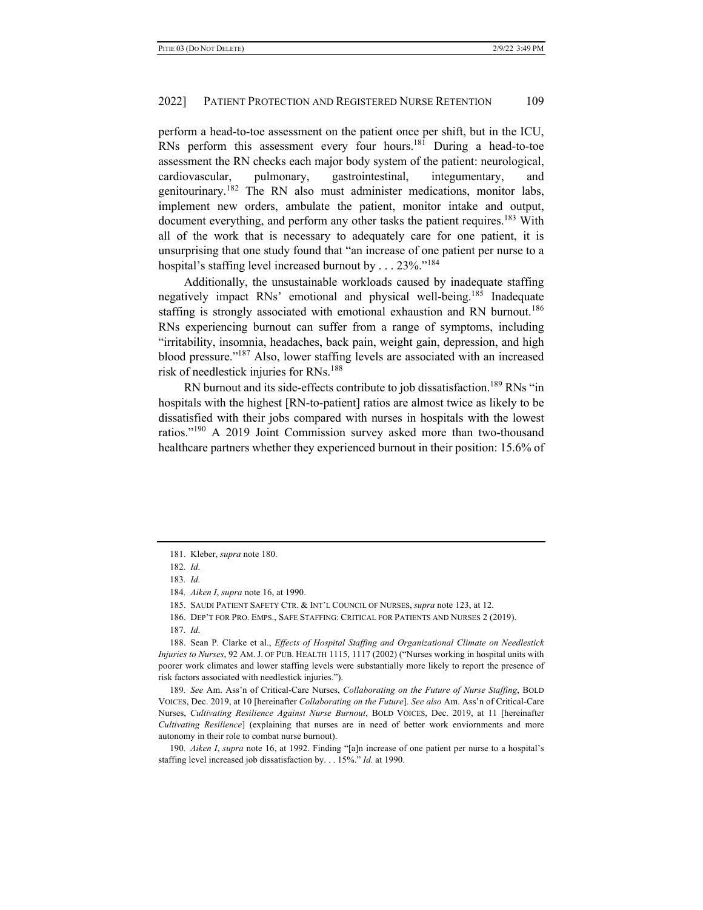perform a head-to-toe assessment on the patient once per shift, but in the ICU, RNs perform this assessment every four hours.[181] During a head-to-toe assessment the RN checks each major body system of the patient: neurological, cardiovascular, pulmonary, gastrointestinal, integumentary, and genitourinary.[182] The RN also must administer medications, monitor labs, implement new orders, ambulate the patient, monitor intake and output, document everything, and perform any other tasks the patient requires.[183] With all of the work that is necessary to adequately care for one patient, it is unsurprising that one study found that "an increase of one patient per nurse to a hospital's staffing level increased burnout by . . . 23%."[184]

Additionally, the unsustainable workloads caused by inadequate staffing negatively impact RNs' emotional and physical well-being.[185] Inadequate staffing is strongly associated with emotional exhaustion and RN burnout.[186] RNs experiencing burnout can suffer from a range of symptoms, including "irritability, insomnia, headaches, back pain, weight gain, depression, and high blood pressure."[187] Also, lower staffing levels are associated with an increased risk of needlestick injuries for RNs.[188]

RN burnout and its side-effects contribute to job dissatisfaction.[189] RNs "in hospitals with the highest [RN-to-patient] ratios are almost twice as likely to be dissatisfied with their jobs compared with nurses in hospitals with the lowest ratios."[190] A 2019 Joint Commission survey asked more than two-thousand healthcare partners whether they experienced burnout in their position: 15.6% of

---

181. Kleber, *supra* note 180.

182. *Id.*

183. *Id.*

184. *Aiken I*, *supra* note 16, at 1990.

185. SAUDI PATIENT SAFETY CTR. & INT'L COUNCIL OF NURSES, *supra* note 123, at 12.

186. DEP'T FOR PRO. EMPS., SAFE STAFFING: CRITICAL FOR PATIENTS AND NURSES 2 (2019).

187. *Id.*

188. Sean P. Clarke et al., *Effects of Hospital Staffing and Organizational Climate on Needlestick Injuries to Nurses*, 92 AM. J. OF PUB. HEALTH 1115, 1117 (2002) ("Nurses working in hospital units with poorer work climates and lower staffing levels were substantially more likely to report the presence of risk factors associated with needlestick injuries.").

189. *See* Am. Ass'n of Critical-Care Nurses, *Collaborating on the Future of Nurse Staffing*, BOLD VOICES, Dec. 2019, at 10 [hereinafter *Collaborating on the Future*]. *See also* Am. Ass'n of Critical-Care Nurses, *Cultivating Resilience Against Nurse Burnout*, BOLD VOICES, Dec. 2019, at 11 [hereinafter *Cultivating Resilience*] (explaining that nurses are in need of better work enviornments and more autonomy in their role to combat nurse burnout).

190. *Aiken I*, *supra* note 16, at 1992. Finding "[a]n increase of one patient per nurse to a hospital's staffing level increased job dissatisfaction by. . . 15%." *Id.* at 1990.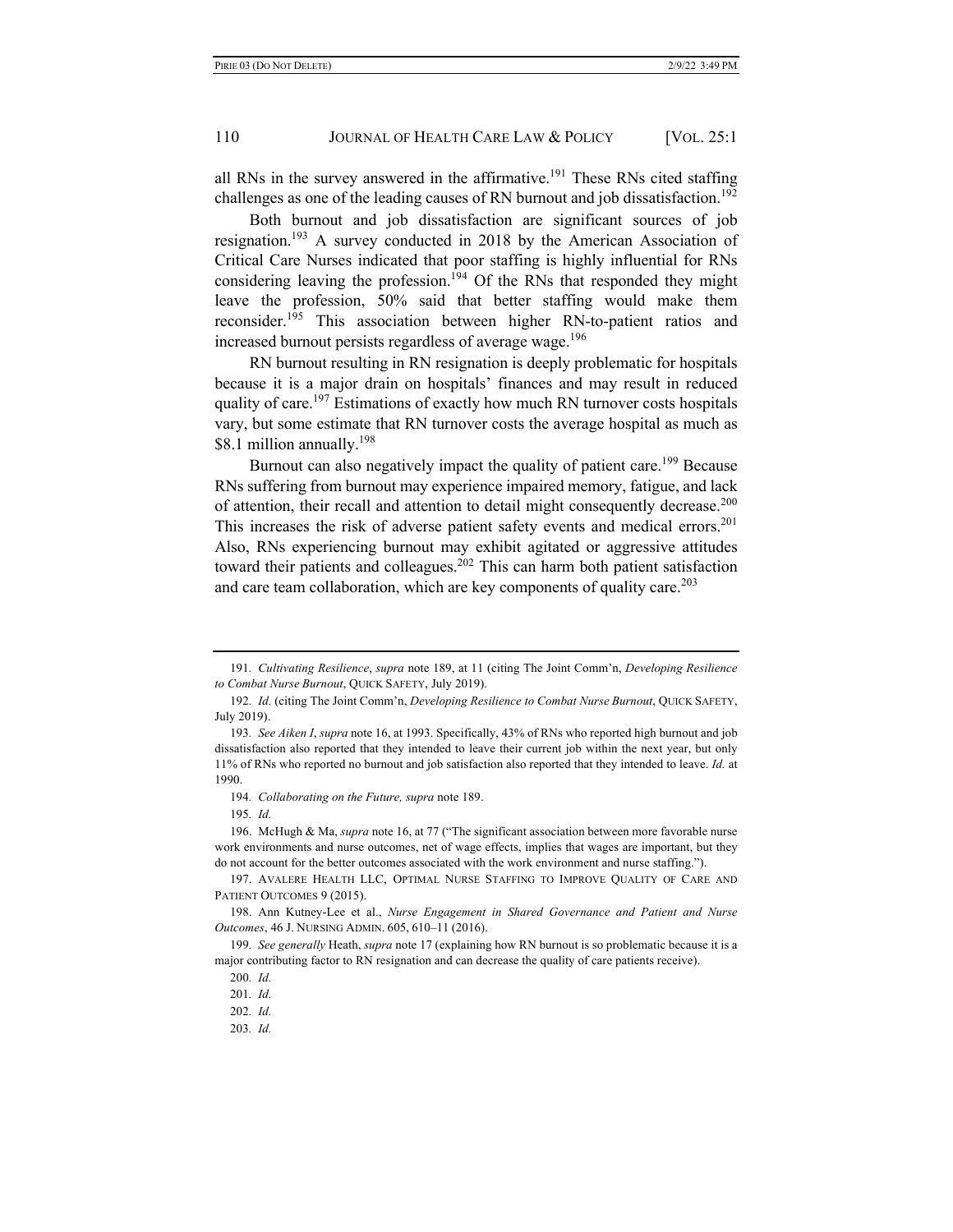all RNs in the survey answered in the affirmative.[191] These RNs cited staffing challenges as one of the leading causes of RN burnout and job dissatisfaction.[192]

Both burnout and job dissatisfaction are significant sources of job resignation.[193] A survey conducted in 2018 by the American Association of Critical Care Nurses indicated that poor staffing is highly influential for RNs considering leaving the profession.[194] Of the RNs that responded they might leave the profession, 50% said that better staffing would make them reconsider.[195] This association between higher RN-to-patient ratios and increased burnout persists regardless of average wage.[196]

RN burnout resulting in RN resignation is deeply problematic for hospitals because it is a major drain on hospitals' finances and may result in reduced quality of care.[197] Estimations of exactly how much RN turnover costs hospitals vary, but some estimate that RN turnover costs the average hospital as much as $8.1 million annually.[198]

Burnout can also negatively impact the quality of patient care.[199] Because RNs suffering from burnout may experience impaired memory, fatigue, and lack of attention, their recall and attention to detail might consequently decrease.[200] This increases the risk of adverse patient safety events and medical errors.[201] Also, RNs experiencing burnout may exhibit agitated or aggressive attitudes toward their patients and colleagues.[202] This can harm both patient satisfaction and care team collaboration, which are key components of quality care.[203]

---

191. *Cultivating Resilience*, *supra* note 189, at 11 (citing The Joint Comm'n, *Developing Resilience to Combat Nurse Burnout*, QUICK SAFETY, July 2019).

192. *Id.* (citing The Joint Comm'n, *Developing Resilience to Combat Nurse Burnout*, QUICK SAFETY, July 2019).

193. *See Aiken I*, *supra* note 16, at 1993. Specifically, 43% of RNs who reported high burnout and job dissatisfaction also reported that they intended to leave their current job within the next year, but only 11% of RNs who reported no burnout and job satisfaction also reported that they intended to leave. *Id.* at 1990.

194. *Collaborating on the Future, supra* note 189.

195. *Id.*

196. McHugh & Ma, *supra* note 16, at 77 ("The significant association between more favorable nurse work environments and nurse outcomes, net of wage effects, implies that wages are important, but they do not account for the better outcomes associated with the work environment and nurse staffing.").

197. AVALERE HEALTH LLC, OPTIMAL NURSE STAFFING TO IMPROVE QUALITY OF CARE AND PATIENT OUTCOMES 9 (2015).

198. Ann Kutney-Lee et al., *Nurse Engagement in Shared Governance and Patient and Nurse Outcomes*, 46 J. NURSING ADMIN. 605, 610–11 (2016).

199. *See generally* Heath, *supra* note 17 (explaining how RN burnout is so problematic because it is a major contributing factor to RN resignation and can decrease the quality of care patients receive).

200. *Id.*

201. *Id.*

202. *Id.*

203. *Id.*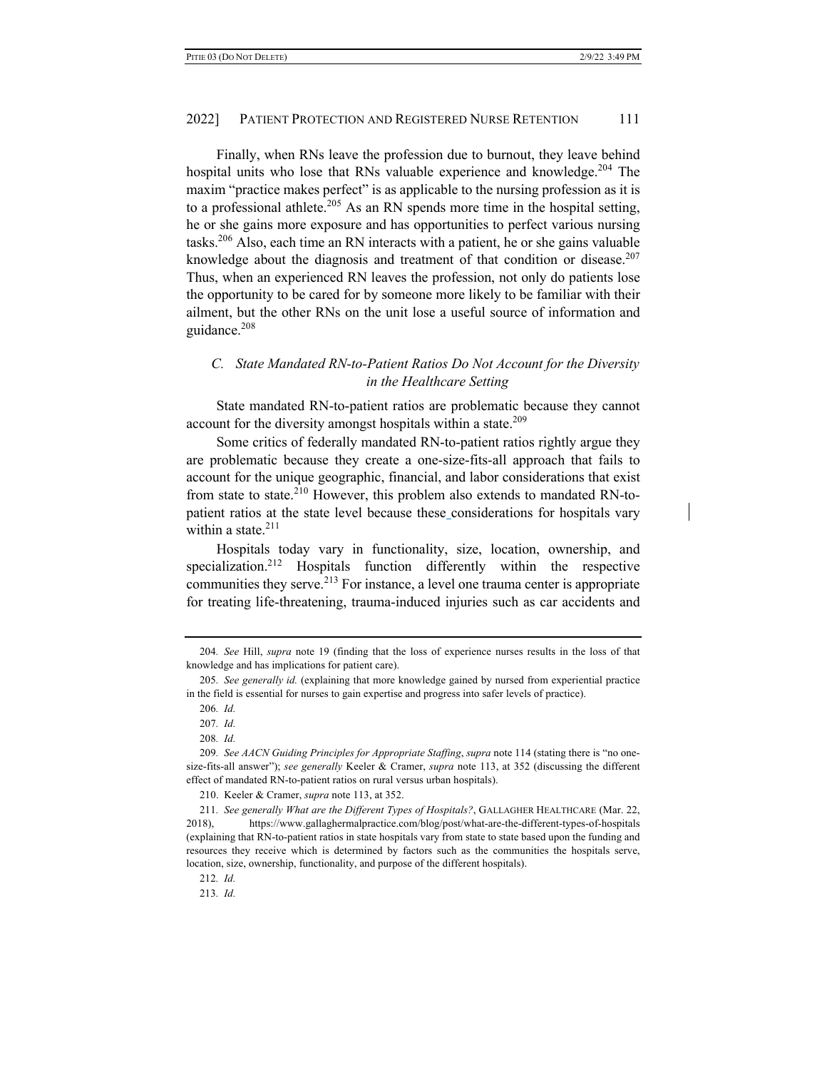Finally, when RNs leave the profession due to burnout, they leave behind hospital units who lose that RNs valuable experience and knowledge.[204] The maxim "practice makes perfect" is as applicable to the nursing profession as it is to a professional athlete.[205] As an RN spends more time in the hospital setting, he or she gains more exposure and has opportunities to perfect various nursing tasks.[206] Also, each time an RN interacts with a patient, he or she gains valuable knowledge about the diagnosis and treatment of that condition or disease.[207] Thus, when an experienced RN leaves the profession, not only do patients lose the opportunity to be cared for by someone more likely to be familiar with their ailment, but the other RNs on the unit lose a useful source of information and guidance.[208]

### *C. State Mandated RN-to-Patient Ratios Do Not Account for the Diversity in the Healthcare Setting*

State mandated RN-to-patient ratios are problematic because they cannot account for the diversity amongst hospitals within a state.[209]

Some critics of federally mandated RN-to-patient ratios rightly argue they are problematic because they create a one-size-fits-all approach that fails to account for the unique geographic, financial, and labor considerations that exist from state to state.[210] However, this problem also extends to mandated RN-to-patient ratios at the state level because these considerations for hospitals vary within a state.[211]

Hospitals today vary in functionality, size, location, ownership, and specialization.[212] Hospitals function differently within the respective communities they serve.[213] For instance, a level one trauma center is appropriate for treating life-threatening, trauma-induced injuries such as car accidents and

---

204. *See* Hill, *supra* note 19 (finding that the loss of experience nurses results in the loss of that knowledge and has implications for patient care).

205. *See generally id.* (explaining that more knowledge gained by nursed from experiential practice in the field is essential for nurses to gain expertise and progress into safer levels of practice).

206. *Id.*

207. *Id.*

208. *Id.*

209. *See AACN Guiding Principles for Appropriate Staffing*, *supra* note 114 (stating there is "no one-size-fits-all answer"); *see generally* Keeler & Cramer, *supra* note 113, at 352 (discussing the different effect of mandated RN-to-patient ratios on rural versus urban hospitals).

210. Keeler & Cramer, *supra* note 113, at 352.

211. *See generally What are the Different Types of Hospitals?*, GALLAGHER HEALTHCARE (Mar. 22, 2018), https://www.gallaghermalpractice.com/blog/post/what-are-the-different-types-of-hospitals (explaining that RN-to-patient ratios in state hospitals vary from state to state based upon the funding and resources they receive which is determined by factors such as the communities the hospitals serve, location, size, ownership, functionality, and purpose of the different hospitals).

212. *Id.*

213. *Id.*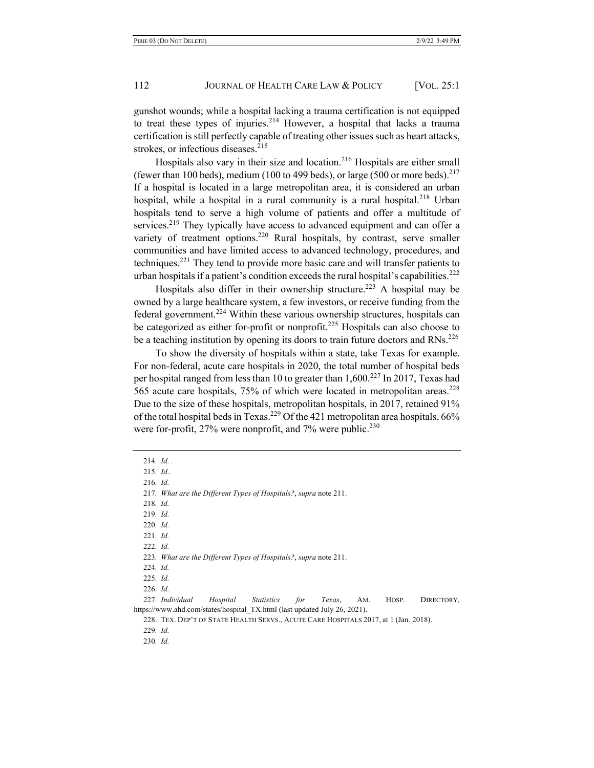gunshot wounds; while a hospital lacking a trauma certification is not equipped to treat these types of injuries.[214] However, a hospital that lacks a trauma certification is still perfectly capable of treating other issues such as heart attacks, strokes, or infectious diseases.[215]

Hospitals also vary in their size and location.[216] Hospitals are either small (fewer than 100 beds), medium (100 to 499 beds), or large (500 or more beds).[217] If a hospital is located in a large metropolitan area, it is considered an urban hospital, while a hospital in a rural community is a rural hospital.[218] Urban hospitals tend to serve a high volume of patients and offer a multitude of services.[219] They typically have access to advanced equipment and can offer a variety of treatment options.[220] Rural hospitals, by contrast, serve smaller communities and have limited access to advanced technology, procedures, and techniques.[221] They tend to provide more basic care and will transfer patients to urban hospitals if a patient's condition exceeds the rural hospital's capabilities.[222]

Hospitals also differ in their ownership structure.[223] A hospital may be owned by a large healthcare system, a few investors, or receive funding from the federal government.[224] Within these various ownership structures, hospitals can be categorized as either for-profit or nonprofit.[225] Hospitals can also choose to be a teaching institution by opening its doors to train future doctors and RNs.[226]

To show the diversity of hospitals within a state, take Texas for example. For non-federal, acute care hospitals in 2020, the total number of hospital beds per hospital ranged from less than 10 to greater than 1,600.[227] In 2017, Texas had 565 acute care hospitals, 75% of which were located in metropolitan areas.[228] Due to the size of these hospitals, metropolitan hospitals, in 2017, retained 91% of the total hospital beds in Texas.[229] Of the 421 metropolitan area hospitals, 66% were for-profit, 27% were nonprofit, and 7% were public.[230]

---

214. *Id.* .

215. *Id.*.

216. *Id.*

217. *What are the Different Types of Hospitals?*, *supra* note 211.

218. *Id.*

219. *Id.*

220. *Id.*

221. *Id.*

222. *Id.*

223. *What are the Different Types of Hospitals?*, *supra* note 211.

224. *Id.*

225. *Id.*

226. *Id.*

227. *Individual Hospital Statistics for Texas*, AM. HOSP. DIRECTORY, https://www.ahd.com/states/hospital_TX.html (last updated July 26, 2021).

228. TEX. DEP'T OF STATE HEALTH SERVS., ACUTE CARE HOSPITALS 2017, at 1 (Jan. 2018).

229. *Id.*

230. *Id.*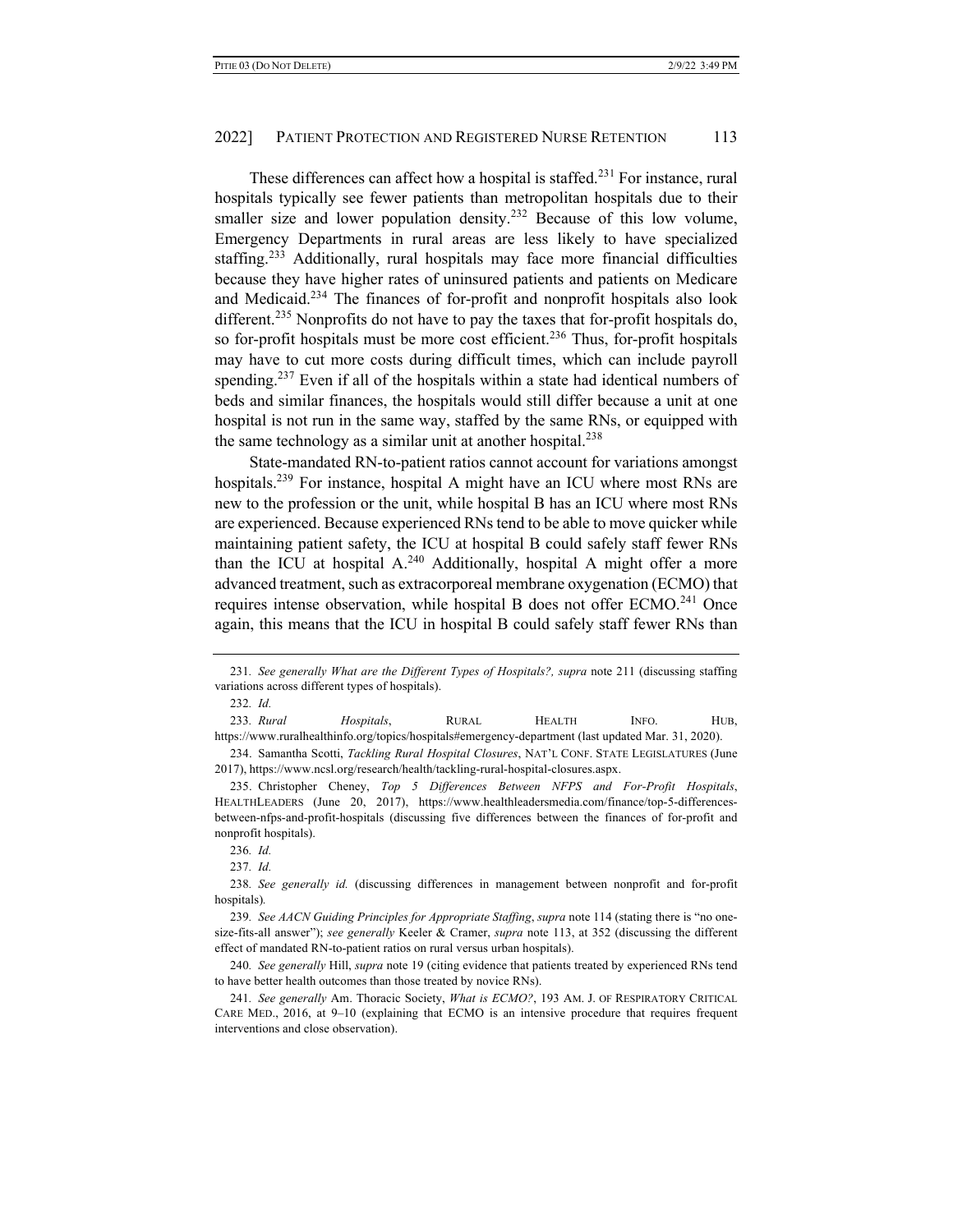These differences can affect how a hospital is staffed.[231] For instance, rural hospitals typically see fewer patients than metropolitan hospitals due to their smaller size and lower population density.[232] Because of this low volume, Emergency Departments in rural areas are less likely to have specialized staffing.[233] Additionally, rural hospitals may face more financial difficulties because they have higher rates of uninsured patients and patients on Medicare and Medicaid.[234] The finances of for-profit and nonprofit hospitals also look different.[235] Nonprofits do not have to pay the taxes that for-profit hospitals do, so for-profit hospitals must be more cost efficient.[236] Thus, for-profit hospitals may have to cut more costs during difficult times, which can include payroll spending.[237] Even if all of the hospitals within a state had identical numbers of beds and similar finances, the hospitals would still differ because a unit at one hospital is not run in the same way, staffed by the same RNs, or equipped with the same technology as a similar unit at another hospital.[238]

State-mandated RN-to-patient ratios cannot account for variations amongst hospitals.[239] For instance, hospital A might have an ICU where most RNs are new to the profession or the unit, while hospital B has an ICU where most RNs are experienced. Because experienced RNs tend to be able to move quicker while maintaining patient safety, the ICU at hospital B could safely staff fewer RNs than the ICU at hospital A.[240] Additionally, hospital A might offer a more advanced treatment, such as extracorporeal membrane oxygenation (ECMO) that requires intense observation, while hospital B does not offer ECMO.[241] Once again, this means that the ICU in hospital B could safely staff fewer RNs than

---

231. *See generally What are the Different Types of Hospitals?*, *supra* note 211 (discussing staffing variations across different types of hospitals).

232. *Id.*

233. *Rural Hospitals*, RURAL HEALTH INFO. HUB, https://www.ruralhealthinfo.org/topics/hospitals#emergency-department (last updated Mar. 31, 2020).

234. Samantha Scotti, *Tackling Rural Hospital Closures*, NAT'L CONF. STATE LEGISLATURES (June 2017), https://www.ncsl.org/research/health/tackling-rural-hospital-closures.aspx.

235. Christopher Cheney, *Top 5 Differences Between NFPS and For-Profit Hospitals*, HEALTHLEADERS (June 20, 2017), https://www.healthleadersmedia.com/finance/top-5-differences-between-nfps-and-profit-hospitals (discussing five differences between the finances of for-profit and nonprofit hospitals).

236. *Id.*

237. *Id.*

238. *See generally id.* (discussing differences in management between nonprofit and for-profit hospitals).

239. *See AACN Guiding Principles for Appropriate Staffing*, *supra* note 114 (stating there is "no one-size-fits-all answer"); *see generally* Keeler & Cramer, *supra* note 113, at 352 (discussing the different effect of mandated RN-to-patient ratios on rural versus urban hospitals).

240. *See generally* Hill, *supra* note 19 (citing evidence that patients treated by experienced RNs tend to have better health outcomes than those treated by novice RNs).

241. *See generally* Am. Thoracic Society, *What is ECMO?*, 193 AM. J. OF RESPIRATORY CRITICAL CARE MED., 2016, at 9–10 (explaining that ECMO is an intensive procedure that requires frequent interventions and close observation).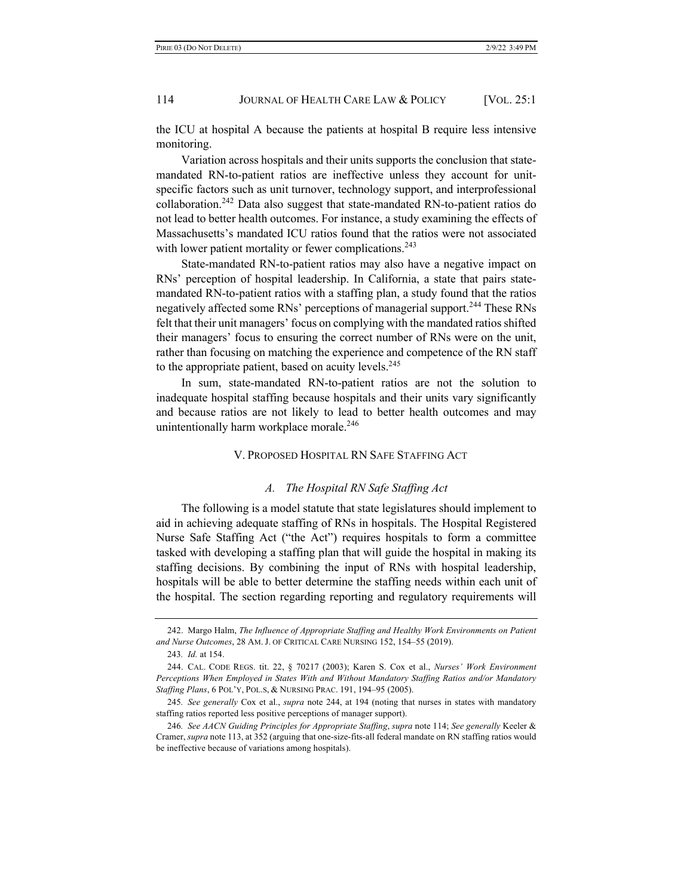the ICU at hospital A because the patients at hospital B require less intensive monitoring.

Variation across hospitals and their units supports the conclusion that state-mandated RN-to-patient ratios are ineffective unless they account for unit-specific factors such as unit turnover, technology support, and interprofessional collaboration.[242] Data also suggest that state-mandated RN-to-patient ratios do not lead to better health outcomes. For instance, a study examining the effects of Massachusetts's mandated ICU ratios found that the ratios were not associated with lower patient mortality or fewer complications.[243]

State-mandated RN-to-patient ratios may also have a negative impact on RNs' perception of hospital leadership. In California, a state that pairs state-mandated RN-to-patient ratios with a staffing plan, a study found that the ratios negatively affected some RNs' perceptions of managerial support.[244] These RNs felt that their unit managers' focus on complying with the mandated ratios shifted their managers' focus to ensuring the correct number of RNs were on the unit, rather than focusing on matching the experience and competence of the RN staff to the appropriate patient, based on acuity levels.[245]

In sum, state-mandated RN-to-patient ratios are not the solution to inadequate hospital staffing because hospitals and their units vary significantly and because ratios are not likely to lead to better health outcomes and may unintentionally harm workplace morale.[246]

## V. Proposed Hospital RN Safe Staffing Act

### *A. The Hospital RN Safe Staffing Act*

The following is a model statute that state legislatures should implement to aid in achieving adequate staffing of RNs in hospitals. The Hospital Registered Nurse Safe Staffing Act ("the Act") requires hospitals to form a committee tasked with developing a staffing plan that will guide the hospital in making its staffing decisions. By combining the input of RNs with hospital leadership, hospitals will be able to better determine the staffing needs within each unit of the hospital. The section regarding reporting and regulatory requirements will

---

242. Margo Halm, *The Influence of Appropriate Staffing and Healthy Work Environments on Patient and Nurse Outcomes*, 28 AM. J. OF CRITICAL CARE NURSING 152, 154–55 (2019).

243. *Id.* at 154.

244. CAL. CODE REGS. tit. 22, § 70217 (2003); Karen S. Cox et al., *Nurses' Work Environment Perceptions When Employed in States With and Without Mandatory Staffing Ratios and/or Mandatory Staffing Plans*, 6 POL'Y, POL.S, & NURSING PRAC. 191, 194–95 (2005).

245. *See generally* Cox et al., *supra* note 244, at 194 (noting that nurses in states with mandatory staffing ratios reported less positive perceptions of manager support).

246. *See AACN Guiding Principles for Appropriate Staffing*, *supra* note 114; *See generally* Keeler & Cramer, *supra* note 113, at 352 (arguing that one-size-fits-all federal mandate on RN staffing ratios would be ineffective because of variations among hospitals).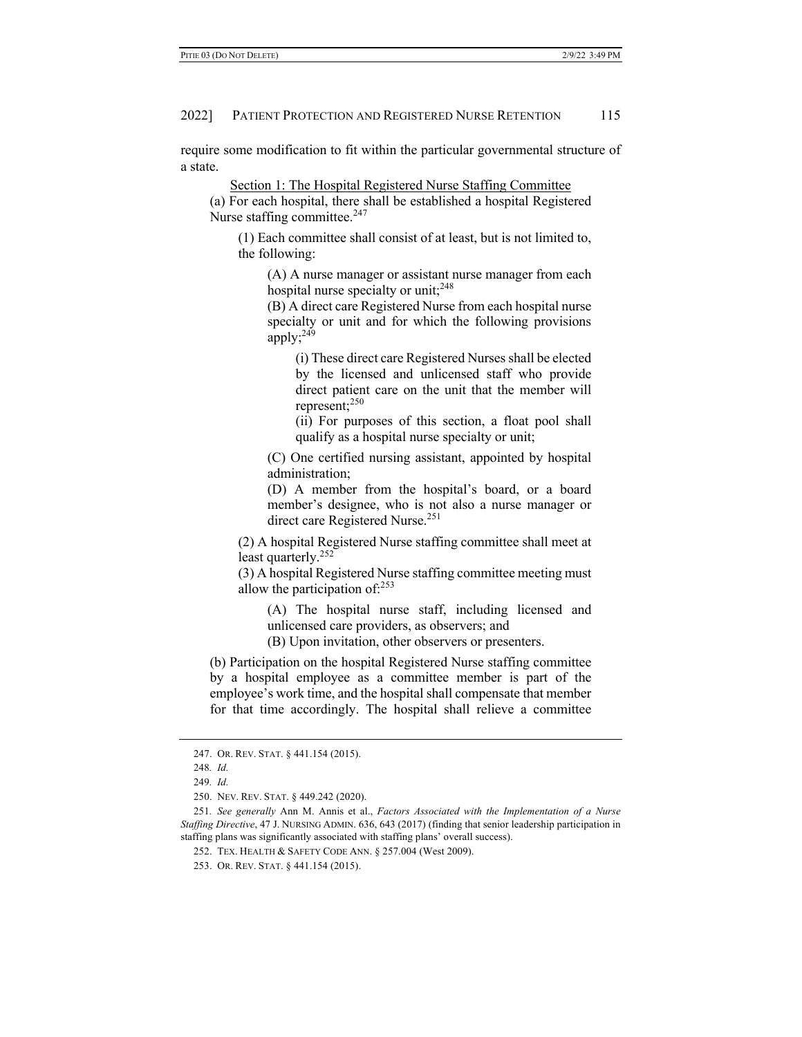require some modification to fit within the particular governmental structure of a state.

Section 1: The Hospital Registered Nurse Staffing Committee

(a) For each hospital, there shall be established a hospital Registered Nurse staffing committee.[247]

> (1) Each committee shall consist of at least, but is not limited to, the following:
>
> > (A) A nurse manager or assistant nurse manager from each hospital nurse specialty or unit;[248]
> >
> > (B) A direct care Registered Nurse from each hospital nurse specialty or unit and for which the following provisions apply;[249]
> >
> > > (i) These direct care Registered Nurses shall be elected by the licensed and unlicensed staff who provide direct patient care on the unit that the member will represent;[250]
> > >
> > > (ii) For purposes of this section, a float pool shall qualify as a hospital nurse specialty or unit;
> >
> > (C) One certified nursing assistant, appointed by hospital administration;
> >
> > (D) A member from the hospital's board, or a board member's designee, who is not also a nurse manager or direct care Registered Nurse.[251]
>
> (2) A hospital Registered Nurse staffing committee shall meet at least quarterly.[252]
>
> (3) A hospital Registered Nurse staffing committee meeting must allow the participation of:[253]
>
> > (A) The hospital nurse staff, including licensed and unlicensed care providers, as observers; and
> >
> > (B) Upon invitation, other observers or presenters.

(b) Participation on the hospital Registered Nurse staffing committee by a hospital employee as a committee member is part of the employee's work time, and the hospital shall compensate that member for that time accordingly. The hospital shall relieve a committee

---

247. OR. REV. STAT. § 441.154 (2015).

248. *Id.*

249. *Id.*

250. NEV. REV. STAT. § 449.242 (2020).

251. *See generally* Ann M. Annis et al., *Factors Associated with the Implementation of a Nurse Staffing Directive*, 47 J. NURSING ADMIN. 636, 643 (2017) (finding that senior leadership participation in staffing plans was significantly associated with staffing plans' overall success).

252. TEX. HEALTH & SAFETY CODE ANN. § 257.004 (West 2009).

253. OR. REV. STAT. § 441.154 (2015).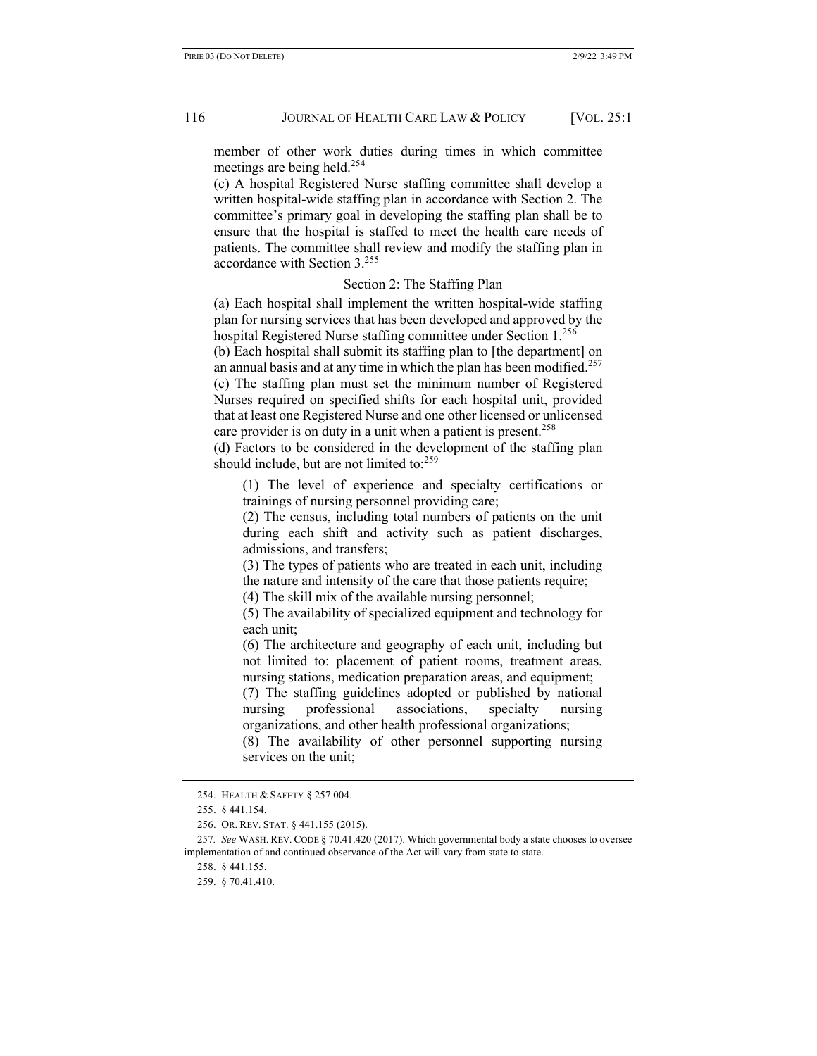member of other work duties during times in which committee meetings are being held.[254]

(c) A hospital Registered Nurse staffing committee shall develop a written hospital-wide staffing plan in accordance with Section 2. The committee's primary goal in developing the staffing plan shall be to ensure that the hospital is staffed to meet the health care needs of patients. The committee shall review and modify the staffing plan in accordance with Section 3.[255]

<u>Section 2: The Staffing Plan</u>

(a) Each hospital shall implement the written hospital-wide staffing plan for nursing services that has been developed and approved by the hospital Registered Nurse staffing committee under Section 1.[256]

(b) Each hospital shall submit its staffing plan to [the department] on an annual basis and at any time in which the plan has been modified.[257]

(c) The staffing plan must set the minimum number of Registered Nurses required on specified shifts for each hospital unit, provided that at least one Registered Nurse and one other licensed or unlicensed care provider is on duty in a unit when a patient is present.[258]

(d) Factors to be considered in the development of the staffing plan should include, but are not limited to:[259]

> (1) The level of experience and specialty certifications or trainings of nursing personnel providing care;
>
> (2) The census, including total numbers of patients on the unit during each shift and activity such as patient discharges, admissions, and transfers;
>
> (3) The types of patients who are treated in each unit, including the nature and intensity of the care that those patients require;
>
> (4) The skill mix of the available nursing personnel;
>
> (5) The availability of specialized equipment and technology for each unit;
>
> (6) The architecture and geography of each unit, including but not limited to: placement of patient rooms, treatment areas, nursing stations, medication preparation areas, and equipment;
>
> (7) The staffing guidelines adopted or published by national nursing professional associations, specialty nursing organizations, and other health professional organizations;
>
> (8) The availability of other personnel supporting nursing services on the unit;

---

254. HEALTH & SAFETY § 257.004.

255. § 441.154.

256. OR. REV. STAT. § 441.155 (2015).

257. *See* WASH. REV. CODE § 70.41.420 (2017). Which governmental body a state chooses to oversee implementation of and continued observance of the Act will vary from state to state.

258. § 441.155.

259. § 70.41.410.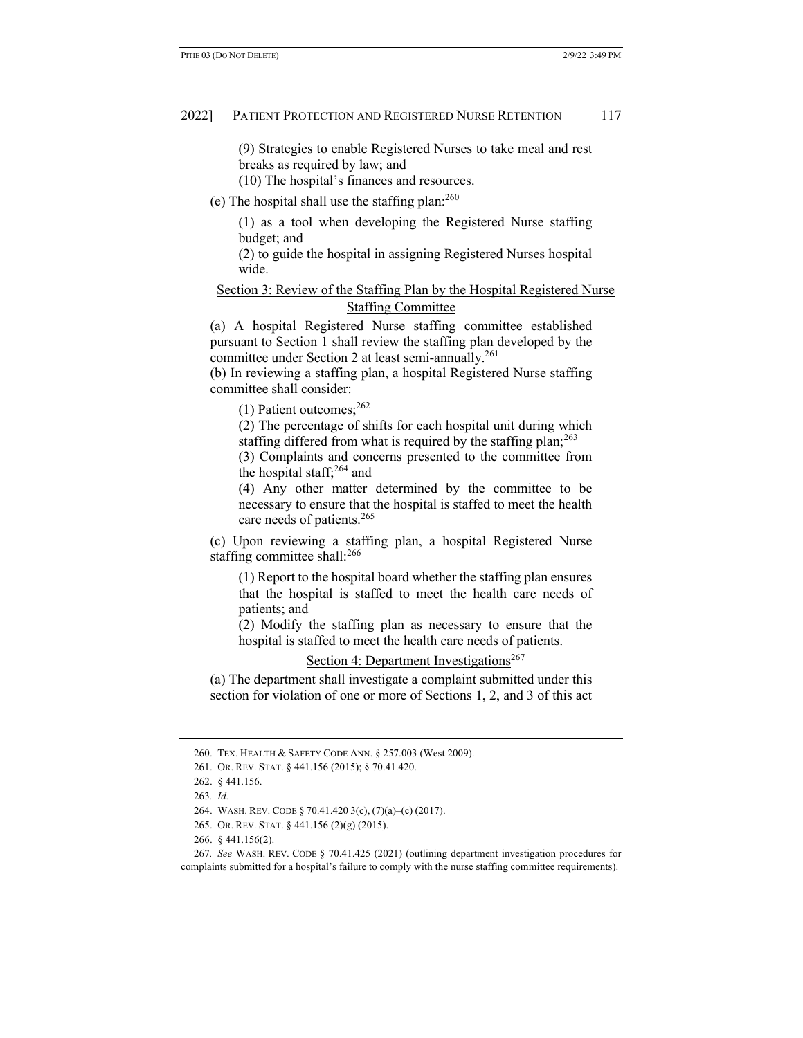(9) Strategies to enable Registered Nurses to take meal and rest breaks as required by law; and

(10) The hospital's finances and resources.

(e) The hospital shall use the staffing plan:[260]

(1) as a tool when developing the Registered Nurse staffing budget; and

(2) to guide the hospital in assigning Registered Nurses hospital wide.

<u>Section 3: Review of the Staffing Plan by the Hospital Registered Nurse Staffing Committee</u>

(a) A hospital Registered Nurse staffing committee established pursuant to Section 1 shall review the staffing plan developed by the committee under Section 2 at least semi-annually.[261]

(b) In reviewing a staffing plan, a hospital Registered Nurse staffing committee shall consider:

(1) Patient outcomes;[262]

(2) The percentage of shifts for each hospital unit during which staffing differed from what is required by the staffing plan;[263]

(3) Complaints and concerns presented to the committee from the hospital staff;[264] and

(4) Any other matter determined by the committee to be necessary to ensure that the hospital is staffed to meet the health care needs of patients.[265]

(c) Upon reviewing a staffing plan, a hospital Registered Nurse staffing committee shall:[266]

(1) Report to the hospital board whether the staffing plan ensures that the hospital is staffed to meet the health care needs of patients; and

(2) Modify the staffing plan as necessary to ensure that the hospital is staffed to meet the health care needs of patients.

<u>Section 4: Department Investigations</u>[267]

(a) The department shall investigate a complaint submitted under this section for violation of one or more of Sections 1, 2, and 3 of this act

---

260. TEX. HEALTH & SAFETY CODE ANN. § 257.003 (West 2009).

261. OR. REV. STAT. § 441.156 (2015); § 70.41.420.

262. § 441.156.

263. *Id.*

264. WASH. REV. CODE § 70.41.420 3(c), (7)(a)–(c) (2017).

265. OR. REV. STAT. § 441.156 (2)(g) (2015).

266. § 441.156(2).

267. *See* WASH. REV. CODE § 70.41.425 (2021) (outlining department investigation procedures for complaints submitted for a hospital's failure to comply with the nurse staffing committee requirements).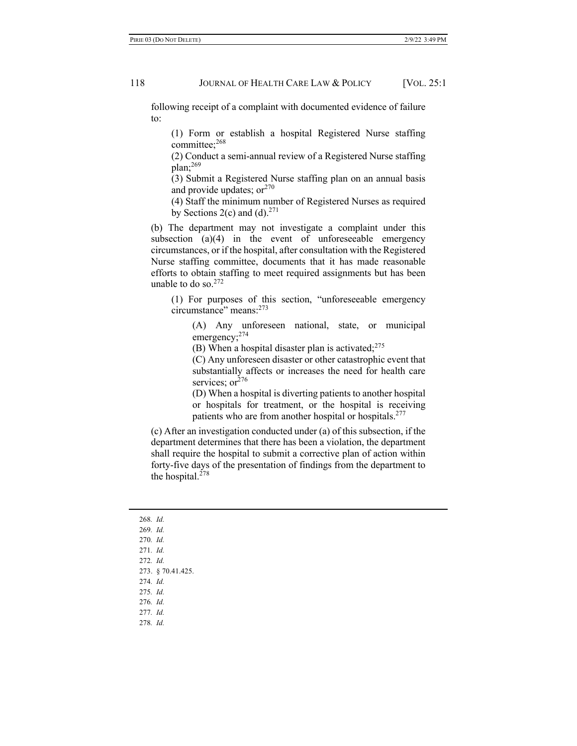following receipt of a complaint with documented evidence of failure to:

> (1) Form or establish a hospital Registered Nurse staffing committee;[268]
>
> (2) Conduct a semi-annual review of a Registered Nurse staffing plan;[269]
>
> (3) Submit a Registered Nurse staffing plan on an annual basis and provide updates; or[270]
>
> (4) Staff the minimum number of Registered Nurses as required by Sections 2(c) and (d).[271]

(b) The department may not investigate a complaint under this subsection (a)(4) in the event of unforeseeable emergency circumstances, or if the hospital, after consultation with the Registered Nurse staffing committee, documents that it has made reasonable efforts to obtain staffing to meet required assignments but has been unable to do so.[272]

> (1) For purposes of this section, "unforeseeable emergency circumstance" means:[273]
>
> > (A) Any unforeseen national, state, or municipal emergency;[274]
> >
> > (B) When a hospital disaster plan is activated;[275]
> >
> > (C) Any unforeseen disaster or other catastrophic event that substantially affects or increases the need for health care services; or[276]
> >
> > (D) When a hospital is diverting patients to another hospital or hospitals for treatment, or the hospital is receiving patients who are from another hospital or hospitals.[277]

(c) After an investigation conducted under (a) of this subsection, if the department determines that there has been a violation, the department shall require the hospital to submit a corrective plan of action within forty-five days of the presentation of findings from the department to the hospital.[278]

---

268. *Id.*
269. *Id.*
270. *Id.*
271. *Id.*
272. *Id.*
273. § 70.41.425.
274. *Id.*
275. *Id.*
276. *Id.*
277. *Id.*
278. *Id.*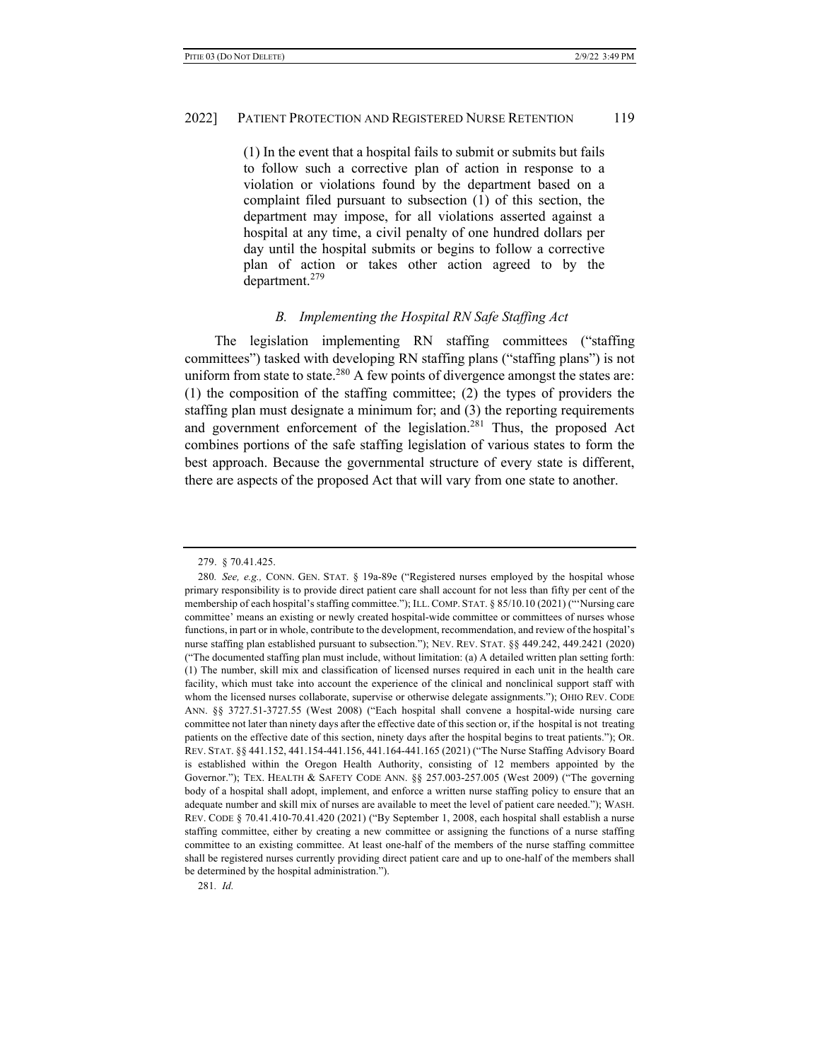> (1) In the event that a hospital fails to submit or submits but fails to follow such a corrective plan of action in response to a violation or violations found by the department based on a complaint filed pursuant to subsection (1) of this section, the department may impose, for all violations asserted against a hospital at any time, a civil penalty of one hundred dollars per day until the hospital submits or begins to follow a corrective plan of action or takes other action agreed to by the department.[279]

### *B. Implementing the Hospital RN Safe Staffing Act*

The legislation implementing RN staffing committees ("staffing committees") tasked with developing RN staffing plans ("staffing plans") is not uniform from state to state.[280] A few points of divergence amongst the states are: (1) the composition of the staffing committee; (2) the types of providers the staffing plan must designate a minimum for; and (3) the reporting requirements and government enforcement of the legislation.[281] Thus, the proposed Act combines portions of the safe staffing legislation of various states to form the best approach. Because the governmental structure of every state is different, there are aspects of the proposed Act that will vary from one state to another.

---

279. § 70.41.425.

280. *See, e.g.,* CONN. GEN. STAT. § 19a-89e ("Registered nurses employed by the hospital whose primary responsibility is to provide direct patient care shall account for not less than fifty per cent of the membership of each hospital's staffing committee."); ILL. COMP. STAT. § 85/10.10 (2021) ("'Nursing care committee' means an existing or newly created hospital-wide committee or committees of nurses whose functions, in part or in whole, contribute to the development, recommendation, and review of the hospital's nurse staffing plan established pursuant to subsection."); NEV. REV. STAT. §§ 449.242, 449.2421 (2020) ("The documented staffing plan must include, without limitation: (a) A detailed written plan setting forth: (1) The number, skill mix and classification of licensed nurses required in each unit in the health care facility, which must take into account the experience of the clinical and nonclinical support staff with whom the licensed nurses collaborate, supervise or otherwise delegate assignments."); OHIO REV. CODE ANN. §§ 3727.51-3727.55 (West 2008) ("Each hospital shall convene a hospital-wide nursing care committee not later than ninety days after the effective date of this section or, if the hospital is not treating patients on the effective date of this section, ninety days after the hospital begins to treat patients."); OR. REV. STAT. §§ 441.152, 441.154-441.156, 441.164-441.165 (2021) ("The Nurse Staffing Advisory Board is established within the Oregon Health Authority, consisting of 12 members appointed by the Governor."); TEX. HEALTH & SAFETY CODE ANN. §§ 257.003-257.005 (West 2009) ("The governing body of a hospital shall adopt, implement, and enforce a written nurse staffing policy to ensure that an adequate number and skill mix of nurses are available to meet the level of patient care needed."); WASH. REV. CODE § 70.41.410-70.41.420 (2021) ("By September 1, 2008, each hospital shall establish a nurse staffing committee, either by creating a new committee or assigning the functions of a nurse staffing committee to an existing committee. At least one-half of the members of the nurse staffing committee shall be registered nurses currently providing direct patient care and up to one-half of the members shall be determined by the hospital administration.").

281. *Id.*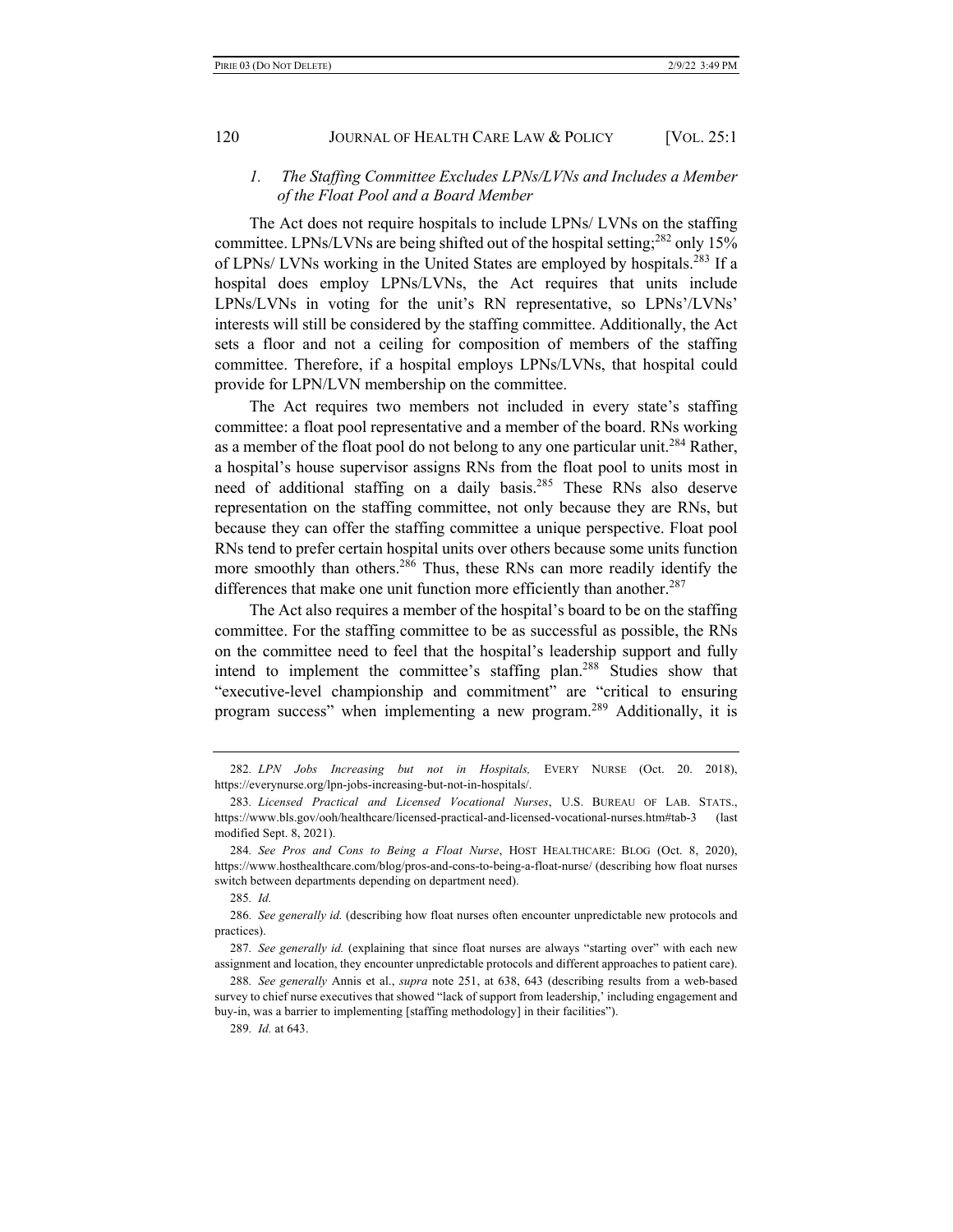*1. The Staffing Committee Excludes LPNs/LVNs and Includes a Member of the Float Pool and a Board Member*

The Act does not require hospitals to include LPNs/ LVNs on the staffing committee. LPNs/LVNs are being shifted out of the hospital setting;[282] only 15% of LPNs/ LVNs working in the United States are employed by hospitals.[283] If a hospital does employ LPNs/LVNs, the Act requires that units include LPNs/LVNs in voting for the unit's RN representative, so LPNs'/LVNs' interests will still be considered by the staffing committee. Additionally, the Act sets a floor and not a ceiling for composition of members of the staffing committee. Therefore, if a hospital employs LPNs/LVNs, that hospital could provide for LPN/LVN membership on the committee.

The Act requires two members not included in every state's staffing committee: a float pool representative and a member of the board. RNs working as a member of the float pool do not belong to any one particular unit.[284] Rather, a hospital's house supervisor assigns RNs from the float pool to units most in need of additional staffing on a daily basis.[285] These RNs also deserve representation on the staffing committee, not only because they are RNs, but because they can offer the staffing committee a unique perspective. Float pool RNs tend to prefer certain hospital units over others because some units function more smoothly than others.[286] Thus, these RNs can more readily identify the differences that make one unit function more efficiently than another.[287]

The Act also requires a member of the hospital's board to be on the staffing committee. For the staffing committee to be as successful as possible, the RNs on the committee need to feel that the hospital's leadership support and fully intend to implement the committee's staffing plan.[288] Studies show that "executive-level championship and commitment" are "critical to ensuring program success" when implementing a new program.[289] Additionally, it is

---

282. *LPN Jobs Increasing but not in Hospitals,* EVERY NURSE (Oct. 20. 2018), https://everynurse.org/lpn-jobs-increasing-but-not-in-hospitals/.

283. *Licensed Practical and Licensed Vocational Nurses*, U.S. BUREAU OF LAB. STATS., https://www.bls.gov/ooh/healthcare/licensed-practical-and-licensed-vocational-nurses.htm#tab-3 (last modified Sept. 8, 2021).

284. *See Pros and Cons to Being a Float Nurse*, HOST HEALTHCARE: BLOG (Oct. 8, 2020), https://www.hosthealthcare.com/blog/pros-and-cons-to-being-a-float-nurse/ (describing how float nurses switch between departments depending on department need).

285. *Id.*

286. *See generally id.* (describing how float nurses often encounter unpredictable new protocols and practices).

287. *See generally id.* (explaining that since float nurses are always "starting over" with each new assignment and location, they encounter unpredictable protocols and different approaches to patient care).

288. *See generally* Annis et al., *supra* note 251, at 638, 643 (describing results from a web-based survey to chief nurse executives that showed "lack of support from leadership,' including engagement and buy-in, was a barrier to implementing [staffing methodology] in their facilities").

289. *Id.* at 643.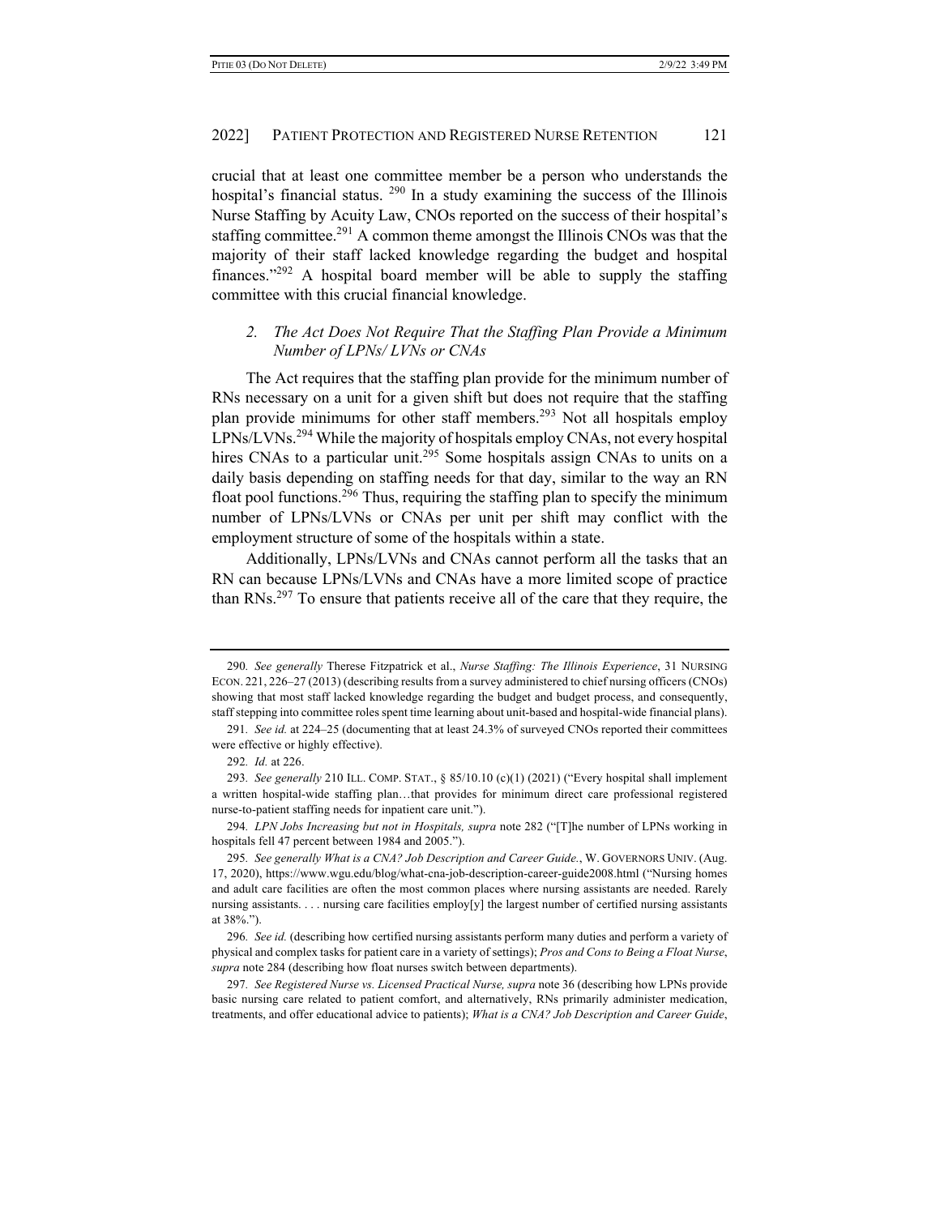crucial that at least one committee member be a person who understands the hospital's financial status. [290] In a study examining the success of the Illinois Nurse Staffing by Acuity Law, CNOs reported on the success of their hospital's staffing committee.[291] A common theme amongst the Illinois CNOs was that the majority of their staff lacked knowledge regarding the budget and hospital finances."[292] A hospital board member will be able to supply the staffing committee with this crucial financial knowledge.

### *2. The Act Does Not Require That the Staffing Plan Provide a Minimum Number of LPNs/ LVNs or CNAs*

The Act requires that the staffing plan provide for the minimum number of RNs necessary on a unit for a given shift but does not require that the staffing plan provide minimums for other staff members.[293] Not all hospitals employ LPNs/LVNs.[294] While the majority of hospitals employ CNAs, not every hospital hires CNAs to a particular unit.[295] Some hospitals assign CNAs to units on a daily basis depending on staffing needs for that day, similar to the way an RN float pool functions.[296] Thus, requiring the staffing plan to specify the minimum number of LPNs/LVNs or CNAs per unit per shift may conflict with the employment structure of some of the hospitals within a state.

Additionally, LPNs/LVNs and CNAs cannot perform all the tasks that an RN can because LPNs/LVNs and CNAs have a more limited scope of practice than RNs.[297] To ensure that patients receive all of the care that they require, the

---

290. *See generally* Therese Fitzpatrick et al., *Nurse Staffing: The Illinois Experience*, 31 NURSING ECON. 221, 226–27 (2013) (describing results from a survey administered to chief nursing officers (CNOs) showing that most staff lacked knowledge regarding the budget and budget process, and consequently, staff stepping into committee roles spent time learning about unit-based and hospital-wide financial plans).

291. *See id.* at 224–25 (documenting that at least 24.3% of surveyed CNOs reported their committees were effective or highly effective).

292. *Id.* at 226.

293. *See generally* 210 ILL. COMP. STAT., § 85/10.10 (c)(1) (2021) ("Every hospital shall implement a written hospital-wide staffing plan…that provides for minimum direct care professional registered nurse-to-patient staffing needs for inpatient care unit.").

294. *LPN Jobs Increasing but not in Hospitals, supra* note 282 ("[T]he number of LPNs working in hospitals fell 47 percent between 1984 and 2005.").

295. *See generally What is a CNA? Job Description and Career Guide.*, W. GOVERNORS UNIV. (Aug. 17, 2020), https://www.wgu.edu/blog/what-cna-job-description-career-guide2008.html ("Nursing homes and adult care facilities are often the most common places where nursing assistants are needed. Rarely nursing assistants. . . . nursing care facilities employ[y] the largest number of certified nursing assistants at 38%.").

296. *See id.* (describing how certified nursing assistants perform many duties and perform a variety of physical and complex tasks for patient care in a variety of settings); *Pros and Cons to Being a Float Nurse*, *supra* note 284 (describing how float nurses switch between departments).

297. *See Registered Nurse vs. Licensed Practical Nurse, supra* note 36 (describing how LPNs provide basic nursing care related to patient comfort, and alternatively, RNs primarily administer medication, treatments, and offer educational advice to patients); *What is a CNA? Job Description and Career Guide*,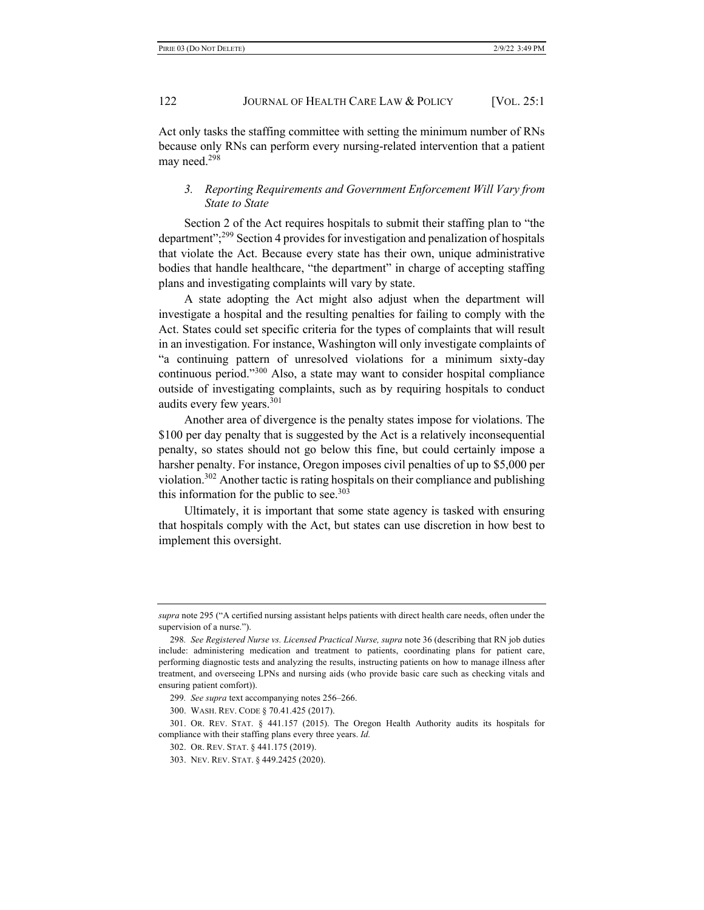Act only tasks the staffing committee with setting the minimum number of RNs because only RNs can perform every nursing-related intervention that a patient may need.[298]

### *3. Reporting Requirements and Government Enforcement Will Vary from State to State*

Section 2 of the Act requires hospitals to submit their staffing plan to "the department";[299] Section 4 provides for investigation and penalization of hospitals that violate the Act. Because every state has their own, unique administrative bodies that handle healthcare, "the department" in charge of accepting staffing plans and investigating complaints will vary by state.

A state adopting the Act might also adjust when the department will investigate a hospital and the resulting penalties for failing to comply with the Act. States could set specific criteria for the types of complaints that will result in an investigation. For instance, Washington will only investigate complaints of "a continuing pattern of unresolved violations for a minimum sixty-day continuous period."[300] Also, a state may want to consider hospital compliance outside of investigating complaints, such as by requiring hospitals to conduct audits every few years.[301]

Another area of divergence is the penalty states impose for violations. The $100 per day penalty that is suggested by the Act is a relatively inconsequential penalty, so states should not go below this fine, but could certainly impose a harsher penalty. For instance, Oregon imposes civil penalties of up to $5,000 per violation.[302] Another tactic is rating hospitals on their compliance and publishing this information for the public to see.[303]

Ultimately, it is important that some state agency is tasked with ensuring that hospitals comply with the Act, but states can use discretion in how best to implement this oversight.

---

*supra* note 295 ("A certified nursing assistant helps patients with direct health care needs, often under the supervision of a nurse.").

298. *See Registered Nurse vs. Licensed Practical Nurse, supra* note 36 (describing that RN job duties include: administering medication and treatment to patients, coordinating plans for patient care, performing diagnostic tests and analyzing the results, instructing patients on how to manage illness after treatment, and overseeing LPNs and nursing aids (who provide basic care such as checking vitals and ensuring patient comfort)).

299. *See supra* text accompanying notes 256–266.

300. WASH. REV. CODE § 70.41.425 (2017).

301. OR. REV. STAT. § 441.157 (2015). The Oregon Health Authority audits its hospitals for compliance with their staffing plans every three years. *Id.*

302. OR. REV. STAT. § 441.175 (2019).

303. NEV. REV. STAT. § 449.2425 (2020).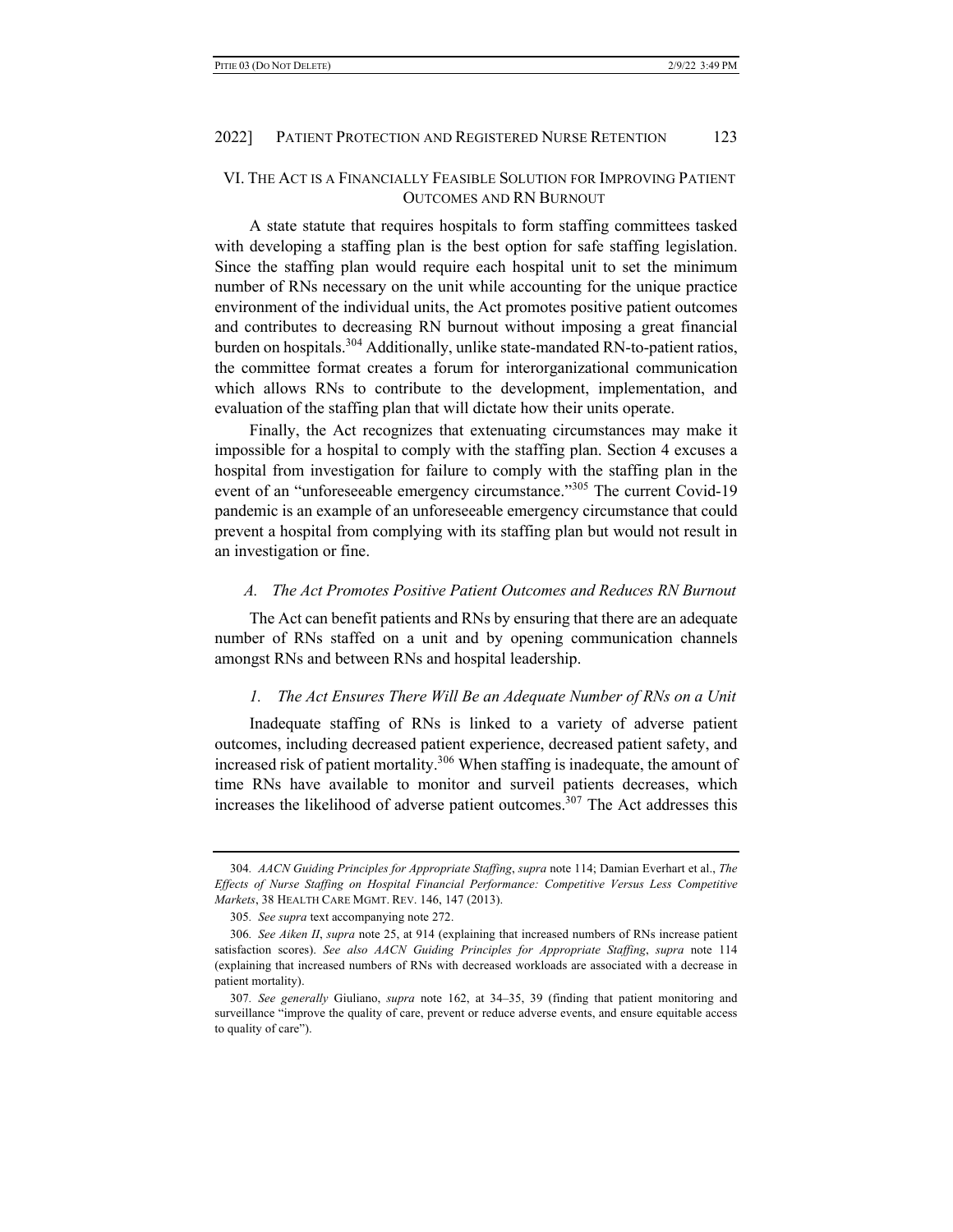## VI. The Act is a Financially Feasible Solution for Improving Patient Outcomes and RN Burnout

A state statute that requires hospitals to form staffing committees tasked with developing a staffing plan is the best option for safe staffing legislation. Since the staffing plan would require each hospital unit to set the minimum number of RNs necessary on the unit while accounting for the unique practice environment of the individual units, the Act promotes positive patient outcomes and contributes to decreasing RN burnout without imposing a great financial burden on hospitals.[304] Additionally, unlike state-mandated RN-to-patient ratios, the committee format creates a forum for interorganizational communication which allows RNs to contribute to the development, implementation, and evaluation of the staffing plan that will dictate how their units operate.

Finally, the Act recognizes that extenuating circumstances may make it impossible for a hospital to comply with the staffing plan. Section 4 excuses a hospital from investigation for failure to comply with the staffing plan in the event of an "unforeseeable emergency circumstance."[305] The current Covid-19 pandemic is an example of an unforeseeable emergency circumstance that could prevent a hospital from complying with its staffing plan but would not result in an investigation or fine.

### *A. The Act Promotes Positive Patient Outcomes and Reduces RN Burnout*

The Act can benefit patients and RNs by ensuring that there are an adequate number of RNs staffed on a unit and by opening communication channels amongst RNs and between RNs and hospital leadership.

#### *1. The Act Ensures There Will Be an Adequate Number of RNs on a Unit*

Inadequate staffing of RNs is linked to a variety of adverse patient outcomes, including decreased patient experience, decreased patient safety, and increased risk of patient mortality.[306] When staffing is inadequate, the amount of time RNs have available to monitor and surveil patients decreases, which increases the likelihood of adverse patient outcomes.[307] The Act addresses this

---

304. *AACN Guiding Principles for Appropriate Staffing*, *supra* note 114; Damian Everhart et al., *The Effects of Nurse Staffing on Hospital Financial Performance: Competitive Versus Less Competitive Markets*, 38 HEALTH CARE MGMT. REV. 146, 147 (2013).

305. *See supra* text accompanying note 272.

306. *See Aiken II*, *supra* note 25, at 914 (explaining that increased numbers of RNs increase patient satisfaction scores). *See also AACN Guiding Principles for Appropriate Staffing*, *supra* note 114 (explaining that increased numbers of RNs with decreased workloads are associated with a decrease in patient mortality).

307. *See generally* Giuliano, *supra* note 162, at 34–35, 39 (finding that patient monitoring and surveillance "improve the quality of care, prevent or reduce adverse events, and ensure equitable access to quality of care").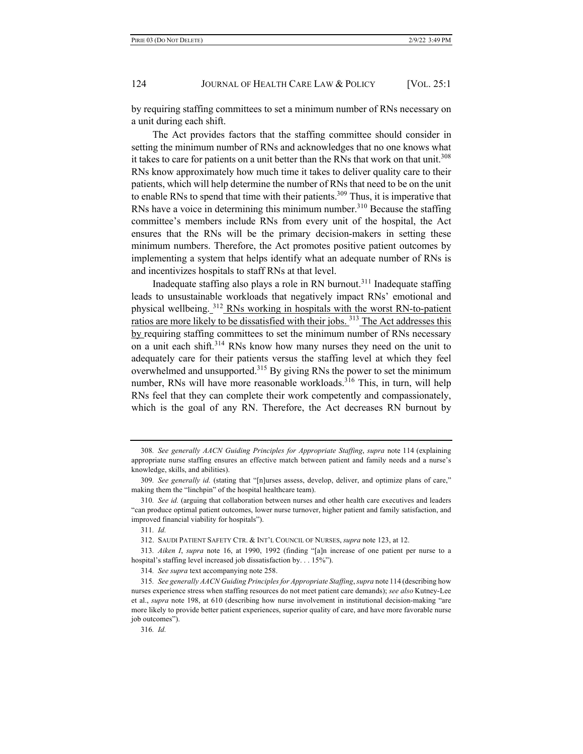by requiring staffing committees to set a minimum number of RNs necessary on a unit during each shift.

The Act provides factors that the staffing committee should consider in setting the minimum number of RNs and acknowledges that no one knows what it takes to care for patients on a unit better than the RNs that work on that unit.[308] RNs know approximately how much time it takes to deliver quality care to their patients, which will help determine the number of RNs that need to be on the unit to enable RNs to spend that time with their patients.[309] Thus, it is imperative that RNs have a voice in determining this minimum number.[310] Because the staffing committee's members include RNs from every unit of the hospital, the Act ensures that the RNs will be the primary decision-makers in setting these minimum numbers. Therefore, the Act promotes positive patient outcomes by implementing a system that helps identify what an adequate number of RNs is and incentivizes hospitals to staff RNs at that level.

Inadequate staffing also plays a role in RN burnout.[311] Inadequate staffing leads to unsustainable workloads that negatively impact RNs' emotional and physical wellbeing.[312] RNs working in hospitals with the worst RN-to-patient ratios are more likely to be dissatisfied with their jobs.[313] The Act addresses this by requiring staffing committees to set the minimum number of RNs necessary on a unit each shift.[314] RNs know how many nurses they need on the unit to adequately care for their patients versus the staffing level at which they feel overwhelmed and unsupported.[315] By giving RNs the power to set the minimum number, RNs will have more reasonable workloads.[316] This, in turn, will help RNs feel that they can complete their work competently and compassionately, which is the goal of any RN. Therefore, the Act decreases RN burnout by

---

308. *See generally AACN Guiding Principles for Appropriate Staffing*, *supra* note 114 (explaining appropriate nurse staffing ensures an effective match between patient and family needs and a nurse's knowledge, skills, and abilities).

309. *See generally id.* (stating that "[n]urses assess, develop, deliver, and optimize plans of care," making them the "linchpin" of the hospital healthcare team).

310. *See id.* (arguing that collaboration between nurses and other health care executives and leaders "can produce optimal patient outcomes, lower nurse turnover, higher patient and family satisfaction, and improved financial viability for hospitals").

311. *Id.*

312. SAUDI PATIENT SAFETY CTR. & INT'L COUNCIL OF NURSES, *supra* note 123, at 12.

313. *Aiken I*, *supra* note 16, at 1990, 1992 (finding "[a]n increase of one patient per nurse to a hospital's staffing level increased job dissatisfaction by. . . 15%").

314. *See supra* text accompanying note 258.

315. *See generally AACN Guiding Principles for Appropriate Staffing*, *supra* note 114 (describing how nurses experience stress when staffing resources do not meet patient care demands); *see also* Kutney-Lee et al., *supra* note 198, at 610 (describing how nurse involvement in institutional decision-making "are more likely to provide better patient experiences, superior quality of care, and have more favorable nurse job outcomes").

316. *Id.*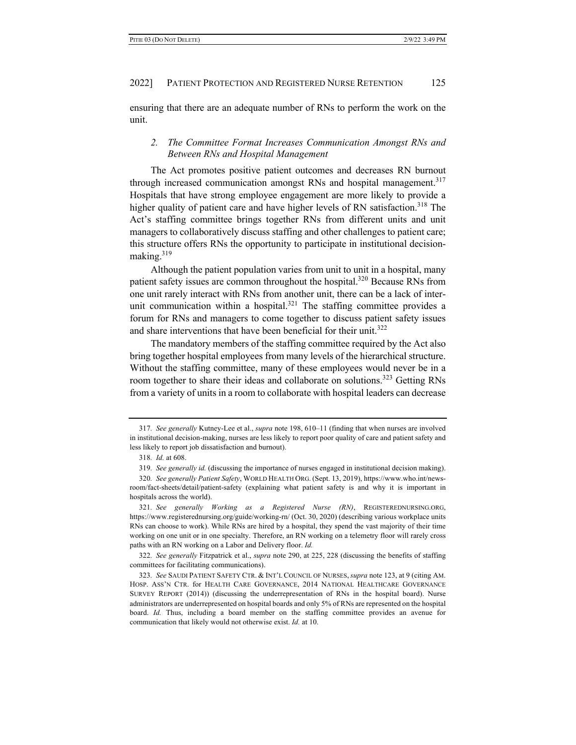ensuring that there are an adequate number of RNs to perform the work on the unit.

### *2. The Committee Format Increases Communication Amongst RNs and Between RNs and Hospital Management*

The Act promotes positive patient outcomes and decreases RN burnout through increased communication amongst RNs and hospital management.[317] Hospitals that have strong employee engagement are more likely to provide a higher quality of patient care and have higher levels of RN satisfaction.[318] The Act's staffing committee brings together RNs from different units and unit managers to collaboratively discuss staffing and other challenges to patient care; this structure offers RNs the opportunity to participate in institutional decision-making.[319]

Although the patient population varies from unit to unit in a hospital, many patient safety issues are common throughout the hospital.[320] Because RNs from one unit rarely interact with RNs from another unit, there can be a lack of inter-unit communication within a hospital.[321] The staffing committee provides a forum for RNs and managers to come together to discuss patient safety issues and share interventions that have been beneficial for their unit.[322]

The mandatory members of the staffing committee required by the Act also bring together hospital employees from many levels of the hierarchical structure. Without the staffing committee, many of these employees would never be in a room together to share their ideas and collaborate on solutions.[323] Getting RNs from a variety of units in a room to collaborate with hospital leaders can decrease

---

317. *See generally* Kutney-Lee et al., *supra* note 198, 610–11 (finding that when nurses are involved in institutional decision-making, nurses are less likely to report poor quality of care and patient safety and less likely to report job dissatisfaction and burnout).

318. *Id.* at 608.

319. *See generally id.* (discussing the importance of nurses engaged in institutional decision making).

320. *See generally Patient Safety*, WORLD HEALTH ORG. (Sept. 13, 2019), https://www.who.int/news-room/fact-sheets/detail/patient-safety (explaining what patient safety is and why it is important in hospitals across the world).

321. *See generally Working as a Registered Nurse (RN)*, REGISTEREDNURSING.ORG, https://www.registerednursing.org/guide/working-rn/ (Oct. 30, 2020) (describing various workplace units RNs can choose to work). While RNs are hired by a hospital, they spend the vast majority of their time working on one unit or in one specialty. Therefore, an RN working on a telemetry floor will rarely cross paths with an RN working on a Labor and Delivery floor. *Id.*

322. *See generally* Fitzpatrick et al., *supra* note 290, at 225, 228 (discussing the benefits of staffing committees for facilitating communications).

323. *See* SAUDI PATIENT SAFETY CTR. & INT'L COUNCIL OF NURSES, *supra* note 123, at 9 (citing AM. HOSP. ASS'N CTR. for HEALTH CARE GOVERNANCE, 2014 NATIONAL HEALTHCARE GOVERNANCE SURVEY REPORT (2014)) (discussing the underrepresentation of RNs in the hospital board). Nurse administrators are underrepresented on hospital boards and only 5% of RNs are represented on the hospital board. *Id.* Thus, including a board member on the staffing committee provides an avenue for communication that likely would not otherwise exist. *Id.* at 10.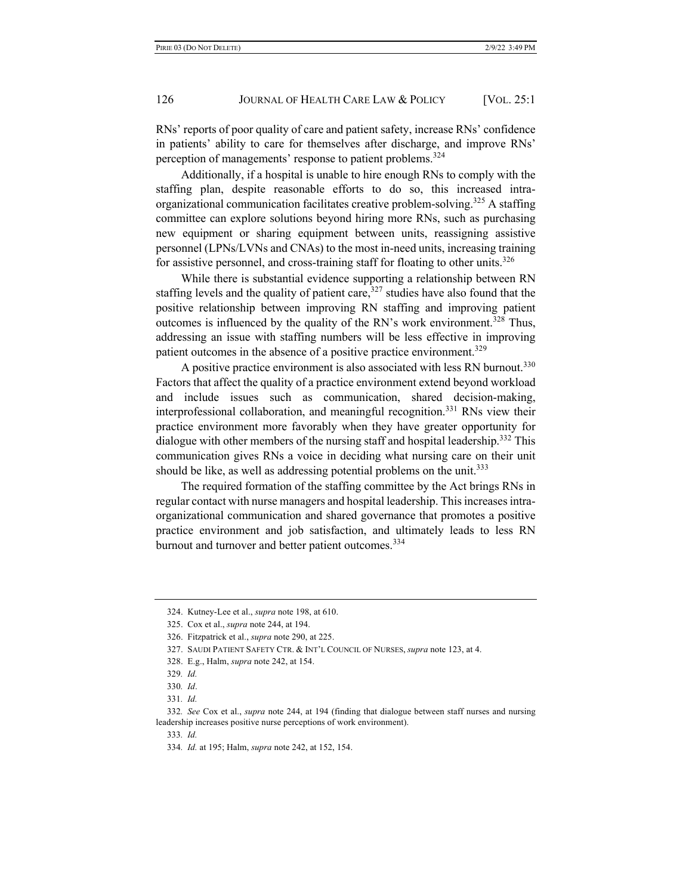RNs' reports of poor quality of care and patient safety, increase RNs' confidence in patients' ability to care for themselves after discharge, and improve RNs' perception of managements' response to patient problems.[324]

Additionally, if a hospital is unable to hire enough RNs to comply with the staffing plan, despite reasonable efforts to do so, this increased intra-organizational communication facilitates creative problem-solving.[325] A staffing committee can explore solutions beyond hiring more RNs, such as purchasing new equipment or sharing equipment between units, reassigning assistive personnel (LPNs/LVNs and CNAs) to the most in-need units, increasing training for assistive personnel, and cross-training staff for floating to other units.[326]

While there is substantial evidence supporting a relationship between RN staffing levels and the quality of patient care,[327] studies have also found that the positive relationship between improving RN staffing and improving patient outcomes is influenced by the quality of the RN's work environment.[328] Thus, addressing an issue with staffing numbers will be less effective in improving patient outcomes in the absence of a positive practice environment.[329]

A positive practice environment is also associated with less RN burnout.[330] Factors that affect the quality of a practice environment extend beyond workload and include issues such as communication, shared decision-making, interprofessional collaboration, and meaningful recognition.[331] RNs view their practice environment more favorably when they have greater opportunity for dialogue with other members of the nursing staff and hospital leadership.[332] This communication gives RNs a voice in deciding what nursing care on their unit should be like, as well as addressing potential problems on the unit.[333]

The required formation of the staffing committee by the Act brings RNs in regular contact with nurse managers and hospital leadership. This increases intra-organizational communication and shared governance that promotes a positive practice environment and job satisfaction, and ultimately leads to less RN burnout and turnover and better patient outcomes.[334]

---

324. Kutney-Lee et al., *supra* note 198, at 610.

325. Cox et al., *supra* note 244, at 194.

326. Fitzpatrick et al., *supra* note 290, at 225.

327. SAUDI PATIENT SAFETY CTR. & INT'L COUNCIL OF NURSES, *supra* note 123, at 4.

328. E.g., Halm, *supra* note 242, at 154.

329. *Id.*

330. *Id*.

331. *Id.*

332. *See* Cox et al., *supra* note 244, at 194 (finding that dialogue between staff nurses and nursing leadership increases positive nurse perceptions of work environment).

333. *Id.*

334. *Id.* at 195; Halm, *supra* note 242, at 152, 154.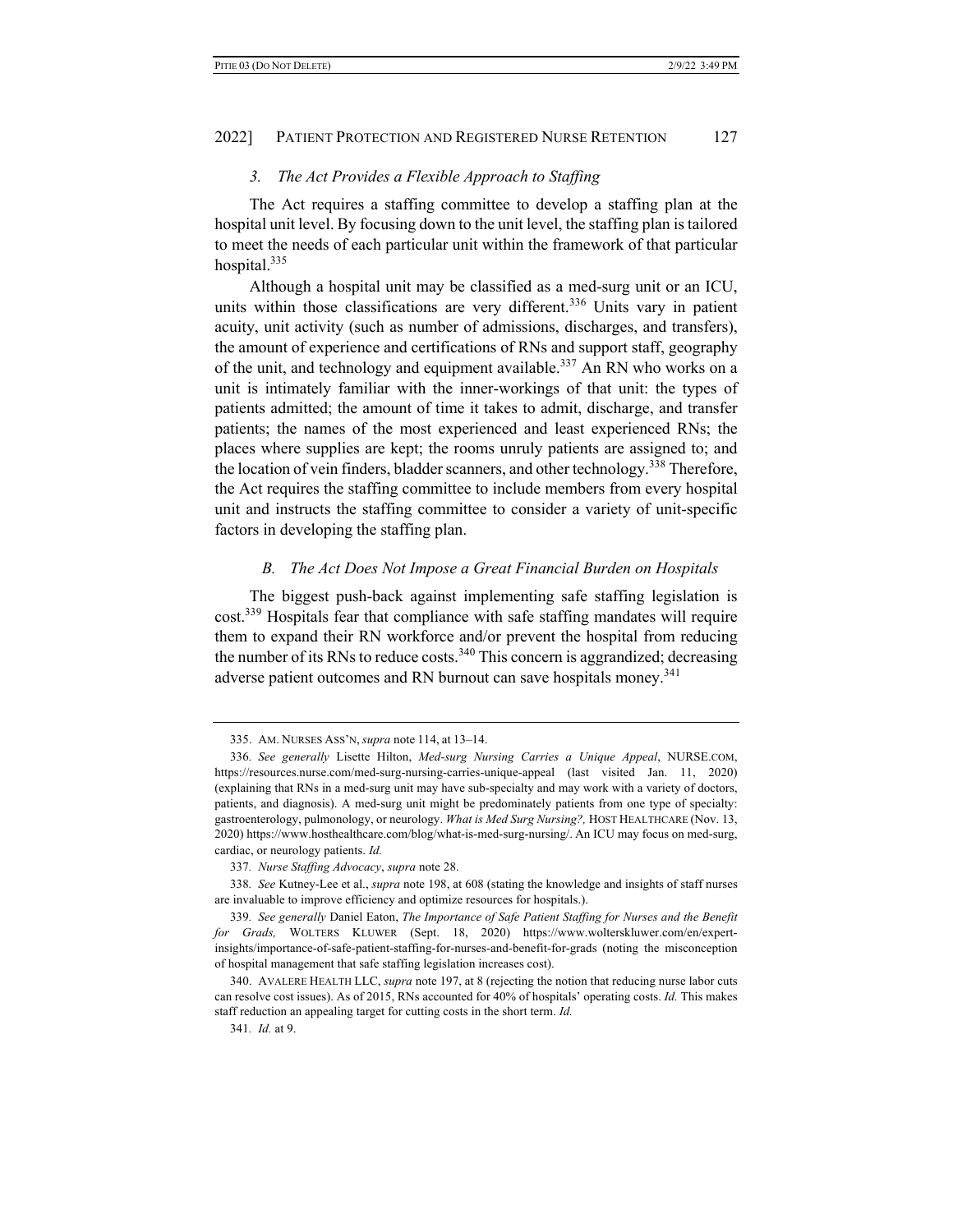### *3. The Act Provides a Flexible Approach to Staffing*

The Act requires a staffing committee to develop a staffing plan at the hospital unit level. By focusing down to the unit level, the staffing plan is tailored to meet the needs of each particular unit within the framework of that particular hospital.[335]

Although a hospital unit may be classified as a med-surg unit or an ICU, units within those classifications are very different.[336] Units vary in patient acuity, unit activity (such as number of admissions, discharges, and transfers), the amount of experience and certifications of RNs and support staff, geography of the unit, and technology and equipment available.[337] An RN who works on a unit is intimately familiar with the inner-workings of that unit: the types of patients admitted; the amount of time it takes to admit, discharge, and transfer patients; the names of the most experienced and least experienced RNs; the places where supplies are kept; the rooms unruly patients are assigned to; and the location of vein finders, bladder scanners, and other technology.[338] Therefore, the Act requires the staffing committee to include members from every hospital unit and instructs the staffing committee to consider a variety of unit-specific factors in developing the staffing plan.

## *B. The Act Does Not Impose a Great Financial Burden on Hospitals*

The biggest push-back against implementing safe staffing legislation is cost.[339] Hospitals fear that compliance with safe staffing mandates will require them to expand their RN workforce and/or prevent the hospital from reducing the number of its RNs to reduce costs.[340] This concern is aggrandized; decreasing adverse patient outcomes and RN burnout can save hospitals money.[341]

---

335. AM. NURSES ASS'N, *supra* note 114, at 13–14.

336. *See generally* Lisette Hilton, *Med-surg Nursing Carries a Unique Appeal*, NURSE.COM, https://resources.nurse.com/med-surg-nursing-carries-unique-appeal (last visited Jan. 11, 2020) (explaining that RNs in a med-surg unit may have sub-specialty and may work with a variety of doctors, patients, and diagnosis). A med-surg unit might be predominately patients from one type of specialty: gastroenterology, pulmonology, or neurology. *What is Med Surg Nursing?,* HOST HEALTHCARE (Nov. 13, 2020) https://www.hosthealthcare.com/blog/what-is-med-surg-nursing/. An ICU may focus on med-surg, cardiac, or neurology patients. *Id.*

337. *Nurse Staffing Advocacy*, *supra* note 28.

338. *See* Kutney-Lee et al., *supra* note 198, at 608 (stating the knowledge and insights of staff nurses are invaluable to improve efficiency and optimize resources for hospitals.).

339. *See generally* Daniel Eaton, *The Importance of Safe Patient Staffing for Nurses and the Benefit for Grads,* WOLTERS KLUWER (Sept. 18, 2020) https://www.wolterskluwer.com/en/expert-insights/importance-of-safe-patient-staffing-for-nurses-and-benefit-for-grads (noting the misconception of hospital management that safe staffing legislation increases cost).

340. AVALERE HEALTH LLC, *supra* note 197, at 8 (rejecting the notion that reducing nurse labor cuts can resolve cost issues). As of 2015, RNs accounted for 40% of hospitals' operating costs. *Id.* This makes staff reduction an appealing target for cutting costs in the short term. *Id.*

341. *Id.* at 9.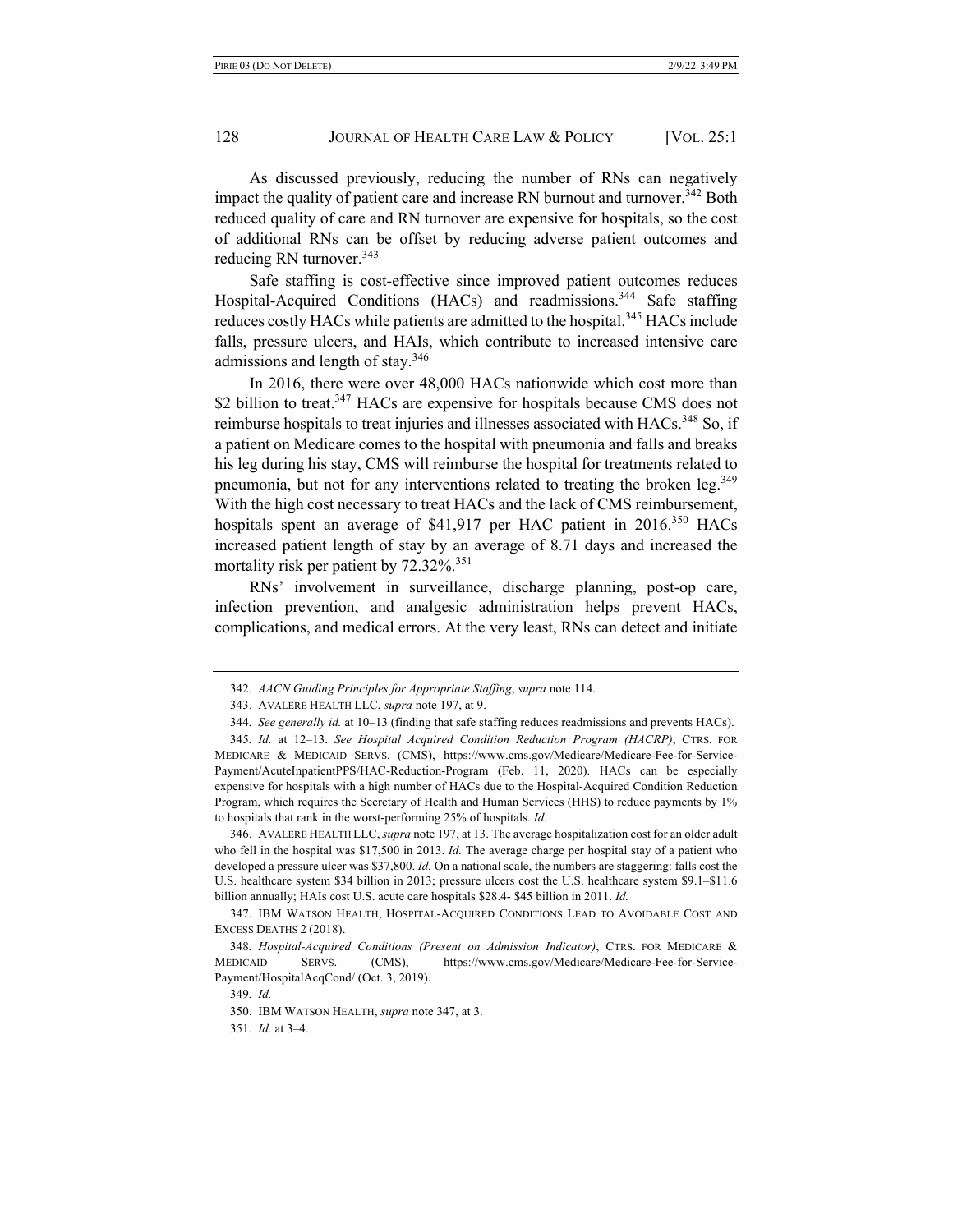As discussed previously, reducing the number of RNs can negatively impact the quality of patient care and increase RN burnout and turnover.[342] Both reduced quality of care and RN turnover are expensive for hospitals, so the cost of additional RNs can be offset by reducing adverse patient outcomes and reducing RN turnover.[343]

Safe staffing is cost-effective since improved patient outcomes reduces Hospital-Acquired Conditions (HACs) and readmissions.[344] Safe staffing reduces costly HACs while patients are admitted to the hospital.[345] HACs include falls, pressure ulcers, and HAIs, which contribute to increased intensive care admissions and length of stay.[346]

In 2016, there were over 48,000 HACs nationwide which cost more than $2 billion to treat.[347] HACs are expensive for hospitals because CMS does not reimburse hospitals to treat injuries and illnesses associated with HACs.[348] So, if a patient on Medicare comes to the hospital with pneumonia and falls and breaks his leg during his stay, CMS will reimburse the hospital for treatments related to pneumonia, but not for any interventions related to treating the broken leg.[349] With the high cost necessary to treat HACs and the lack of CMS reimbursement, hospitals spent an average of $41,917 per HAC patient in 2016.[350] HACs increased patient length of stay by an average of 8.71 days and increased the mortality risk per patient by 72.32%.[351]

RNs' involvement in surveillance, discharge planning, post-op care, infection prevention, and analgesic administration helps prevent HACs, complications, and medical errors. At the very least, RNs can detect and initiate

---

342. *AACN Guiding Principles for Appropriate Staffing*, *supra* note 114.

343. AVALERE HEALTH LLC, *supra* note 197, at 9.

344. *See generally id.* at 10–13 (finding that safe staffing reduces readmissions and prevents HACs).

345. *Id.* at 12–13. *See Hospital Acquired Condition Reduction Program (HACRP)*, CTRS. FOR MEDICARE & MEDICAID SERVS. (CMS), https://www.cms.gov/Medicare/Medicare-Fee-for-Service-Payment/AcuteInpatientPPS/HAC-Reduction-Program (Feb. 11, 2020). HACs can be especially expensive for hospitals with a high number of HACs due to the Hospital-Acquired Condition Reduction Program, which requires the Secretary of Health and Human Services (HHS) to reduce payments by 1% to hospitals that rank in the worst-performing 25% of hospitals. *Id.*

346. AVALERE HEALTH LLC, *supra* note 197, at 13. The average hospitalization cost for an older adult who fell in the hospital was $17,500 in 2013. *Id.* The average charge per hospital stay of a patient who developed a pressure ulcer was $37,800. *Id.* On a national scale, the numbers are staggering: falls cost the U.S. healthcare system $34 billion in 2013; pressure ulcers cost the U.S. healthcare system $9.1–$11.6 billion annually; HAIs cost U.S. acute care hospitals $28.4- $45 billion in 2011. *Id.*

347. IBM WATSON HEALTH, HOSPITAL-ACQUIRED CONDITIONS LEAD TO AVOIDABLE COST AND EXCESS DEATHS 2 (2018).

348. *Hospital-Acquired Conditions (Present on Admission Indicator)*, CTRS. FOR MEDICARE & MEDICAID SERVS. (CMS), https://www.cms.gov/Medicare/Medicare-Fee-for-Service-Payment/HospitalAcqCond/ (Oct. 3, 2019).

349. *Id.*

350. IBM WATSON HEALTH, *supra* note 347, at 3.

351. *Id.* at 3–4.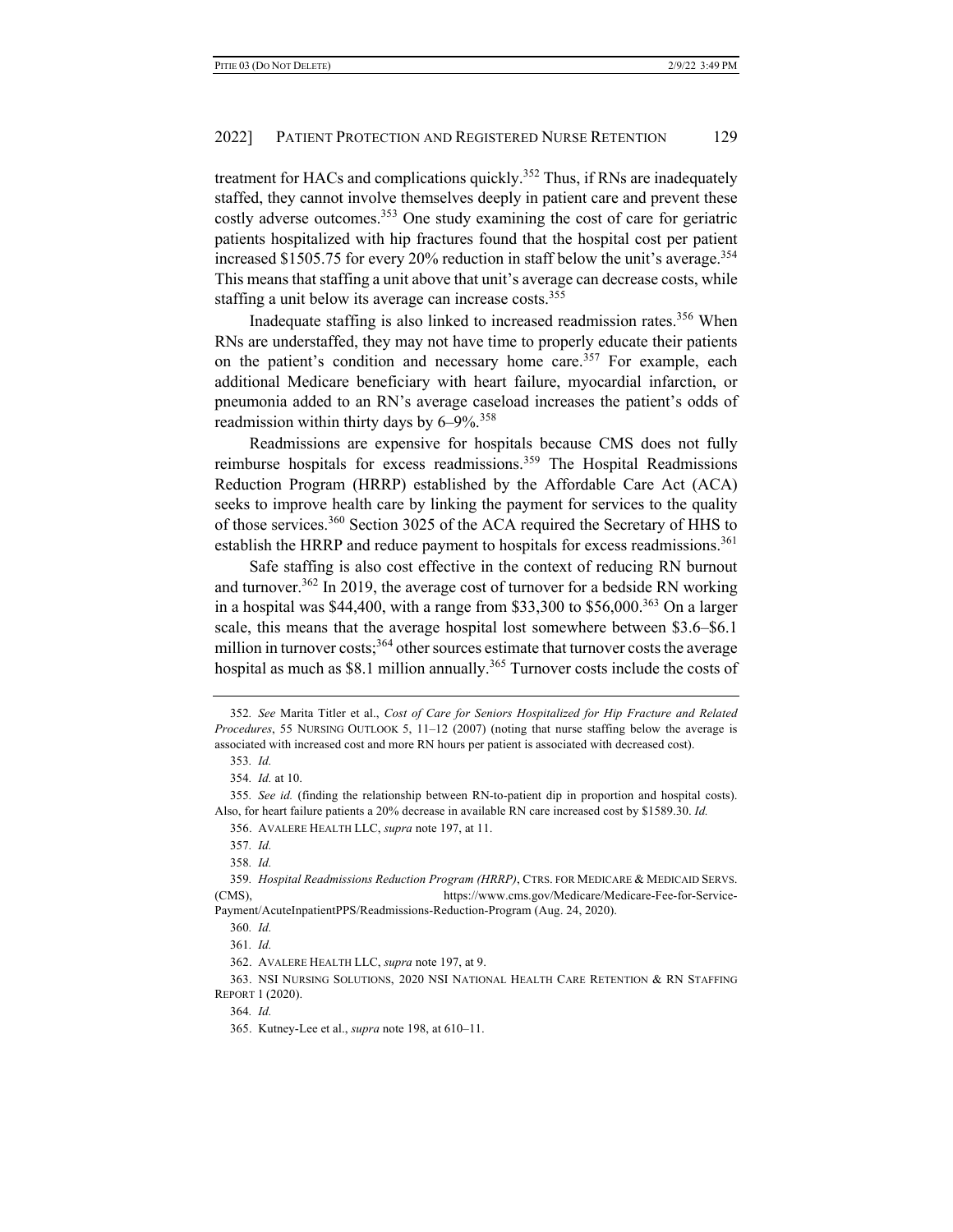treatment for HACs and complications quickly.[352] Thus, if RNs are inadequately staffed, they cannot involve themselves deeply in patient care and prevent these costly adverse outcomes.[353] One study examining the cost of care for geriatric patients hospitalized with hip fractures found that the hospital cost per patient increased $1505.75 for every 20% reduction in staff below the unit's average.[354] This means that staffing a unit above that unit's average can decrease costs, while staffing a unit below its average can increase costs.[355]

Inadequate staffing is also linked to increased readmission rates.[356] When RNs are understaffed, they may not have time to properly educate their patients on the patient's condition and necessary home care.[357] For example, each additional Medicare beneficiary with heart failure, myocardial infarction, or pneumonia added to an RN's average caseload increases the patient's odds of readmission within thirty days by 6–9%.[358]

Readmissions are expensive for hospitals because CMS does not fully reimburse hospitals for excess readmissions.[359] The Hospital Readmissions Reduction Program (HRRP) established by the Affordable Care Act (ACA) seeks to improve health care by linking the payment for services to the quality of those services.[360] Section 3025 of the ACA required the Secretary of HHS to establish the HRRP and reduce payment to hospitals for excess readmissions.[361]

Safe staffing is also cost effective in the context of reducing RN burnout and turnover.[362] In 2019, the average cost of turnover for a bedside RN working in a hospital was $44,400, with a range from $33,300 to $56,000.[363] On a larger scale, this means that the average hospital lost somewhere between $3.6–$6.1 million in turnover costs;[364] other sources estimate that turnover costs the average hospital as much as $8.1 million annually.[365] Turnover costs include the costs of

---

352. *See* Marita Titler et al., *Cost of Care for Seniors Hospitalized for Hip Fracture and Related Procedures*, 55 NURSING OUTLOOK 5, 11–12 (2007) (noting that nurse staffing below the average is associated with increased cost and more RN hours per patient is associated with decreased cost).

353. *Id.*

354. *Id.* at 10.

355. *See id.* (finding the relationship between RN-to-patient dip in proportion and hospital costs). Also, for heart failure patients a 20% decrease in available RN care increased cost by $1589.30. *Id.*

356. AVALERE HEALTH LLC, *supra* note 197, at 11.

357. *Id.*

358. *Id.*

359. *Hospital Readmissions Reduction Program (HRRP)*, CTRS. FOR MEDICARE & MEDICAID SERVS. (CMS), https://www.cms.gov/Medicare/Medicare-Fee-for-Service-Payment/AcuteInpatientPPS/Readmissions-Reduction-Program (Aug. 24, 2020).

360. *Id.*

361. *Id.*

362. AVALERE HEALTH LLC, *supra* note 197, at 9.

363. NSI NURSING SOLUTIONS, 2020 NSI NATIONAL HEALTH CARE RETENTION & RN STAFFING REPORT 1 (2020).

364. *Id.*

365. Kutney-Lee et al., *supra* note 198, at 610–11.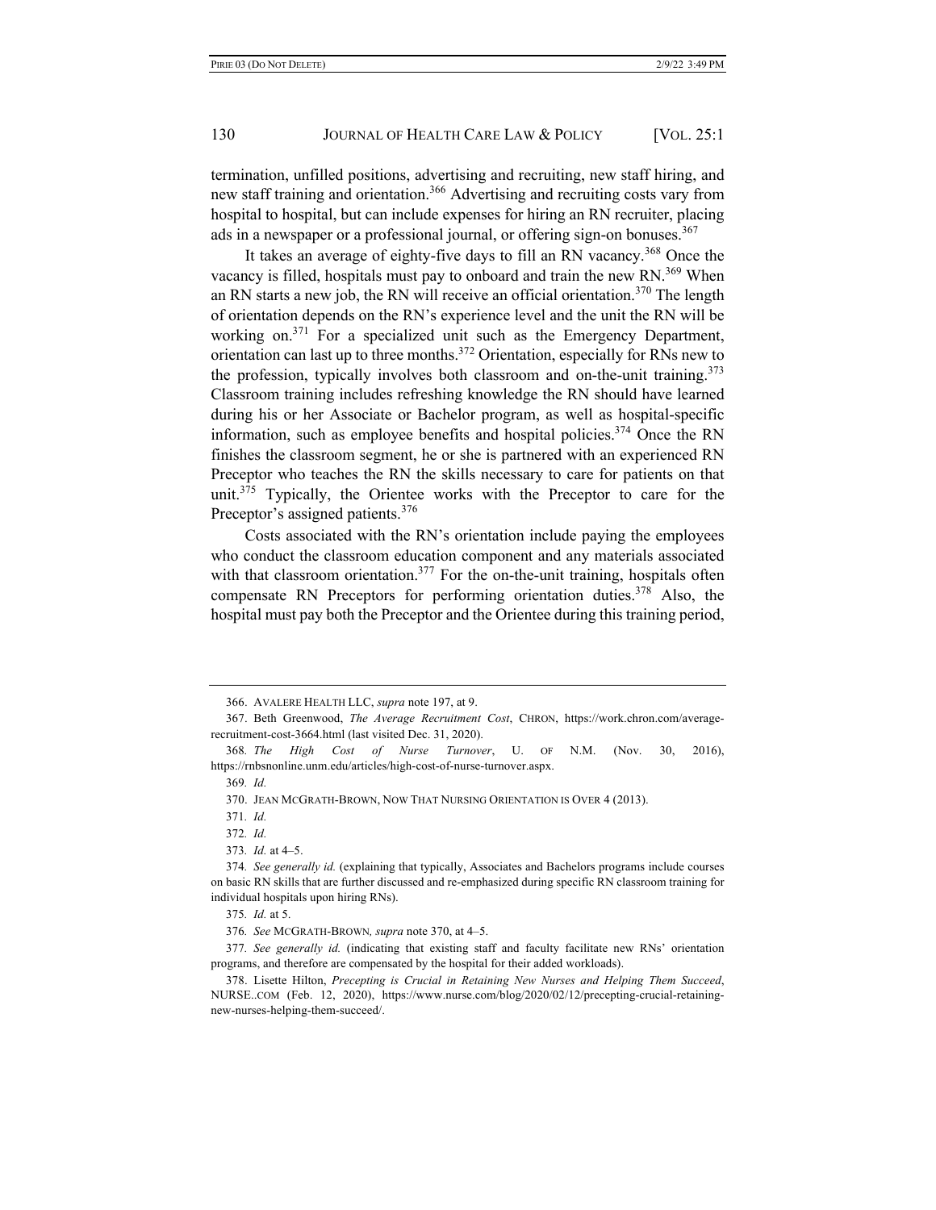termination, unfilled positions, advertising and recruiting, new staff hiring, and new staff training and orientation.[366] Advertising and recruiting costs vary from hospital to hospital, but can include expenses for hiring an RN recruiter, placing ads in a newspaper or a professional journal, or offering sign-on bonuses.[367]

It takes an average of eighty-five days to fill an RN vacancy.[368] Once the vacancy is filled, hospitals must pay to onboard and train the new RN.[369] When an RN starts a new job, the RN will receive an official orientation.[370] The length of orientation depends on the RN's experience level and the unit the RN will be working on.[371] For a specialized unit such as the Emergency Department, orientation can last up to three months.[372] Orientation, especially for RNs new to the profession, typically involves both classroom and on-the-unit training.[373] Classroom training includes refreshing knowledge the RN should have learned during his or her Associate or Bachelor program, as well as hospital-specific information, such as employee benefits and hospital policies.[374] Once the RN finishes the classroom segment, he or she is partnered with an experienced RN Preceptor who teaches the RN the skills necessary to care for patients on that unit.[375] Typically, the Orientee works with the Preceptor to care for the Preceptor's assigned patients.[376]

Costs associated with the RN's orientation include paying the employees who conduct the classroom education component and any materials associated with that classroom orientation.[377] For the on-the-unit training, hospitals often compensate RN Preceptors for performing orientation duties.[378] Also, the hospital must pay both the Preceptor and the Orientee during this training period,

---

366. AVALERE HEALTH LLC, *supra* note 197, at 9.

367. Beth Greenwood, *The Average Recruitment Cost*, CHRON, https://work.chron.com/average-recruitment-cost-3664.html (last visited Dec. 31, 2020).

368. *The High Cost of Nurse Turnover*, U. OF N.M. (Nov. 30, 2016), https://rnbsnonline.unm.edu/articles/high-cost-of-nurse-turnover.aspx.

369. *Id.*

370. JEAN MCGRATH-BROWN, NOW THAT NURSING ORIENTATION IS OVER 4 (2013).

371. *Id.*

372. *Id.*

373. *Id.* at 4–5.

374. *See generally id.* (explaining that typically, Associates and Bachelors programs include courses on basic RN skills that are further discussed and re-emphasized during specific RN classroom training for individual hospitals upon hiring RNs).

375. *Id.* at 5.

376. *See* MCGRATH-BROWN*, supra* note 370, at 4–5.

377. *See generally id.* (indicating that existing staff and faculty facilitate new RNs' orientation programs, and therefore are compensated by the hospital for their added workloads).

378. Lisette Hilton, *Precepting is Crucial in Retaining New Nurses and Helping Them Succeed*, NURSE..COM (Feb. 12, 2020), https://www.nurse.com/blog/2020/02/12/precepting-crucial-retaining-new-nurses-helping-them-succeed/.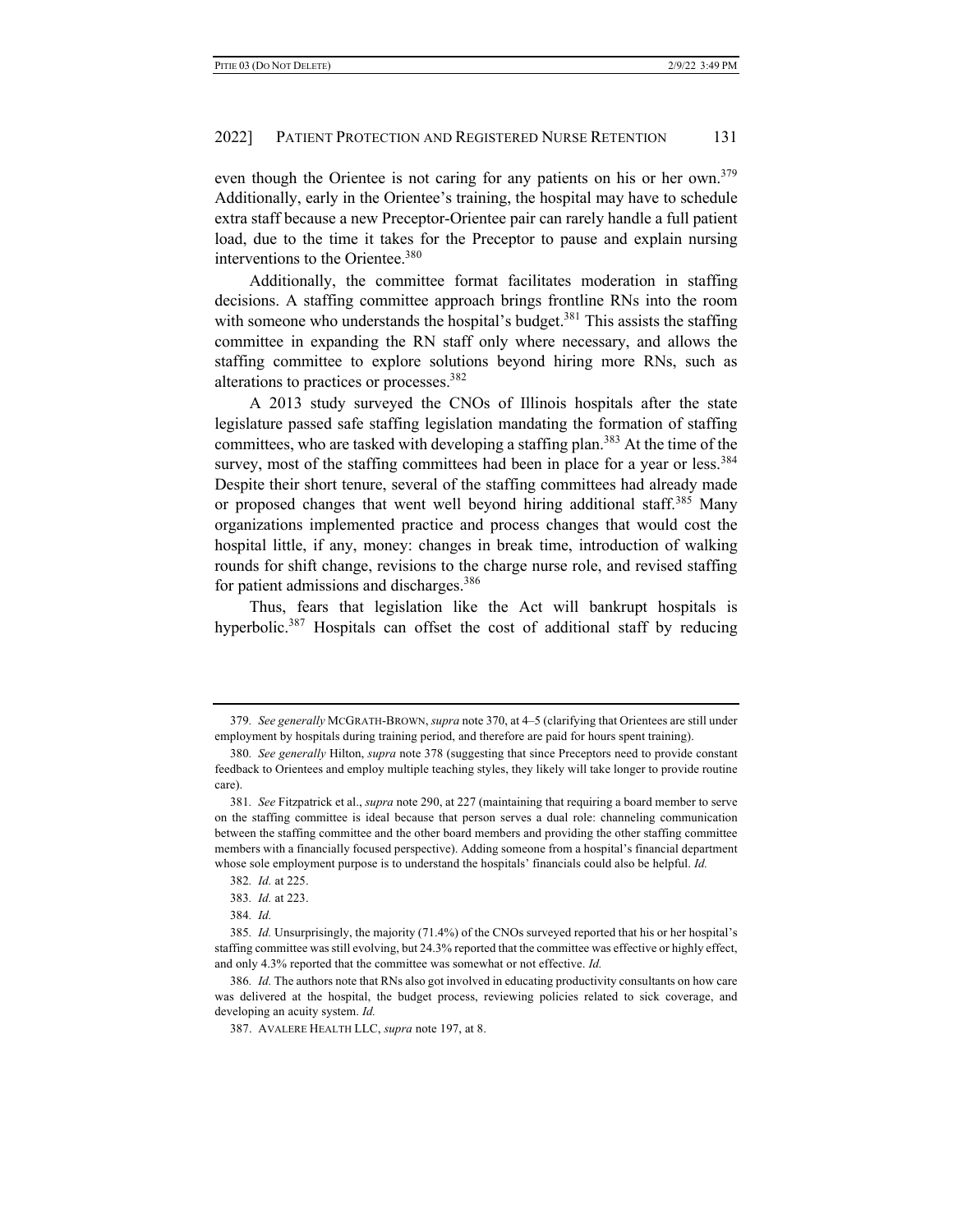even though the Orientee is not caring for any patients on his or her own.[379] Additionally, early in the Orientee's training, the hospital may have to schedule extra staff because a new Preceptor-Orientee pair can rarely handle a full patient load, due to the time it takes for the Preceptor to pause and explain nursing interventions to the Orientee.[380]

Additionally, the committee format facilitates moderation in staffing decisions. A staffing committee approach brings frontline RNs into the room with someone who understands the hospital's budget.[381] This assists the staffing committee in expanding the RN staff only where necessary, and allows the staffing committee to explore solutions beyond hiring more RNs, such as alterations to practices or processes.[382]

A 2013 study surveyed the CNOs of Illinois hospitals after the state legislature passed safe staffing legislation mandating the formation of staffing committees, who are tasked with developing a staffing plan.[383] At the time of the survey, most of the staffing committees had been in place for a year or less.[384] Despite their short tenure, several of the staffing committees had already made or proposed changes that went well beyond hiring additional staff.[385] Many organizations implemented practice and process changes that would cost the hospital little, if any, money: changes in break time, introduction of walking rounds for shift change, revisions to the charge nurse role, and revised staffing for patient admissions and discharges.[386]

Thus, fears that legislation like the Act will bankrupt hospitals is hyperbolic.[387] Hospitals can offset the cost of additional staff by reducing

---

379. *See generally* MCGRATH-BROWN, *supra* note 370, at 4–5 (clarifying that Orientees are still under employment by hospitals during training period, and therefore are paid for hours spent training).

380. *See generally* Hilton, *supra* note 378 (suggesting that since Preceptors need to provide constant feedback to Orientees and employ multiple teaching styles, they likely will take longer to provide routine care).

381. *See* Fitzpatrick et al., *supra* note 290, at 227 (maintaining that requiring a board member to serve on the staffing committee is ideal because that person serves a dual role: channeling communication between the staffing committee and the other board members and providing the other staffing committee members with a financially focused perspective). Adding someone from a hospital's financial department whose sole employment purpose is to understand the hospitals' financials could also be helpful. *Id.*

382. *Id.* at 225.

383. *Id.* at 223.

384. *Id.*

385. *Id.* Unsurprisingly, the majority (71.4%) of the CNOs surveyed reported that his or her hospital's staffing committee was still evolving, but 24.3% reported that the committee was effective or highly effect, and only 4.3% reported that the committee was somewhat or not effective. *Id.*

386. *Id.* The authors note that RNs also got involved in educating productivity consultants on how care was delivered at the hospital, the budget process, reviewing policies related to sick coverage, and developing an acuity system. *Id.*

387. AVALERE HEALTH LLC, *supra* note 197, at 8.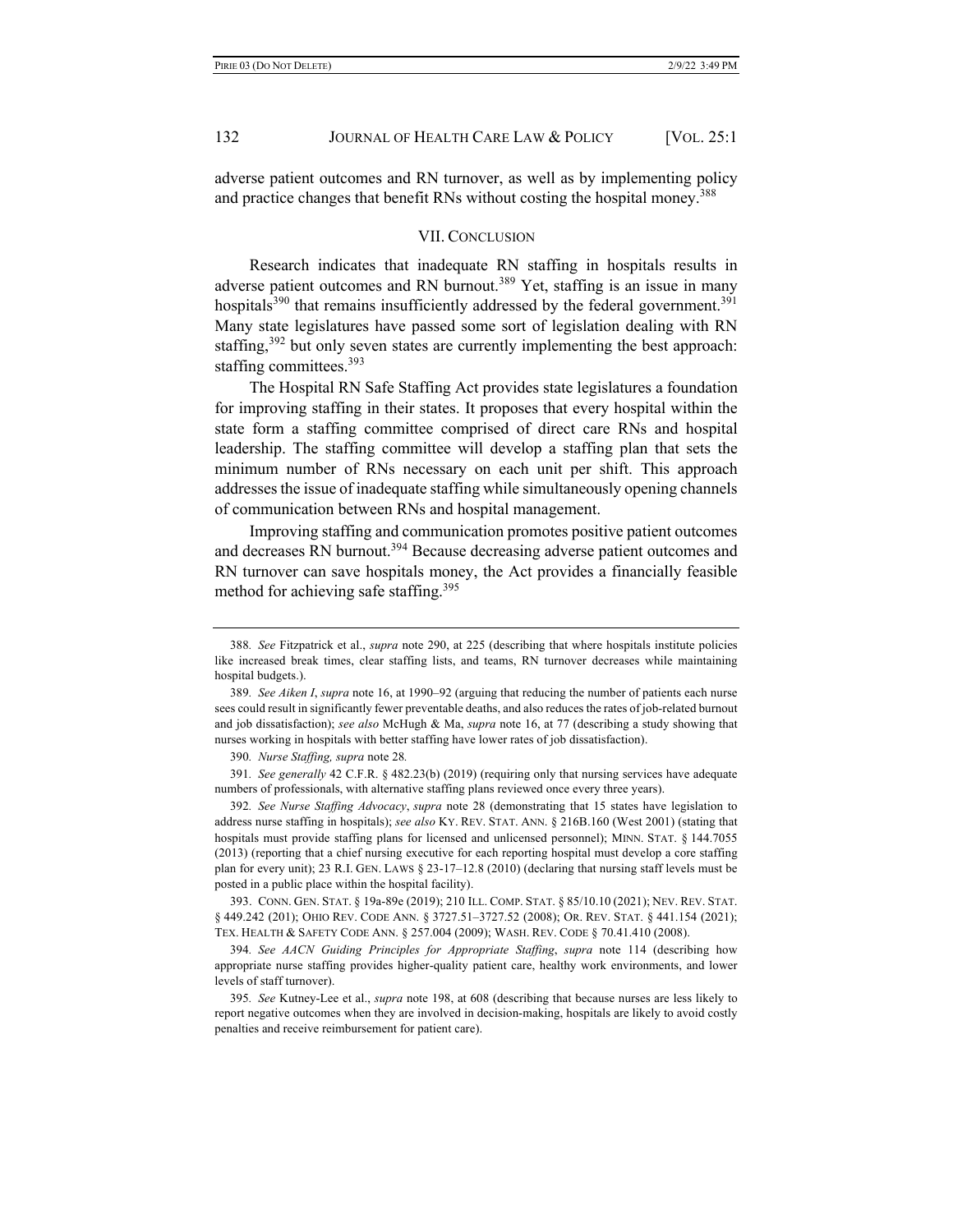adverse patient outcomes and RN turnover, as well as by implementing policy and practice changes that benefit RNs without costing the hospital money.[388]

## VII. CONCLUSION

Research indicates that inadequate RN staffing in hospitals results in adverse patient outcomes and RN burnout.[389] Yet, staffing is an issue in many hospitals[390] that remains insufficiently addressed by the federal government.[391] Many state legislatures have passed some sort of legislation dealing with RN staffing,[392] but only seven states are currently implementing the best approach: staffing committees.[393]

The Hospital RN Safe Staffing Act provides state legislatures a foundation for improving staffing in their states. It proposes that every hospital within the state form a staffing committee comprised of direct care RNs and hospital leadership. The staffing committee will develop a staffing plan that sets the minimum number of RNs necessary on each unit per shift. This approach addresses the issue of inadequate staffing while simultaneously opening channels of communication between RNs and hospital management.

Improving staffing and communication promotes positive patient outcomes and decreases RN burnout.[394] Because decreasing adverse patient outcomes and RN turnover can save hospitals money, the Act provides a financially feasible method for achieving safe staffing.[395]

---

388. *See* Fitzpatrick et al., *supra* note 290, at 225 (describing that where hospitals institute policies like increased break times, clear staffing lists, and teams, RN turnover decreases while maintaining hospital budgets.).

389. *See Aiken I*, *supra* note 16, at 1990–92 (arguing that reducing the number of patients each nurse sees could result in significantly fewer preventable deaths, and also reduces the rates of job-related burnout and job dissatisfaction); *see also* McHugh & Ma, *supra* note 16, at 77 (describing a study showing that nurses working in hospitals with better staffing have lower rates of job dissatisfaction).

390. *Nurse Staffing, supra* note 28*.*

391. *See generally* 42 C.F.R. § 482.23(b) (2019) (requiring only that nursing services have adequate numbers of professionals, with alternative staffing plans reviewed once every three years).

392. *See Nurse Staffing Advocacy*, *supra* note 28 (demonstrating that 15 states have legislation to address nurse staffing in hospitals); *see also* KY. REV. STAT. ANN. § 216B.160 (West 2001) (stating that hospitals must provide staffing plans for licensed and unlicensed personnel); MINN. STAT. § 144.7055 (2013) (reporting that a chief nursing executive for each reporting hospital must develop a core staffing plan for every unit); 23 R.I. GEN. LAWS § 23-17–12.8 (2010) (declaring that nursing staff levels must be posted in a public place within the hospital facility).

393. CONN. GEN. STAT. § 19a-89e (2019); 210 ILL. COMP. STAT. § 85/10.10 (2021); NEV. REV. STAT. § 449.242 (201); OHIO REV. CODE ANN. § 3727.51–3727.52 (2008); OR. REV. STAT. § 441.154 (2021); TEX. HEALTH & SAFETY CODE ANN. § 257.004 (2009); WASH. REV. CODE § 70.41.410 (2008).

394. *See AACN Guiding Principles for Appropriate Staffing*, *supra* note 114 (describing how appropriate nurse staffing provides higher-quality patient care, healthy work environments, and lower levels of staff turnover).

395. *See* Kutney-Lee et al., *supra* note 198, at 608 (describing that because nurses are less likely to report negative outcomes when they are involved in decision-making, hospitals are likely to avoid costly penalties and receive reimbursement for patient care).